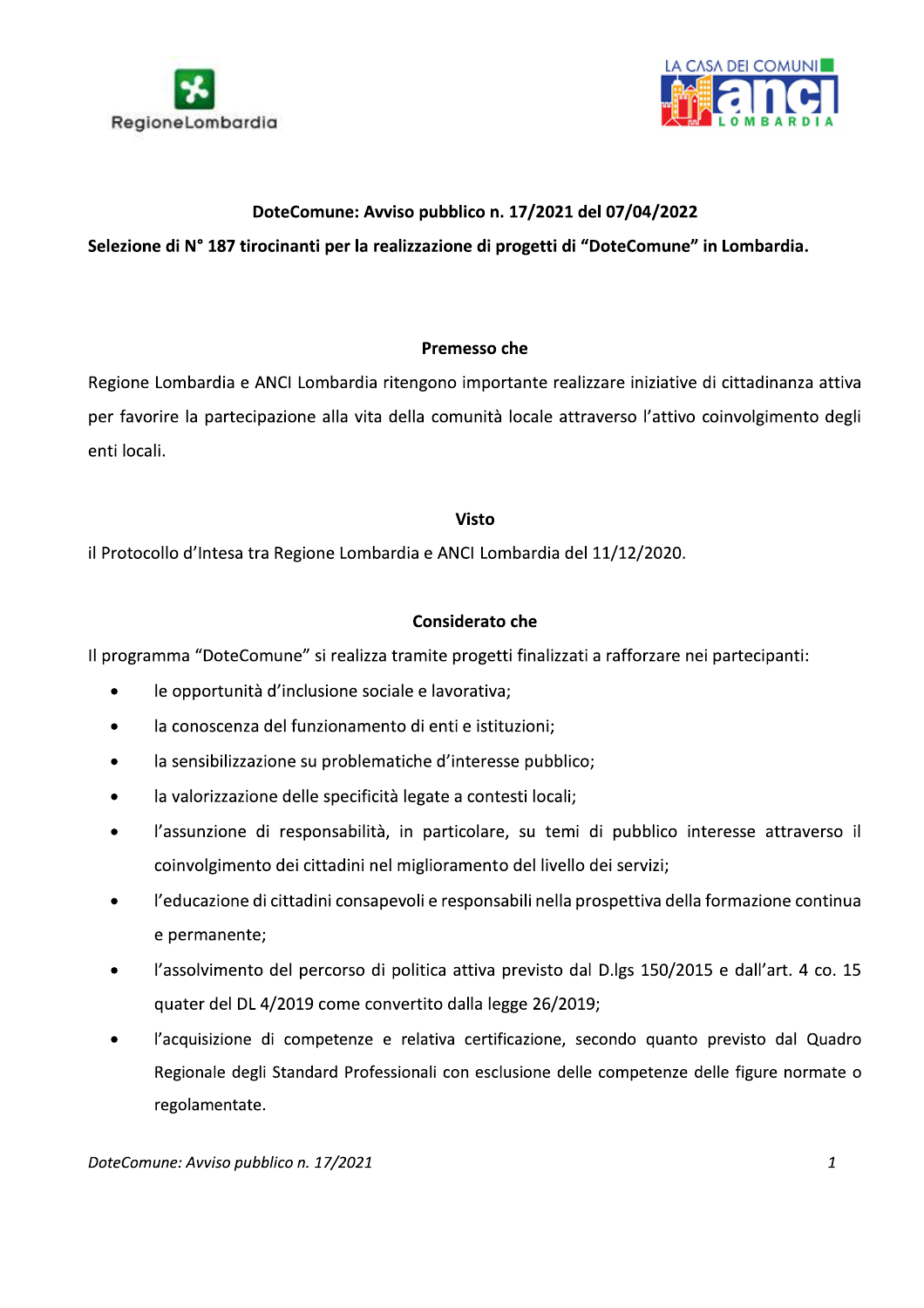**DoteComune: Avviso pubblico n. 17/2021 del 07/04/2022**

**Selezione di N° 187 tirocinanti per la realizzazione di progetti di "DoteComune" in Lombardia.**

**Premesso che**

Regione Lombardia e ANCI Lombardia ritengono importante realizzare iniziative di cittadinanza attiva per favorire la partecipazione alla vita della comunità locale attraverso l'attivo coinvolgimento degli enti locali.

**Visto**

il Protocollo d'Intesa tra Regione Lombardia e ANCI Lombardia del 11/12/2020.

**Considerato che**

Il programma "DoteComune" si realizza tramite progetti finalizzati a rafforzare nei partecipanti:

- le opportunità d'inclusione sociale e lavorativa;
- la conoscenza del funzionamento di enti e istituzioni;
- la sensibilizzazione su problematiche d'interesse pubblico;
- la valorizzazione delle specificità legate a contesti locali;
- l'assunzione di responsabilità, in particolare, su temi di pubblico interesse attraverso il coinvolgimento dei cittadini nel miglioramento del livello dei servizi;
- l'educazione di cittadini consapevoli e responsabili nella prospettiva della formazione continua e permanente;
- l'assolvimento del percorso di politica attiva previsto dal D.lgs 150/2015 e dall'art. 4 co. 15 quater del DL 4/2019 come convertito dalla legge 26/2019;
- l'acquisizione di competenze e relativa certificazione, secondo quanto previsto dal Quadro Regionale degli Standard Professionali con esclusione delle competenze delle figure normate o regolamentate.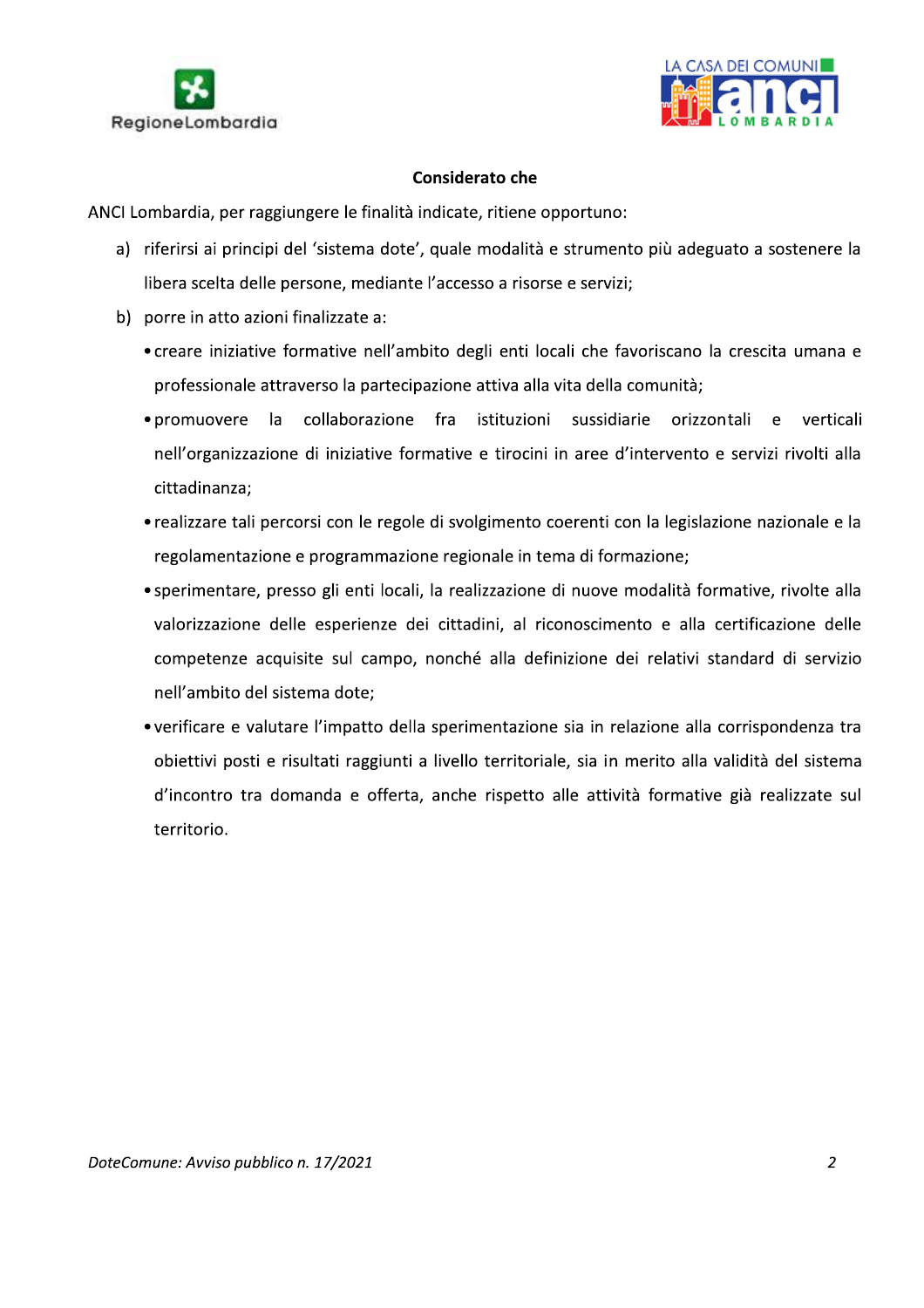**Considerato che**

ANCI Lombardia, per raggiungere le finalità indicate, ritiene opportuno:

a) riferirsi ai principi del 'sistema dote', quale modalità e strumento più adeguato a sostenere la libera scelta delle persone, mediante l'accesso a risorse e servizi;

b) porre in atto azioni finalizzate a:

- creare iniziative formative nell'ambito degli enti locali che favoriscano la crescita umana e professionale attraverso la partecipazione attiva alla vita della comunità;
- promuovere la collaborazione fra istituzioni sussidiarie orizzontali e verticali nell'organizzazione di iniziative formative e tirocini in aree d'intervento e servizi rivolti alla cittadinanza;
- realizzare tali percorsi con le regole di svolgimento coerenti con la legislazione nazionale e la regolamentazione e programmazione regionale in tema di formazione;
- sperimentare, presso gli enti locali, la realizzazione di nuove modalità formative, rivolte alla valorizzazione delle esperienze dei cittadini, al riconoscimento e alla certificazione delle competenze acquisite sul campo, nonché alla definizione dei relativi standard di servizio nell'ambito del sistema dote;
- verificare e valutare l'impatto della sperimentazione sia in relazione alla corrispondenza tra obiettivi posti e risultati raggiunti a livello territoriale, sia in merito alla validità del sistema d'incontro tra domanda e offerta, anche rispetto alle attività formative già realizzate sul territorio.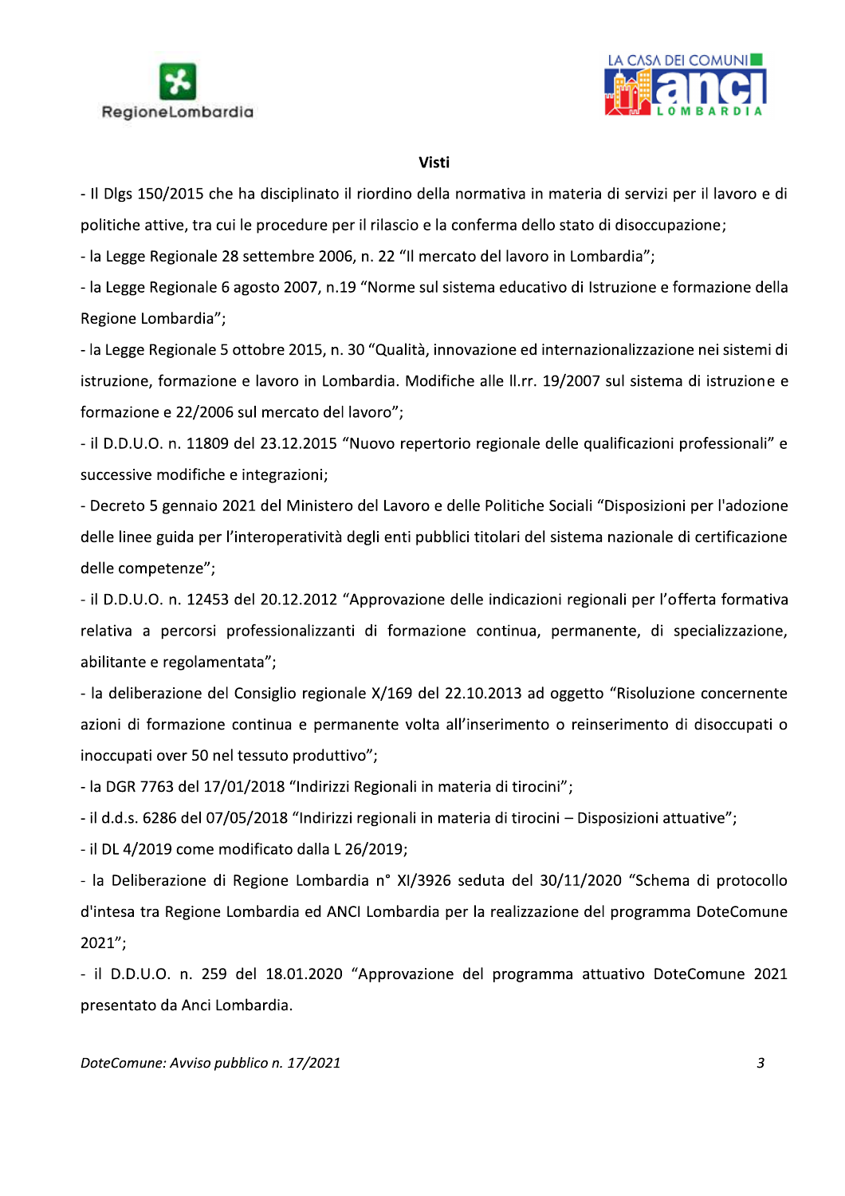**Visti**

- Il Dlgs 150/2015 che ha disciplinato il riordino della normativa in materia di servizi per il lavoro e di politiche attive, tra cui le procedure per il rilascio e la conferma dello stato di disoccupazione;
- la Legge Regionale 28 settembre 2006, n. 22 "Il mercato del lavoro in Lombardia";
- la Legge Regionale 6 agosto 2007, n.19 "Norme sul sistema educativo di Istruzione e formazione della Regione Lombardia";
- la Legge Regionale 5 ottobre 2015, n. 30 "Qualità, innovazione ed internazionalizzazione nei sistemi di istruzione, formazione e lavoro in Lombardia. Modifiche alle ll.rr. 19/2007 sul sistema di istruzione e formazione e 22/2006 sul mercato del lavoro";
- il D.D.U.O. n. 11809 del 23.12.2015 "Nuovo repertorio regionale delle qualificazioni professionali" e successive modifiche e integrazioni;
- Decreto 5 gennaio 2021 del Ministero del Lavoro e delle Politiche Sociali "Disposizioni per l'adozione delle linee guida per l'interoperatività degli enti pubblici titolari del sistema nazionale di certificazione delle competenze";
- il D.D.U.O. n. 12453 del 20.12.2012 "Approvazione delle indicazioni regionali per l'offerta formativa relativa a percorsi professionalizzanti di formazione continua, permanente, di specializzazione, abilitante e regolamentata";
- la deliberazione del Consiglio regionale X/169 del 22.10.2013 ad oggetto "Risoluzione concernente azioni di formazione continua e permanente volta all'inserimento o reinserimento di disoccupati o inoccupati over 50 nel tessuto produttivo";
- la DGR 7763 del 17/01/2018 "Indirizzi Regionali in materia di tirocini";
- il d.d.s. 6286 del 07/05/2018 "Indirizzi regionali in materia di tirocini – Disposizioni attuative";
- il DL 4/2019 come modificato dalla L 26/2019;
- la Deliberazione di Regione Lombardia n° XI/3926 seduta del 30/11/2020 "Schema di protocollo d'intesa tra Regione Lombardia ed ANCI Lombardia per la realizzazione del programma DoteComune 2021";
- il D.D.U.O. n. 259 del 18.01.2020 "Approvazione del programma attuativo DoteComune 2021 presentato da Anci Lombardia.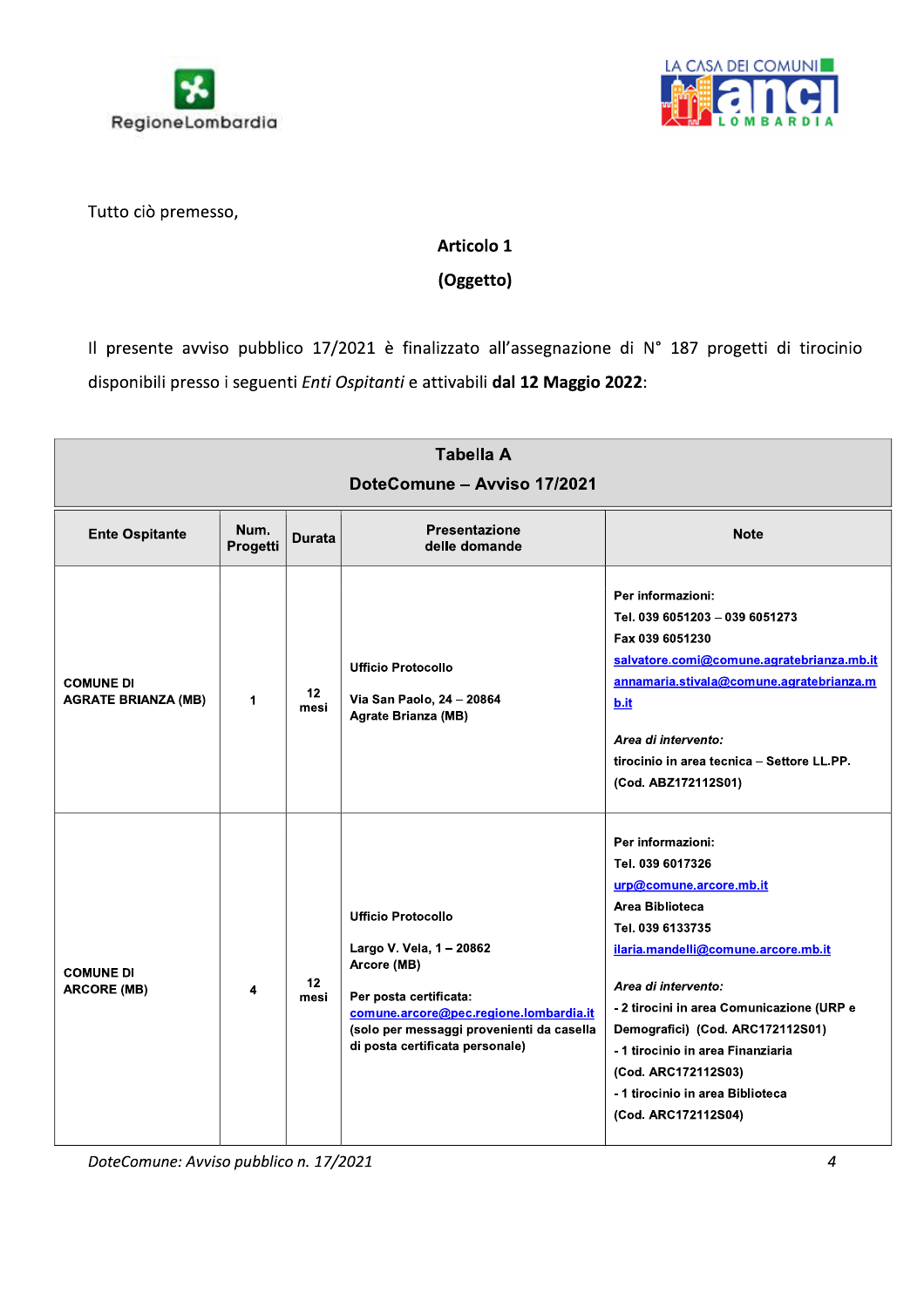Tutto ciò premesso,

**Articolo 1**

**(Oggetto)**

Il presente avviso pubblico 17/2021 è finalizzato all'assegnazione di N° 187 progetti di tirocinio disponibili presso i seguenti *Enti Ospitanti* e attivabili **dal 12 Maggio 2022**:

| **Tabella A**<br>**DoteComune – Avviso 17/2021** | | | | |
|---|---|---|---|---|
| **Ente Ospitante** | **Num. Progetti** | **Durata** | **Presentazione delle domande** | **Note** |
| **COMUNE DI AGRATE BRIANZA (MB)** | **1** | **12 mesi** | **Ufficio Protocollo**<br><br>**Via San Paolo, 24 – 20864 Agrate Brianza (MB)** | **Per informazioni:**<br>**Tel. 039 6051203 – 039 6051273**<br>**Fax 039 6051230**<br>**salvatore.comi@comune.agratebrianza.mb.it**<br>**annamaria.stivala@comune.agratebrianza.mb.it**<br><br>***Area di intervento:***<br>**tirocinio in area tecnica – Settore LL.PP. (Cod. ABZ172112S01)** |
| **COMUNE DI ARCORE (MB)** | **4** | **12 mesi** | **Ufficio Protocollo**<br><br>**Largo V. Vela, 1 – 20862 Arcore (MB)**<br><br>**Per posta certificata:**<br>**comune.arcore@pec.regione.lombardia.it**<br>**(solo per messaggi provenienti da casella di posta certificata personale)** | **Per informazioni:**<br>**Tel. 039 6017326**<br>**urp@comune.arcore.mb.it**<br>**Area Biblioteca**<br>**Tel. 039 6133735**<br>**ilaria.mandelli@comune.arcore.mb.it**<br><br>***Area di intervento:***<br>**- 2 tirocini in area Comunicazione (URP e Demografici) (Cod. ARC172112S01)**<br>**- 1 tirocinio in area Finanziaria (Cod. ARC172112S03)**<br>**- 1 tirocinio in area Biblioteca (Cod. ARC172112S04)** |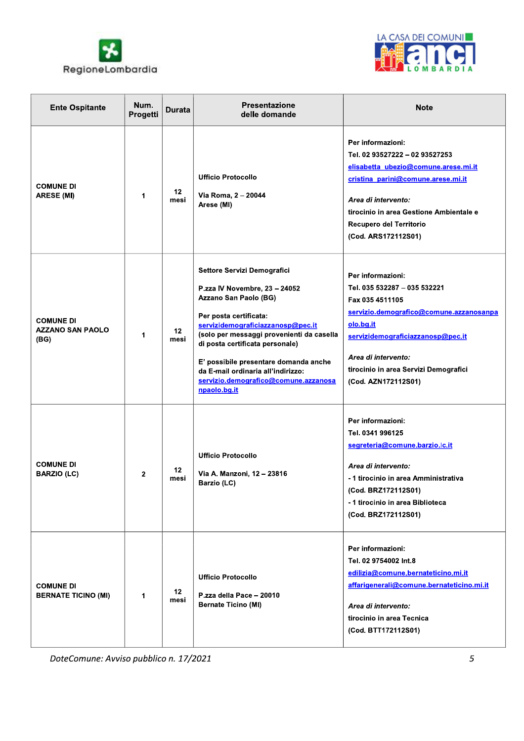| Ente Ospitante | Num. Progetti | Durata | Presentazione delle domande | Note |
|---|---|---|---|---|
| COMUNE DI ARESE (MI) | 1 | 12 mesi | Ufficio Protocollo<br><br>Via Roma, 2 – 20044 Arese (MI) | Per informazioni:<br>Tel. 02 93527222 – 02 93527253<br>elisabetta_ubezio@comune.arese.mi.it<br>cristina_parini@comune.arese.mi.it<br><br>*Area di intervento:*<br>tirocinio in area Gestione Ambientale e Recupero del Territorio<br>(Cod. ARS172112S01) |
| COMUNE DI AZZANO SAN PAOLO (BG) | 1 | 12 mesi | Settore Servizi Demografici<br><br>P.zza IV Novembre, 23 – 24052 Azzano San Paolo (BG)<br><br>Per posta certificata:<br>servizidemograficiazzanosp@pec.it<br>(solo per messaggi provenienti da casella di posta certificata personale)<br><br>E' possibile presentare domanda anche da E-mail ordinaria all'indirizzo:<br>servizio.demografico@comune.azzanosanpaolo.bg.it | Per informazioni:<br>Tel. 035 532287 – 035 532221<br>Fax 035 4511105<br>servizio.demografico@comune.azzanosanpaolo.bg.it<br>servizidemograficiazzanosp@pec.it<br><br>*Area di intervento:*<br>tirocinio in area Servizi Demografici<br>(Cod. AZN172112S01) |
| COMUNE DI BARZIO (LC) | 2 | 12 mesi | Ufficio Protocollo<br><br>Via A. Manzoni, 12 – 23816 Barzio (LC) | Per informazioni:<br>Tel. 0341 996125<br>segreteria@comune.barzio.lc.it<br><br>*Area di intervento:*<br>- 1 tirocinio in area Amministrativa<br>(Cod. BRZ172112S01)<br>- 1 tirocinio in area Biblioteca<br>(Cod. BRZ172112S01) |
| COMUNE DI BERNATE TICINO (MI) | 1 | 12 mesi | Ufficio Protocollo<br><br>P.zza della Pace – 20010 Bernate Ticino (MI) | Per informazioni:<br>Tel. 02 9754002 Int.8<br>edilizia@comune.bernateticino.mi.it<br>affarigenerali@comune.bernateticino.mi.it<br><br>*Area di intervento:*<br>tirocinio in area Tecnica<br>(Cod. BTT172112S01) |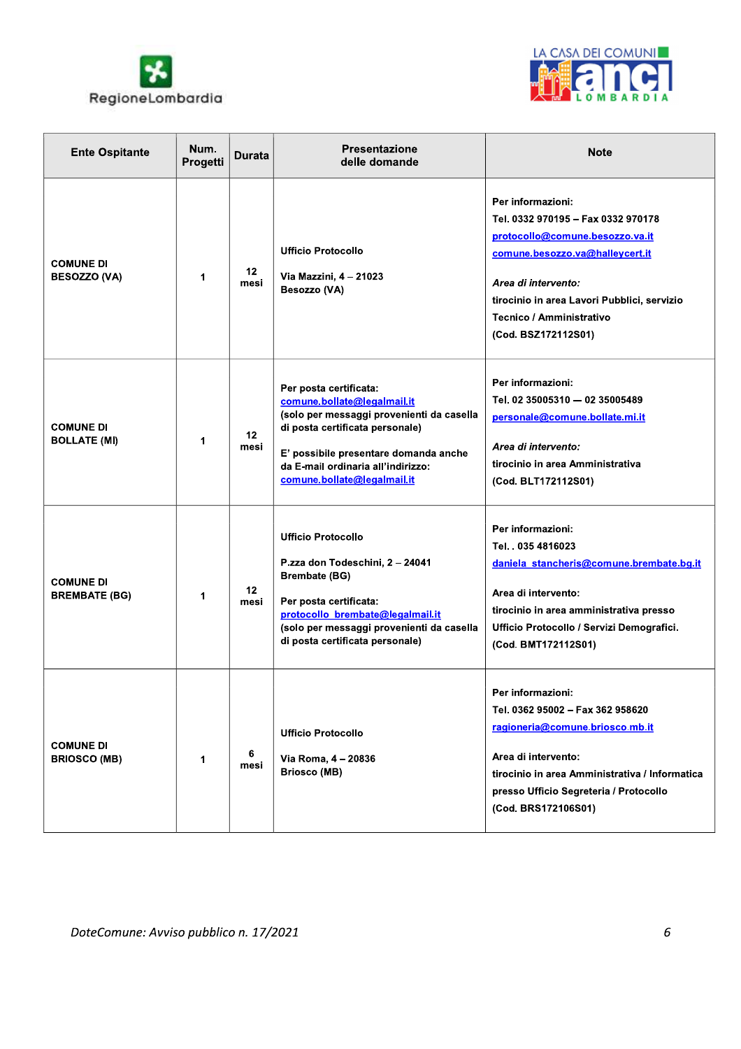| Ente Ospitante | Num. Progetti | Durata | Presentazione delle domande | Note |
|---|---|---|---|---|
| **COMUNE DI BESOZZO (VA)** | **1** | **12 mesi** | **Ufficio Protocollo**<br><br>**Via Mazzini, 4 – 21023 Besozzo (VA)** | **Per informazioni:**<br>**Tel. 0332 970195 – Fax 0332 970178**<br>**protocollo@comune.besozzo.va.it**<br>**comune.besozzo.va@halleycert.it**<br><br>***Area di intervento:***<br>**tirocinio in area Lavori Pubblici, servizio Tecnico / Amministrativo**<br>**(Cod. BSZ172112S01)** |
| **COMUNE DI BOLLATE (MI)** | **1** | **12 mesi** | **Per posta certificata:**<br>**comune.bollate@legalmail.it**<br>**(solo per messaggi provenienti da casella di posta certificata personale)**<br><br>**E' possibile presentare domanda anche da E-mail ordinaria all'indirizzo:**<br>**comune.bollate@legalmail.it** | **Per informazioni:**<br>**Tel. 02 35005310 — 02 35005489**<br>**personale@comune.bollate.mi.it**<br><br>***Area di intervento:***<br>**tirocinio in area Amministrativa**<br>**(Cod. BLT172112S01)** |
| **COMUNE DI BREMBATE (BG)** | **1** | **12 mesi** | **Ufficio Protocollo**<br><br>**P.zza don Todeschini, 2 – 24041 Brembate (BG)**<br><br>**Per posta certificata:**<br>**protocollo_brembate@legalmail.it**<br>**(solo per messaggi provenienti da casella di posta certificata personale)** | **Per informazioni:**<br>**Tel. . 035 4816023**<br>**daniela_stancheris@comune.brembate.bg.it**<br><br>**Area di intervento:**<br>**tirocinio in area amministrativa presso Ufficio Protocollo / Servizi Demografici.**<br>**(Cod. BMT172112S01)** |
| **COMUNE DI BRIOSCO (MB)** | **1** | **6 mesi** | **Ufficio Protocollo**<br><br>**Via Roma, 4 – 20836 Briosco (MB)** | **Per informazioni:**<br>**Tel. 0362 95002 – Fax 362 958620**<br>**ragioneria@comune.briosco.mb.it**<br><br>**Area di intervento:**<br>**tirocinio in area Amministrativa / Informatica presso Ufficio Segreteria / Protocollo**<br>**(Cod. BRS172106S01)** |

*DoteComune: Avviso pubblico n. 17/2021*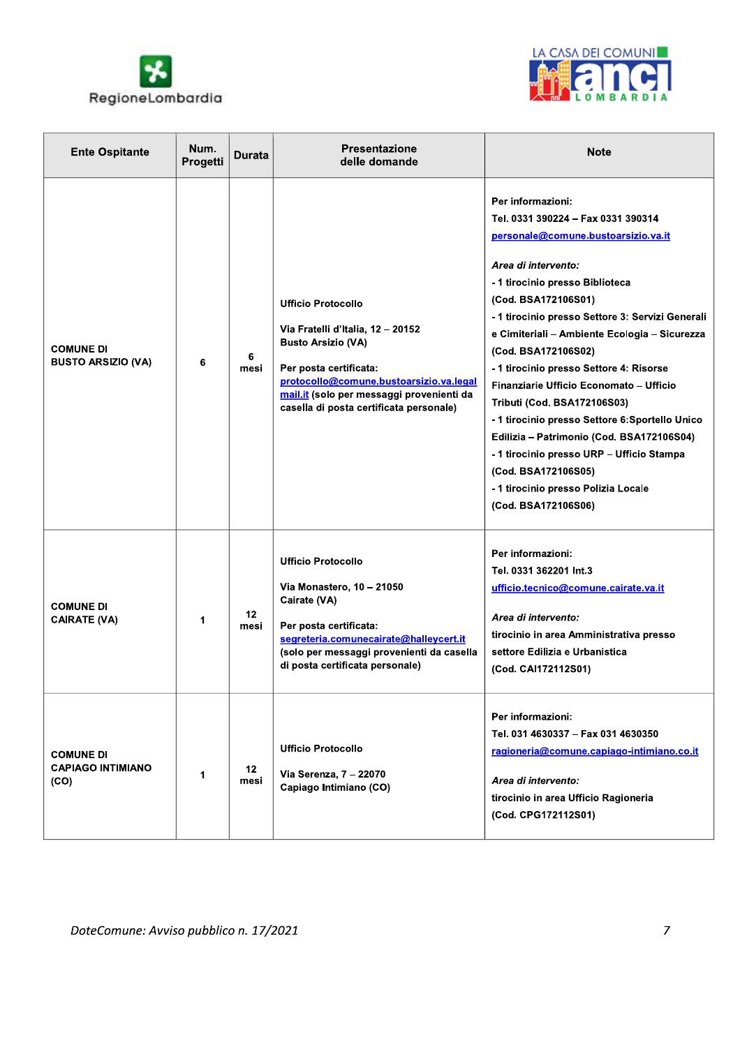| Ente Ospitante | Num. Progetti | Durata | Presentazione delle domande | Note |
|---|---|---|---|---|
| **COMUNE DI BUSTO ARSIZIO (VA)** | **6** | **6 mesi** | **Ufficio Protocollo**<br><br>**Via Fratelli d'Italia, 12 – 20152 Busto Arsizio (VA)**<br><br>**Per posta certificata:** **protocollo@comune.bustoarsizio.va.legalmail.it** **(solo per messaggi provenienti da casella di posta certificata personale)** | **Per informazioni:**<br>**Tel. 0331 390224 – Fax 0331 390314**<br>**personale@comune.bustoarsizio.va.it**<br><br>***Area di intervento:***<br>**- 1 tirocinio presso Biblioteca (Cod. BSA172106S01)**<br>**- 1 tirocinio presso Settore 3: Servizi Generali e Cimiteriali – Ambiente Ecologia – Sicurezza (Cod. BSA172106S02)**<br>**- 1 tirocinio presso Settore 4: Risorse Finanziarie Ufficio Economato – Ufficio Tributi (Cod. BSA172106S03)**<br>**- 1 tirocinio presso Settore 6:Sportello Unico Edilizia – Patrimonio (Cod. BSA172106S04)**<br>**- 1 tirocinio presso URP – Ufficio Stampa (Cod. BSA172106S05)**<br>**- 1 tirocinio presso Polizia Locale (Cod. BSA172106S06)** |
| **COMUNE DI CAIRATE (VA)** | **1** | **12 mesi** | **Ufficio Protocollo**<br><br>**Via Monastero, 10 – 21050 Cairate (VA)**<br><br>**Per posta certificata:** **segreteria.comunecairate@halleycert.it** **(solo per messaggi provenienti da casella di posta certificata personale)** | **Per informazioni:**<br>**Tel. 0331 362201 Int.3**<br>**ufficio.tecnico@comune.cairate.va.it**<br><br>***Area di intervento:***<br>**tirocinio in area Amministrativa presso settore Edilizia e Urbanistica (Cod. CAI172112S01)** |
| **COMUNE DI CAPIAGO INTIMIANO (CO)** | **1** | **12 mesi** | **Ufficio Protocollo**<br><br>**Via Serenza, 7 – 22070 Capiago Intimiano (CO)** | **Per informazioni:**<br>**Tel. 031 4630337 – Fax 031 4630350**<br>**ragioneria@comune.capiago-intimiano.co.it**<br><br>***Area di intervento:***<br>**tirocinio in area Ufficio Ragioneria (Cod. CPG172112S01)** |

*DoteComune: Avviso pubblico n. 17/2021*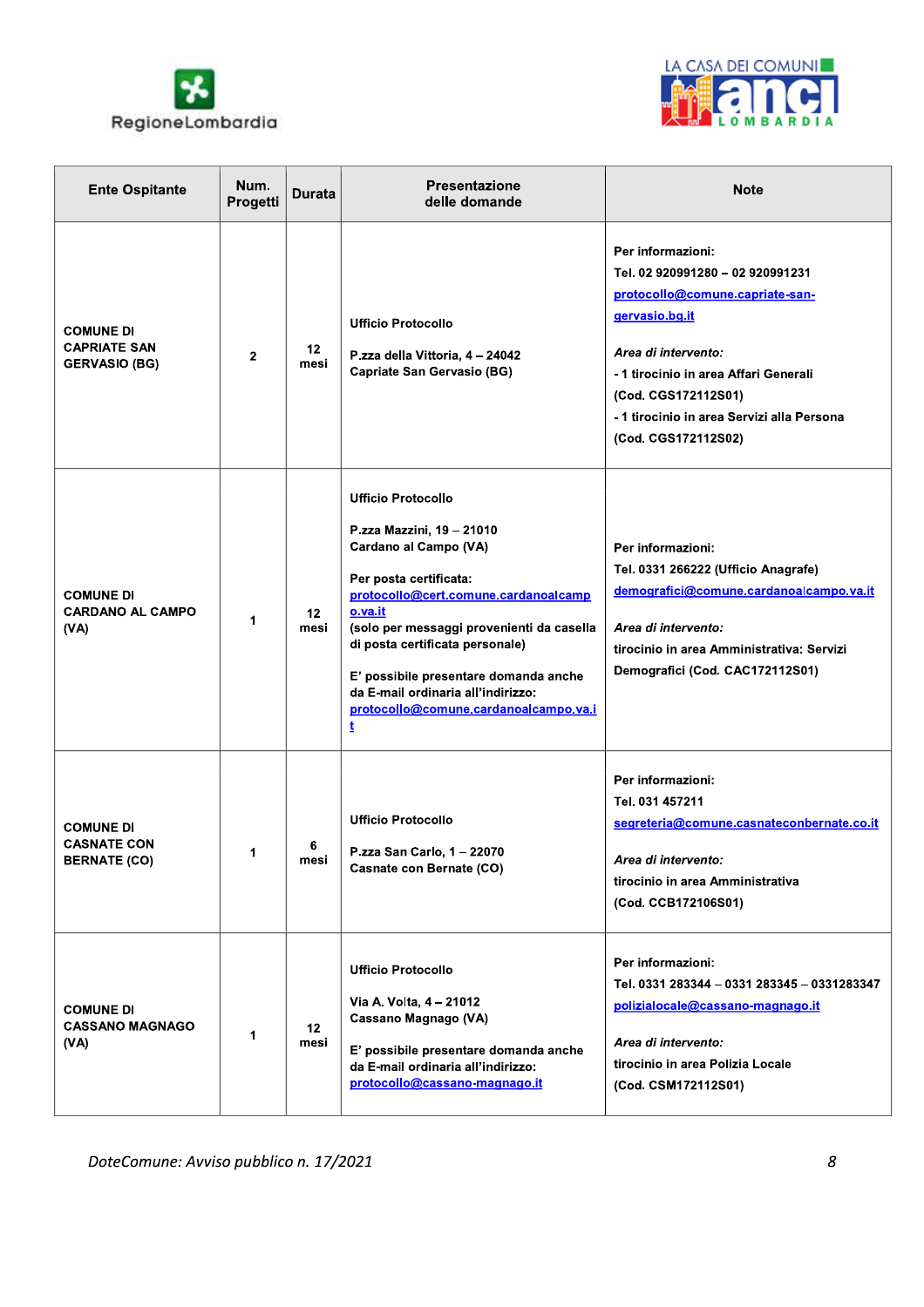| Ente Ospitante | Num. Progetti | Durata | Presentazione delle domande | Note |
|---|---|---|---|---|
| **COMUNE DI CAPRIATE SAN GERVASIO (BG)** | 2 | 12 mesi | Ufficio Protocollo<br><br>P.zza della Vittoria, 4 – 24042 Capriate San Gervasio (BG) | Per informazioni:<br>Tel. 02 920991280 – 02 920991231<br>protocollo@comune.capriate-san-gervasio.bg.it<br><br>*Area di intervento:*<br>- 1 tirocinio in area Affari Generali (Cod. CGS172112S01)<br>- 1 tirocinio in area Servizi alla Persona (Cod. CGS172112S02) |
| **COMUNE DI CARDANO AL CAMPO (VA)** | 1 | 12 mesi | Ufficio Protocollo<br><br>P.zza Mazzini, 19 – 21010 Cardano al Campo (VA)<br><br>Per posta certificata:<br>protocollo@cert.comune.cardanoalcampo.va.it<br>(solo per messaggi provenienti da casella di posta certificata personale)<br><br>E' possibile presentare domanda anche da E-mail ordinaria all'indirizzo:<br>protocollo@comune.cardanoalcampo.va.it | Per informazioni:<br>Tel. 0331 266222 (Ufficio Anagrafe)<br>demografici@comune.cardanoalcampo.va.it<br><br>*Area di intervento:*<br>tirocinio in area Amministrativa: Servizi Demografici (Cod. CAC172112S01) |
| **COMUNE DI CASNATE CON BERNATE (CO)** | 1 | 6 mesi | Ufficio Protocollo<br><br>P.zza San Carlo, 1 – 22070 Casnate con Bernate (CO) | Per informazioni:<br>Tel. 031 457211<br>segreteria@comune.casnateconbernate.co.it<br><br>*Area di intervento:*<br>tirocinio in area Amministrativa (Cod. CCB172106S01) |
| **COMUNE DI CASSANO MAGNAGO (VA)** | 1 | 12 mesi | Ufficio Protocollo<br><br>Via A. Volta, 4 – 21012 Cassano Magnago (VA)<br><br>E' possibile presentare domanda anche da E-mail ordinaria all'indirizzo:<br>protocollo@cassano-magnago.it | Per informazioni:<br>Tel. 0331 283344 – 0331 283345 – 0331283347<br>polizialocale@cassano-magnago.it<br><br>*Area di intervento:*<br>tirocinio in area Polizia Locale (Cod. CSM172112S01) |

*DoteComune: Avviso pubblico n. 17/2021*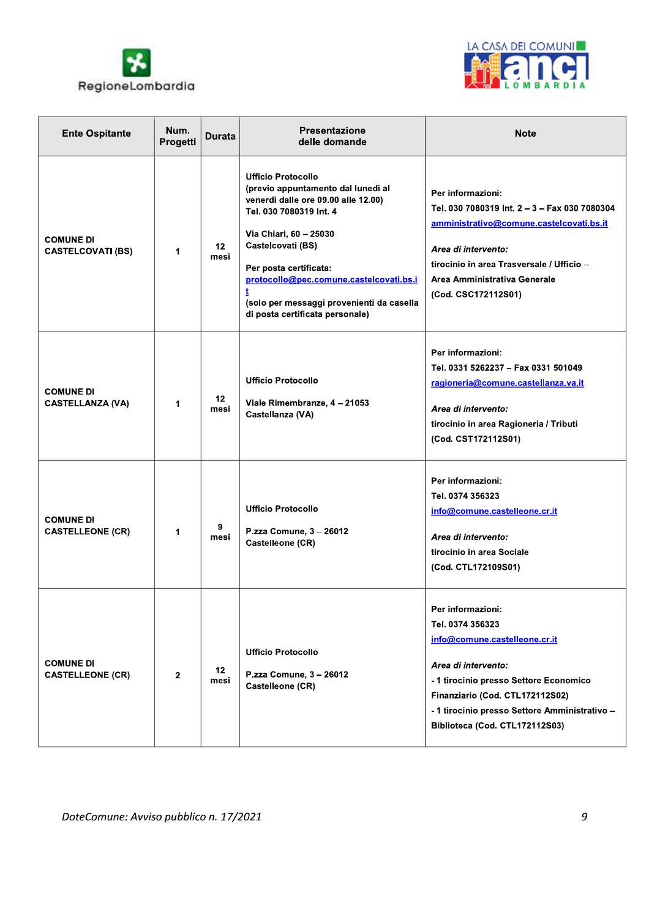| Ente Ospitante | Num. Progetti | Durata | Presentazione delle domande | Note |
|---|---|---|---|---|
| COMUNE DI CASTELCOVATI (BS) | 1 | 12 mesi | Ufficio Protocollo (previo appuntamento dal lunedì al venerdì dalle ore 09.00 alle 12.00) Tel. 030 7080319 Int. 4<br><br>Via Chiari, 60 – 25030 Castelcovati (BS)<br><br>Per posta certificata: protocollo@pec.comune.castelcovati.bs.it (solo per messaggi provenienti da casella di posta certificata personale) | Per informazioni:<br>Tel. 030 7080319 Int. 2 – 3 – Fax 030 7080304<br>amministrativo@comune.castelcovati.bs.it<br><br>*Area di intervento:*<br>tirocinio in area Trasversale / Ufficio – Area Amministrativa Generale<br>(Cod. CSC172112S01) |
| COMUNE DI CASTELLANZA (VA) | 1 | 12 mesi | Ufficio Protocollo<br><br>Viale Rimembranze, 4 – 21053 Castellanza (VA) | Per informazioni:<br>Tel. 0331 5262237 – Fax 0331 501049<br>ragioneria@comune.castellanza.va.it<br><br>*Area di intervento:*<br>tirocinio in area Ragioneria / Tributi<br>(Cod. CST172112S01) |
| COMUNE DI CASTELLEONE (CR) | 1 | 9 mesi | Ufficio Protocollo<br><br>P.zza Comune, 3 – 26012 Castelleone (CR) | Per informazioni:<br>Tel. 0374 356323<br>info@comune.castelleone.cr.it<br><br>*Area di intervento:*<br>tirocinio in area Sociale<br>(Cod. CTL172109S01) |
| COMUNE DI CASTELLEONE (CR) | 2 | 12 mesi | Ufficio Protocollo<br><br>P.zza Comune, 3 – 26012 Castelleone (CR) | Per informazioni:<br>Tel. 0374 356323<br>info@comune.castelleone.cr.it<br><br>*Area di intervento:*<br>- 1 tirocinio presso Settore Economico Finanziario (Cod. CTL172112S02)<br>- 1 tirocinio presso Settore Amministrativo – Biblioteca (Cod. CTL172112S03) |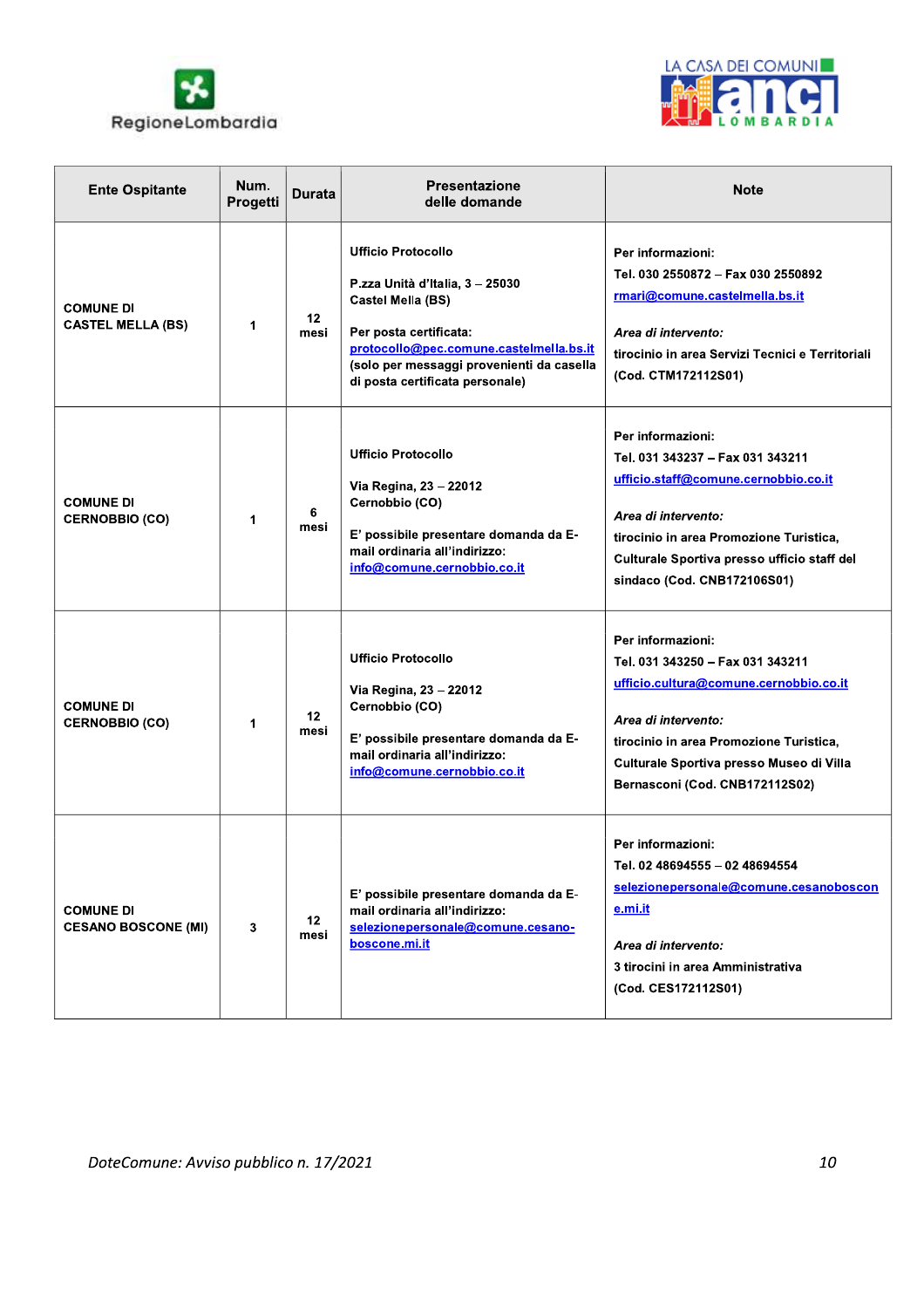| Ente Ospitante | Num. Progetti | Durata | Presentazione delle domande | Note |
|---|---|---|---|---|
| **COMUNE DI CASTEL MELLA (BS)** | **1** | **12 mesi** | **Ufficio Protocollo**<br><br>**P.zza Unità d'Italia, 3 – 25030 Castel Mella (BS)**<br><br>**Per posta certificata:** **protocollo@pec.comune.castelmella.bs.it** **(solo per messaggi provenienti da casella di posta certificata personale)** | **Per informazioni:**<br>**Tel. 030 2550872 – Fax 030 2550892**<br>**rmari@comune.castelmella.bs.it**<br><br>***Area di intervento:***<br>**tirocinio in area Servizi Tecnici e Territoriali (Cod. CTM172112S01)** |
| **COMUNE DI CERNOBBIO (CO)** | **1** | **6 mesi** | **Ufficio Protocollo**<br><br>**Via Regina, 23 – 22012 Cernobbio (CO)**<br><br>**E' possibile presentare domanda da E-mail ordinaria all'indirizzo:** **info@comune.cernobbio.co.it** | **Per informazioni:**<br>**Tel. 031 343237 – Fax 031 343211**<br>**ufficio.staff@comune.cernobbio.co.it**<br><br>***Area di intervento:***<br>**tirocinio in area Promozione Turistica, Culturale Sportiva presso ufficio staff del sindaco (Cod. CNB172106S01)** |
| **COMUNE DI CERNOBBIO (CO)** | **1** | **12 mesi** | **Ufficio Protocollo**<br><br>**Via Regina, 23 – 22012 Cernobbio (CO)**<br><br>**E' possibile presentare domanda da E-mail ordinaria all'indirizzo:** **info@comune.cernobbio.co.it** | **Per informazioni:**<br>**Tel. 031 343250 – Fax 031 343211**<br>**ufficio.cultura@comune.cernobbio.co.it**<br><br>***Area di intervento:***<br>**tirocinio in area Promozione Turistica, Culturale Sportiva presso Museo di Villa Bernasconi (Cod. CNB172112S02)** |
| **COMUNE DI CESANO BOSCONE (MI)** | **3** | **12 mesi** | **E' possibile presentare domanda da E-mail ordinaria all'indirizzo:** **selezionepersonale@comune.cesano-boscone.mi.it** | **Per informazioni:**<br>**Tel. 02 48694555 – 02 48694554**<br>**selezionepersonale@comune.cesanoboscone.mi.it**<br><br>***Area di intervento:***<br>**3 tirocini in area Amministrativa (Cod. CES172112S01)** |

*DoteComune: Avviso pubblico n. 17/2021*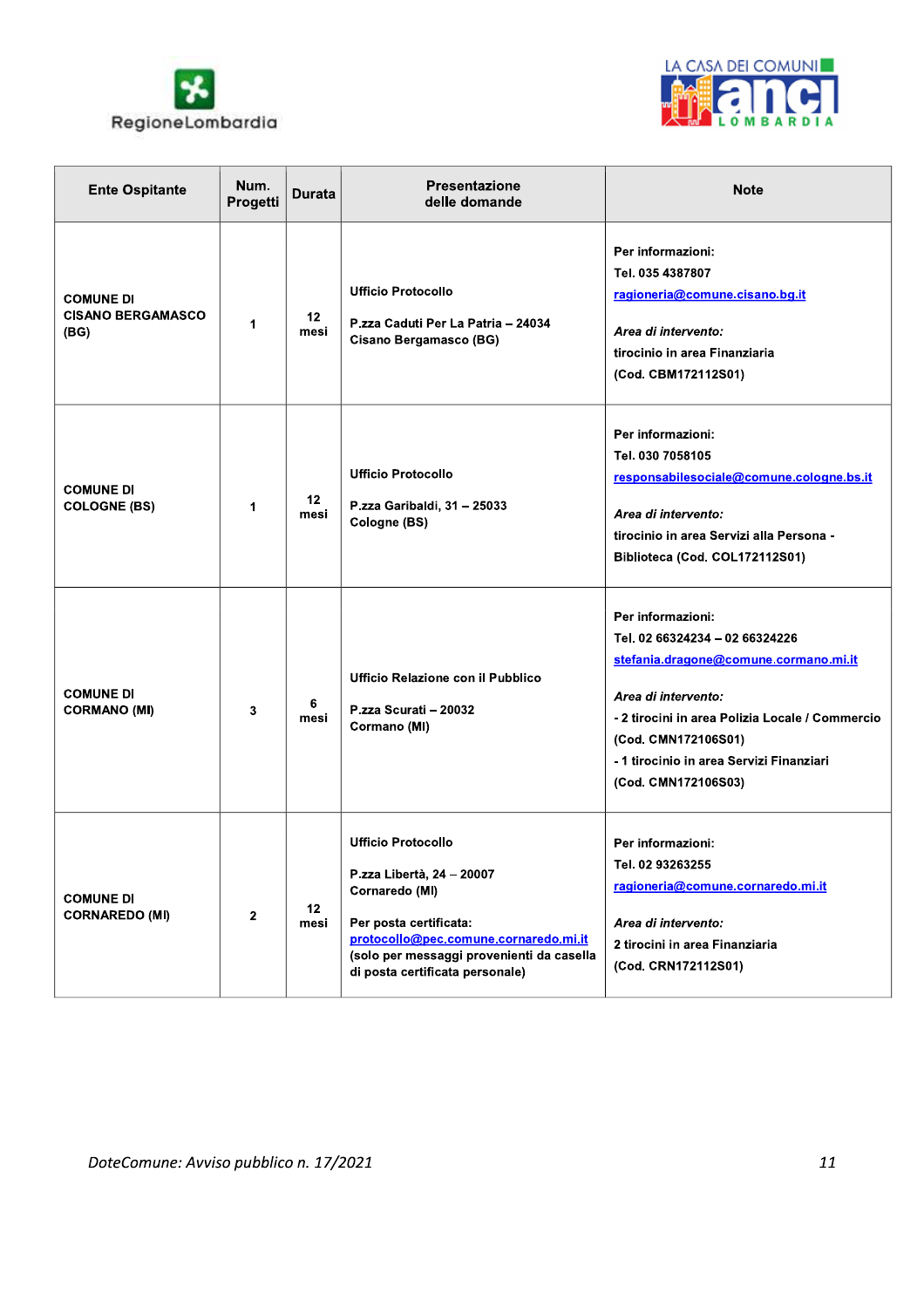| Ente Ospitante | Num. Progetti | Durata | Presentazione delle domande | Note |
|---|---|---|---|---|
| COMUNE DI CISANO BERGAMASCO (BG) | 1 | 12 mesi | Ufficio Protocollo<br><br>P.zza Caduti Per La Patria – 24034 Cisano Bergamasco (BG) | Per informazioni:<br>Tel. 035 4387807<br>ragioneria@comune.cisano.bg.it<br><br>*Area di intervento:*<br>tirocinio in area Finanziaria<br>(Cod. CBM172112S01) |
| COMUNE DI COLOGNE (BS) | 1 | 12 mesi | Ufficio Protocollo<br><br>P.zza Garibaldi, 31 – 25033 Cologne (BS) | Per informazioni:<br>Tel. 030 7058105<br>responsabilesociale@comune.cologne.bs.it<br><br>*Area di intervento:*<br>tirocinio in area Servizi alla Persona - Biblioteca (Cod. COL172112S01) |
| COMUNE DI CORMANO (MI) | 3 | 6 mesi | Ufficio Relazione con il Pubblico<br><br>P.zza Scurati – 20032 Cormano (MI) | Per informazioni:<br>Tel. 02 66324234 – 02 66324226<br>stefania.dragone@comune.cormano.mi.it<br><br>*Area di intervento:*<br>- 2 tirocini in area Polizia Locale / Commercio (Cod. CMN172106S01)<br>- 1 tirocinio in area Servizi Finanziari (Cod. CMN172106S03) |
| COMUNE DI CORNAREDO (MI) | 2 | 12 mesi | Ufficio Protocollo<br><br>P.zza Libertà, 24 – 20007 Cornaredo (MI)<br><br>Per posta certificata:<br>protocollo@pec.comune.cornaredo.mi.it<br>(solo per messaggi provenienti da casella di posta certificata personale) | Per informazioni:<br>Tel. 02 93263255<br>ragioneria@comune.cornaredo.mi.it<br><br>*Area di intervento:*<br>2 tirocini in area Finanziaria<br>(Cod. CRN172112S01) |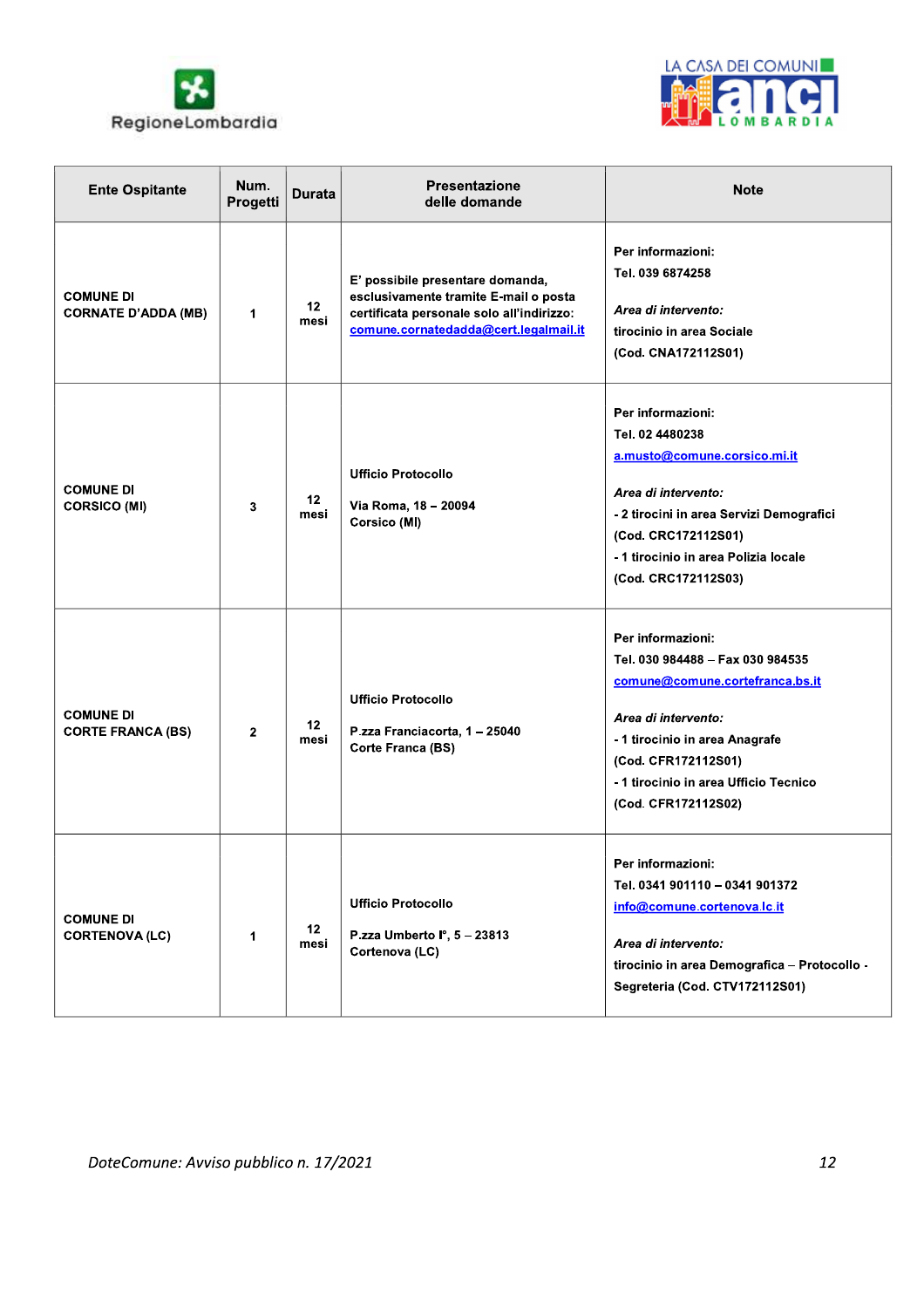| Ente Ospitante | Num. Progetti | Durata | Presentazione delle domande | Note |
|---|---|---|---|---|
| COMUNE DI CORNATE D'ADDA (MB) | 1 | 12 mesi | E' possibile presentare domanda, esclusivamente tramite E-mail o posta certificata personale solo all'indirizzo: comune.cornatedadda@cert.legalmail.it | Per informazioni:<br>Tel. 039 6874258<br><br>*Area di intervento:*<br>tirocinio in area Sociale<br>(Cod. CNA172112S01) |
| COMUNE DI CORSICO (MI) | 3 | 12 mesi | Ufficio Protocollo<br><br>Via Roma, 18 – 20094 Corsico (MI) | Per informazioni:<br>Tel. 02 4480238<br>a.musto@comune.corsico.mi.it<br><br>*Area di intervento:*<br>- 2 tirocini in area Servizi Demografici<br>(Cod. CRC172112S01)<br>- 1 tirocinio in area Polizia locale<br>(Cod. CRC172112S03) |
| COMUNE DI CORTE FRANCA (BS) | 2 | 12 mesi | Ufficio Protocollo<br><br>P.zza Franciacorta, 1 – 25040 Corte Franca (BS) | Per informazioni:<br>Tel. 030 984488 – Fax 030 984535<br>comune@comune.cortefranca.bs.it<br><br>*Area di intervento:*<br>- 1 tirocinio in area Anagrafe<br>(Cod. CFR172112S01)<br>- 1 tirocinio in area Ufficio Tecnico<br>(Cod. CFR172112S02) |
| COMUNE DI CORTENOVA (LC) | 1 | 12 mesi | Ufficio Protocollo<br><br>P.zza Umberto I°, 5 – 23813 Cortenova (LC) | Per informazioni:<br>Tel. 0341 901110 – 0341 901372<br>info@comune.cortenova.lc.it<br><br>*Area di intervento:*<br>tirocinio in area Demografica – Protocollo - Segreteria (Cod. CTV172112S01) |

*DoteComune: Avviso pubblico n. 17/2021*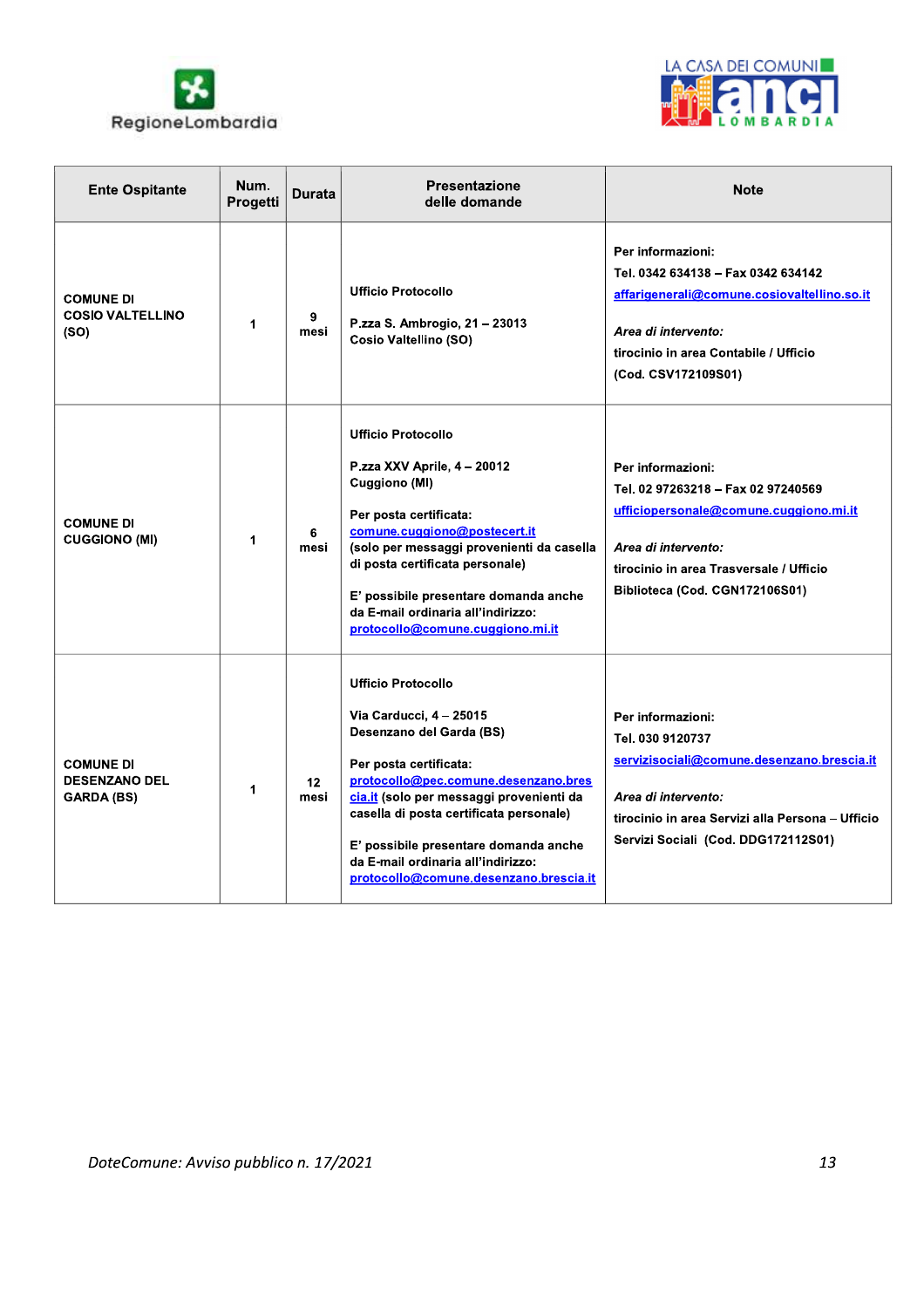| Ente Ospitante | Num. Progetti | Durata | Presentazione delle domande | Note |
|---|---|---|---|---|
| **COMUNE DI COSIO VALTELLINO (SO)** | **1** | **9 mesi** | **Ufficio Protocollo**<br><br>**P.zza S. Ambrogio, 21 – 23013 Cosio Valtellino (SO)** | **Per informazioni:**<br>**Tel. 0342 634138 – Fax 0342 634142**<br>**affarigenerali@comune.cosiovaltellino.so.it**<br><br>***Area di intervento:***<br>**tirocinio in area Contabile / Ufficio**<br>**(Cod. CSV172109S01)** |
| **COMUNE DI CUGGIONO (MI)** | **1** | **6 mesi** | **Ufficio Protocollo**<br><br>**P.zza XXV Aprile, 4 – 20012 Cuggiono (MI)**<br><br>**Per posta certificata:**<br>**comune.cuggiono@postecert.it**<br>**(solo per messaggi provenienti da casella di posta certificata personale)**<br><br>**E' possibile presentare domanda anche da E-mail ordinaria all'indirizzo:**<br>**protocollo@comune.cuggiono.mi.it** | **Per informazioni:**<br>**Tel. 02 97263218 – Fax 02 97240569**<br>**ufficiopersonale@comune.cuggiono.mi.it**<br><br>***Area di intervento:***<br>**tirocinio in area Trasversale / Ufficio Biblioteca (Cod. CGN172106S01)** |
| **COMUNE DI DESENZANO DEL GARDA (BS)** | **1** | **12 mesi** | **Ufficio Protocollo**<br><br>**Via Carducci, 4 – 25015 Desenzano del Garda (BS)**<br><br>**Per posta certificata:**<br>**protocollo@pec.comune.desenzano.brescia.it** **(solo per messaggi provenienti da casella di posta certificata personale)**<br><br>**E' possibile presentare domanda anche da E-mail ordinaria all'indirizzo:**<br>**protocollo@comune.desenzano.brescia.it** | **Per informazioni:**<br>**Tel. 030 9120737**<br>**servizisociali@comune.desenzano.brescia.it**<br><br>***Area di intervento:***<br>**tirocinio in area Servizi alla Persona – Ufficio Servizi Sociali (Cod. DDG172112S01)** |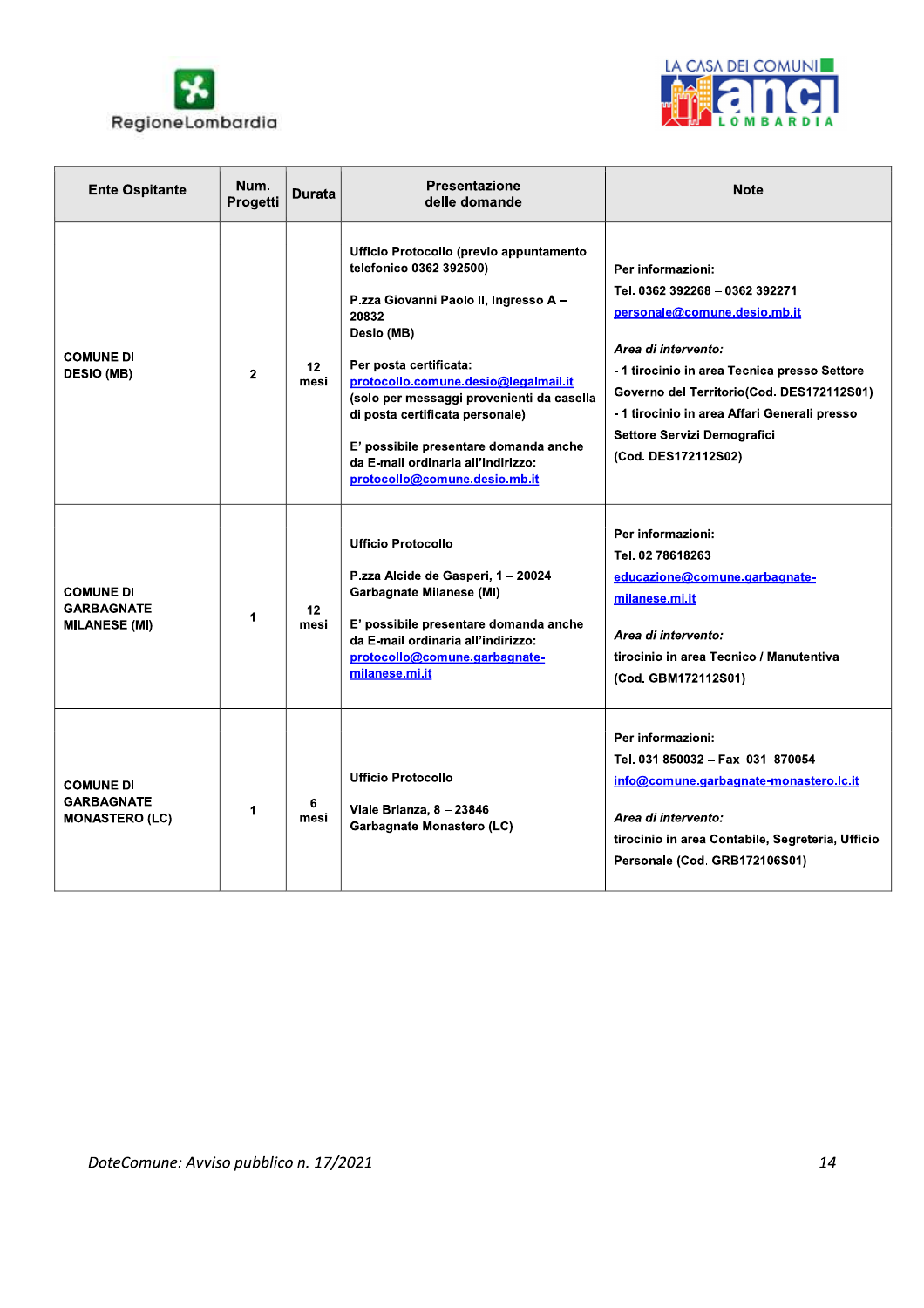| Ente Ospitante | Num. Progetti | Durata | Presentazione delle domande | Note |
|---|---|---|---|---|
| COMUNE DI DESIO (MB) | 2 | 12 mesi | Ufficio Protocollo (previo appuntamento telefonico 0362 392500)<br><br>P.zza Giovanni Paolo II, Ingresso A – 20832<br>Desio (MB)<br><br>Per posta certificata:<br>protocollo.comune.desio@legalmail.it<br>(solo per messaggi provenienti da casella di posta certificata personale)<br><br>E' possibile presentare domanda anche da E-mail ordinaria all'indirizzo:<br>protocollo@comune.desio.mb.it | Per informazioni:<br>Tel. 0362 392268 – 0362 392271<br>personale@comune.desio.mb.it<br><br>*Area di intervento:*<br>- 1 tirocinio in area Tecnica presso Settore Governo del Territorio(Cod. DES172112S01)<br>- 1 tirocinio in area Affari Generali presso Settore Servizi Demografici<br>(Cod. DES172112S02) |
| COMUNE DI GARBAGNATE MILANESE (MI) | 1 | 12 mesi | Ufficio Protocollo<br><br>P.zza Alcide de Gasperi, 1 – 20024 Garbagnate Milanese (MI)<br><br>E' possibile presentare domanda anche da E-mail ordinaria all'indirizzo:<br>protocollo@comune.garbagnate-milanese.mi.it | Per informazioni:<br>Tel. 02 78618263<br>educazione@comune.garbagnate-milanese.mi.it<br><br>*Area di intervento:*<br>tirocinio in area Tecnico / Manutentiva<br>(Cod. GBM172112S01) |
| COMUNE DI GARBAGNATE MONASTERO (LC) | 1 | 6 mesi | Ufficio Protocollo<br><br>Viale Brianza, 8 – 23846<br>Garbagnate Monastero (LC) | Per informazioni:<br>Tel. 031 850032 – Fax 031 870054<br>info@comune.garbagnate-monastero.lc.it<br><br>*Area di intervento:*<br>tirocinio in area Contabile, Segreteria, Ufficio Personale (Cod. GRB172106S01) |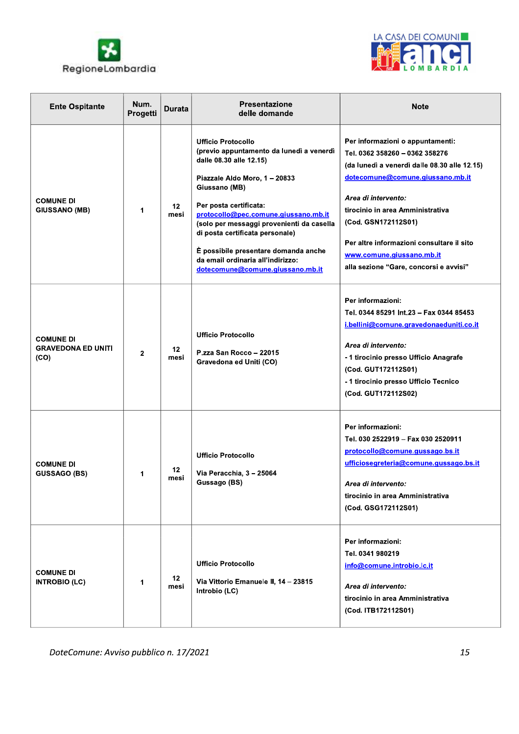| Ente Ospitante | Num. Progetti | Durata | Presentazione delle domande | Note |
|---|---|---|---|---|
| COMUNE DI GIUSSANO (MB) | 1 | 12 mesi | Ufficio Protocollo (previo appuntamento da lunedì a venerdì dalle 08.30 alle 12.15)<br><br>Piazzale Aldo Moro, 1 – 20833 Giussano (MB)<br><br>Per posta certificata: protocollo@pec.comune.giussano.mb.it (solo per messaggi provenienti da casella di posta certificata personale)<br><br>È possibile presentare domanda anche da email ordinaria all'indirizzo: dotecomune@comune.giussano.mb.it | Per informazioni o appuntamenti:<br>Tel. 0362 358260 – 0362 358276<br>(da lunedì a venerdì dalle 08.30 alle 12.15)<br>dotecomune@comune.giussano.mb.it<br><br>*Area di intervento:*<br>tirocinio in area Amministrativa<br>(Cod. GSN172112S01)<br><br>Per altre informazioni consultare il sito www.comune.giussano.mb.it alla sezione "Gare, concorsi e avvisi" |
| COMUNE DI GRAVEDONA ED UNITI (CO) | 2 | 12 mesi | Ufficio Protocollo<br><br>P.zza San Rocco – 22015 Gravedona ed Uniti (CO) | Per informazioni:<br>Tel. 0344 85291 Int.23 – Fax 0344 85453<br>i.bellini@comune.gravedonaeduniti.co.it<br><br>*Area di intervento:*<br>- 1 tirocinio presso Ufficio Anagrafe (Cod. GUT172112S01)<br>- 1 tirocinio presso Ufficio Tecnico (Cod. GUT172112S02) |
| COMUNE DI GUSSAGO (BS) | 1 | 12 mesi | Ufficio Protocollo<br><br>Via Peracchia, 3 – 25064 Gussago (BS) | Per informazioni:<br>Tel. 030 2522919 – Fax 030 2520911<br>protocollo@comune.gussago.bs.it<br>ufficiosegreteria@comune.gussago.bs.it<br><br>*Area di intervento:*<br>tirocinio in area Amministrativa<br>(Cod. GSG172112S01) |
| COMUNE DI INTROBIO (LC) | 1 | 12 mesi | Ufficio Protocollo<br><br>Via Vittorio Emanuele II, 14 – 23815 Introbio (LC) | Per informazioni:<br>Tel. 0341 980219<br>info@comune.introbio.lc.it<br><br>*Area di intervento:*<br>tirocinio in area Amministrativa<br>(Cod. ITB172112S01) |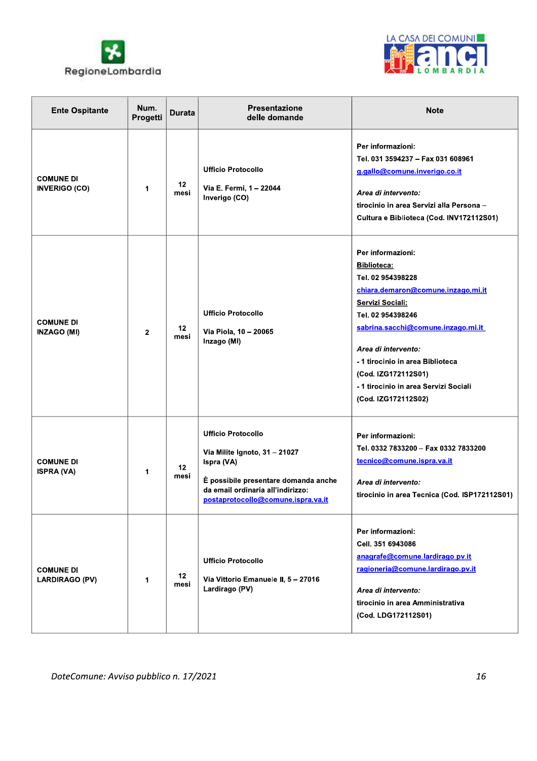| Ente Ospitante | Num. Progetti | Durata | Presentazione delle domande | Note |
|---|---|---|---|---|
| **COMUNE DI INVERIGO (CO)** | **1** | **12 mesi** | **Ufficio Protocollo**<br><br>**Via E. Fermi, 1 – 22044 Inverigo (CO)** | **Per informazioni:**<br>**Tel. 031 3594237 – Fax 031 608961**<br>**g.gallo@comune.inverigo.co.it**<br><br>***Area di intervento:***<br>**tirocinio in area Servizi alla Persona – Cultura e Biblioteca (Cod. INV172112S01)** |
| **COMUNE DI INZAGO (MI)** | **2** | **12 mesi** | **Ufficio Protocollo**<br><br>**Via Piola, 10 – 20065 Inzago (MI)** | **Per informazioni:**<br>**Biblioteca:**<br>**Tel. 02 954398228**<br>**chiara.demaron@comune.inzago.mi.it**<br>**Servizi Sociali:**<br>**Tel. 02 954398246**<br>**sabrina.sacchi@comune.inzago.mi.it**<br><br>***Area di intervento:***<br>**- 1 tirocinio in area Biblioteca (Cod. IZG172112S01)**<br>**- 1 tirocinio in area Servizi Sociali (Cod. IZG172112S02)** |
| **COMUNE DI ISPRA (VA)** | **1** | **12 mesi** | **Ufficio Protocollo**<br><br>**Via Milite Ignoto, 31 – 21027 Ispra (VA)**<br><br>**È possibile presentare domanda anche da email ordinaria all'indirizzo: postaprotocollo@comune.ispra.va.it** | **Per informazioni:**<br>**Tel. 0332 7833200 – Fax 0332 7833200**<br>**tecnico@comune.ispra.va.it**<br><br>***Area di intervento:***<br>**tirocinio in area Tecnica (Cod. ISP172112S01)** |
| **COMUNE DI LARDIRAGO (PV)** | **1** | **12 mesi** | **Ufficio Protocollo**<br><br>**Via Vittorio Emanuele II, 5 – 27016 Lardirago (PV)** | **Per informazioni:**<br>**Cell. 351 6943086**<br>**anagrafe@comune.lardirago.pv.it**<br>**ragioneria@comune.lardirago.pv.it**<br><br>***Area di intervento:***<br>**tirocinio in area Amministrativa (Cod. LDG172112S01)** |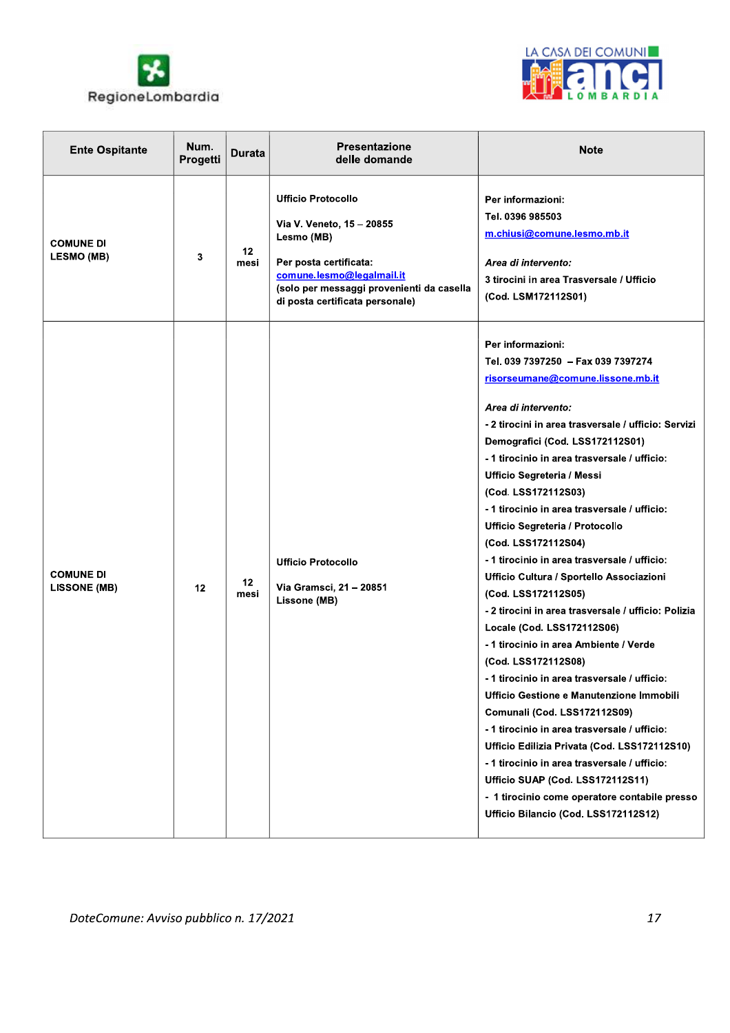| Ente Ospitante | Num. Progetti | Durata | Presentazione delle domande | Note |
|---|---|---|---|---|
| **COMUNE DI LESMO (MB)** | **3** | **12 mesi** | **Ufficio Protocollo**<br><br>**Via V. Veneto, 15 – 20855 Lesmo (MB)**<br><br>**Per posta certificata:**<br>**comune.lesmo@legalmail.it**<br>**(solo per messaggi provenienti da casella di posta certificata personale)** | **Per informazioni:**<br>**Tel. 0396 985503**<br>**m.chiusi@comune.lesmo.mb.it**<br><br>***Area di intervento:***<br>**3 tirocini in area Trasversale / Ufficio (Cod. LSM172112S01)** |
| **COMUNE DI LISSONE (MB)** | **12** | **12 mesi** | **Ufficio Protocollo**<br><br>**Via Gramsci, 21 – 20851 Lissone (MB)** | **Per informazioni:**<br>**Tel. 039 7397250 – Fax 039 7397274**<br>**risorseumane@comune.lissone.mb.it**<br><br>***Area di intervento:***<br>**- 2 tirocini in area trasversale / ufficio: Servizi Demografici (Cod. LSS172112S01)**<br>**- 1 tirocinio in area trasversale / ufficio: Ufficio Segreteria / Messi (Cod. LSS172112S03)**<br>**- 1 tirocinio in area trasversale / ufficio: Ufficio Segreteria / Protocollo (Cod. LSS172112S04)**<br>**- 1 tirocinio in area trasversale / ufficio: Ufficio Cultura / Sportello Associazioni (Cod. LSS172112S05)**<br>**- 2 tirocini in area trasversale / ufficio: Polizia Locale (Cod. LSS172112S06)**<br>**- 1 tirocinio in area Ambiente / Verde (Cod. LSS172112S08)**<br>**- 1 tirocinio in area trasversale / ufficio: Ufficio Gestione e Manutenzione Immobili Comunali (Cod. LSS172112S09)**<br>**- 1 tirocinio in area trasversale / ufficio: Ufficio Edilizia Privata (Cod. LSS172112S10)**<br>**- 1 tirocinio in area trasversale / ufficio: Ufficio SUAP (Cod. LSS172112S11)**<br>**- 1 tirocinio come operatore contabile presso Ufficio Bilancio (Cod. LSS172112S12)** |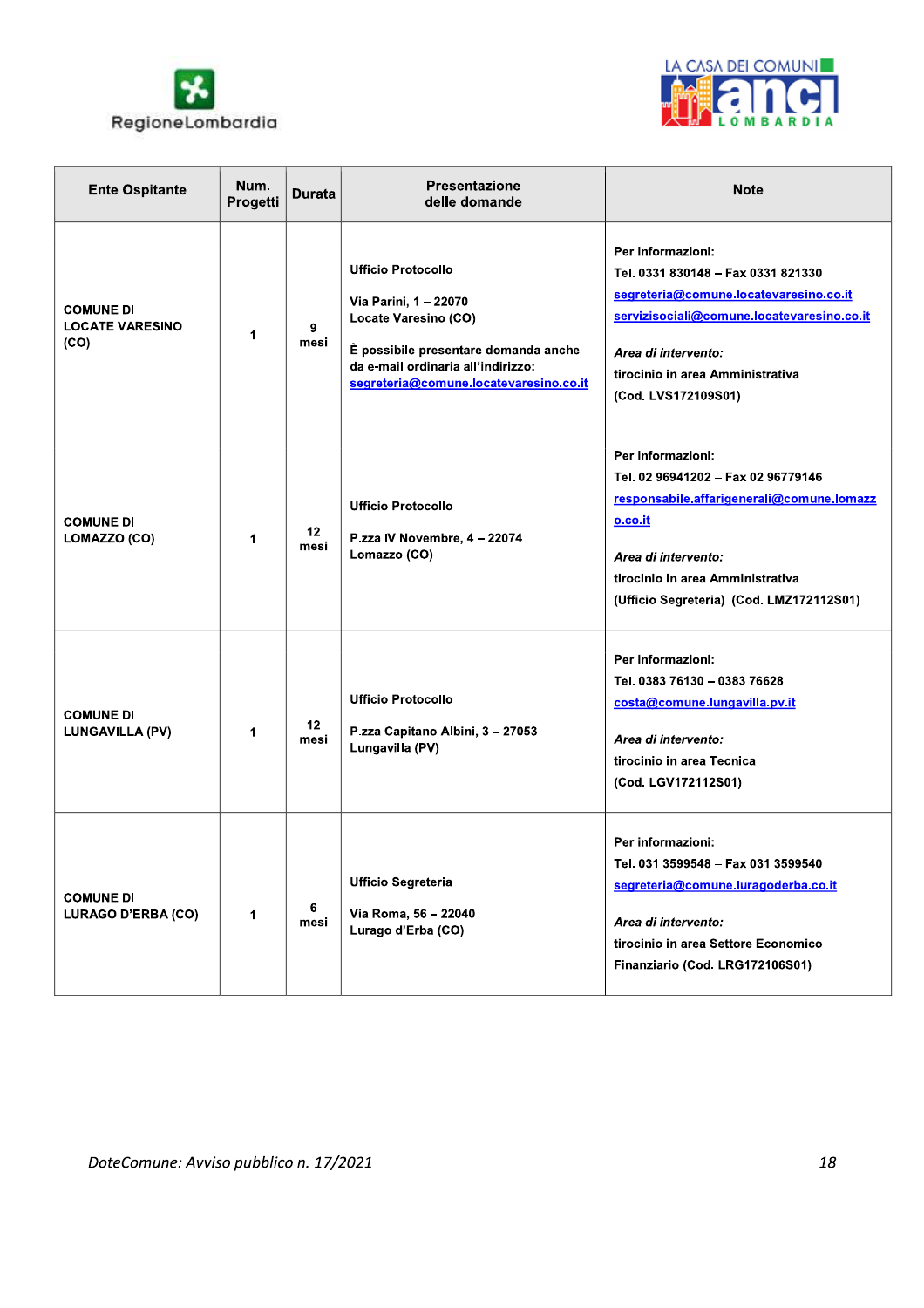| Ente Ospitante | Num. Progetti | Durata | Presentazione delle domande | Note |
|---|---|---|---|---|
| **COMUNE DI LOCATE VARESINO (CO)** | **1** | **9 mesi** | **Ufficio Protocollo**<br><br>**Via Parini, 1 – 22070 Locate Varesino (CO)**<br><br>**È possibile presentare domanda anche da e-mail ordinaria all'indirizzo: segreteria@comune.locatevaresino.co.it** | **Per informazioni:**<br>**Tel. 0331 830148 – Fax 0331 821330**<br>**segreteria@comune.locatevaresino.co.it**<br>**servizisociali@comune.locatevaresino.co.it**<br><br>***Area di intervento:***<br>**tirocinio in area Amministrativa (Cod. LVS172109S01)** |
| **COMUNE DI LOMAZZO (CO)** | **1** | **12 mesi** | **Ufficio Protocollo**<br><br>**P.zza IV Novembre, 4 – 22074 Lomazzo (CO)** | **Per informazioni:**<br>**Tel. 02 96941202 – Fax 02 96779146**<br>**responsabile.affarigenerali@comune.lomazzo.co.it**<br><br>***Area di intervento:***<br>**tirocinio in area Amministrativa (Ufficio Segreteria) (Cod. LMZ172112S01)** |
| **COMUNE DI LUNGAVILLA (PV)** | **1** | **12 mesi** | **Ufficio Protocollo**<br><br>**P.zza Capitano Albini, 3 – 27053 Lungavilla (PV)** | **Per informazioni:**<br>**Tel. 0383 76130 – 0383 76628**<br>**costa@comune.lungavilla.pv.it**<br><br>***Area di intervento:***<br>**tirocinio in area Tecnica (Cod. LGV172112S01)** |
| **COMUNE DI LURAGO D'ERBA (CO)** | **1** | **6 mesi** | **Ufficio Segreteria**<br><br>**Via Roma, 56 – 22040 Lurago d'Erba (CO)** | **Per informazioni:**<br>**Tel. 031 3599548 – Fax 031 3599540**<br>**segreteria@comune.luragoderba.co.it**<br><br>***Area di intervento:***<br>**tirocinio in area Settore Economico Finanziario (Cod. LRG172106S01)** |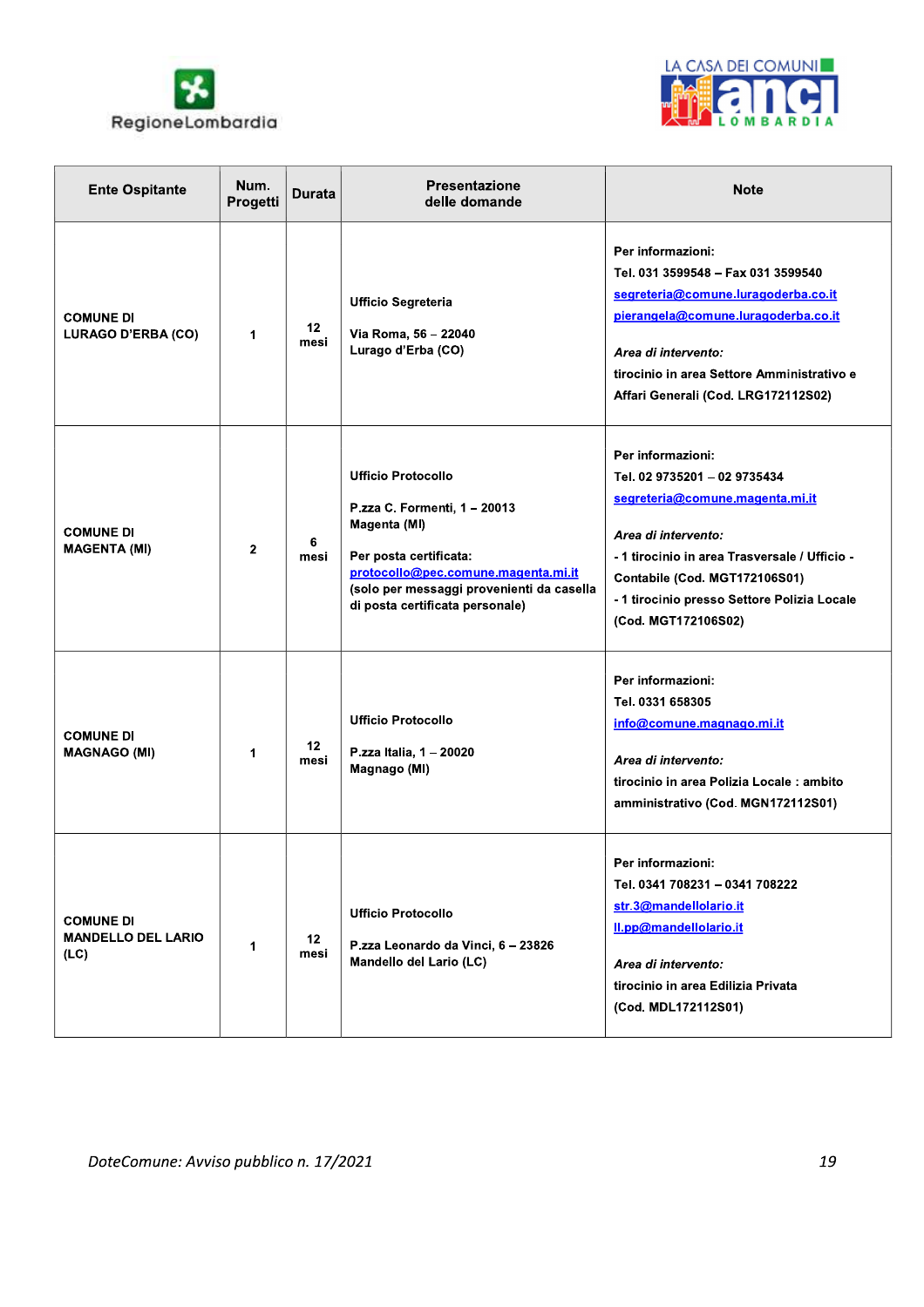| Ente Ospitante | Num. Progetti | Durata | Presentazione delle domande | Note |
|---|---|---|---|---|
| **COMUNE DI LURAGO D'ERBA (CO)** | **1** | **12 mesi** | **Ufficio Segreteria**<br><br>**Via Roma, 56 – 22040 Lurago d'Erba (CO)** | **Per informazioni:**<br>**Tel. 031 3599548 – Fax 031 3599540**<br>**segreteria@comune.luragoderba.co.it**<br>**pierangela@comune.luragoderba.co.it**<br><br>***Area di intervento:***<br>**tirocinio in area Settore Amministrativo e Affari Generali (Cod. LRG172112S02)** |
| **COMUNE DI MAGENTA (MI)** | **2** | **6 mesi** | **Ufficio Protocollo**<br><br>**P.zza C. Formenti, 1 – 20013 Magenta (MI)**<br><br>**Per posta certificata:**<br>**protocollo@pec.comune.magenta.mi.it**<br>**(solo per messaggi provenienti da casella di posta certificata personale)** | **Per informazioni:**<br>**Tel. 02 9735201 – 02 9735434**<br>**segreteria@comune.magenta.mi.it**<br><br>***Area di intervento:***<br>**- 1 tirocinio in area Trasversale / Ufficio - Contabile (Cod. MGT172106S01)**<br>**- 1 tirocinio presso Settore Polizia Locale (Cod. MGT172106S02)** |
| **COMUNE DI MAGNAGO (MI)** | **1** | **12 mesi** | **Ufficio Protocollo**<br><br>**P.zza Italia, 1 – 20020 Magnago (MI)** | **Per informazioni:**<br>**Tel. 0331 658305**<br>**info@comune.magnago.mi.it**<br><br>***Area di intervento:***<br>**tirocinio in area Polizia Locale : ambito amministrativo (Cod. MGN172112S01)** |
| **COMUNE DI MANDELLO DEL LARIO (LC)** | **1** | **12 mesi** | **Ufficio Protocollo**<br><br>**P.zza Leonardo da Vinci, 6 – 23826 Mandello del Lario (LC)** | **Per informazioni:**<br>**Tel. 0341 708231 – 0341 708222**<br>**str.3@mandellolario.it**<br>**ll.pp@mandellolario.it**<br><br>***Area di intervento:***<br>**tirocinio in area Edilizia Privata (Cod. MDL172112S01)** |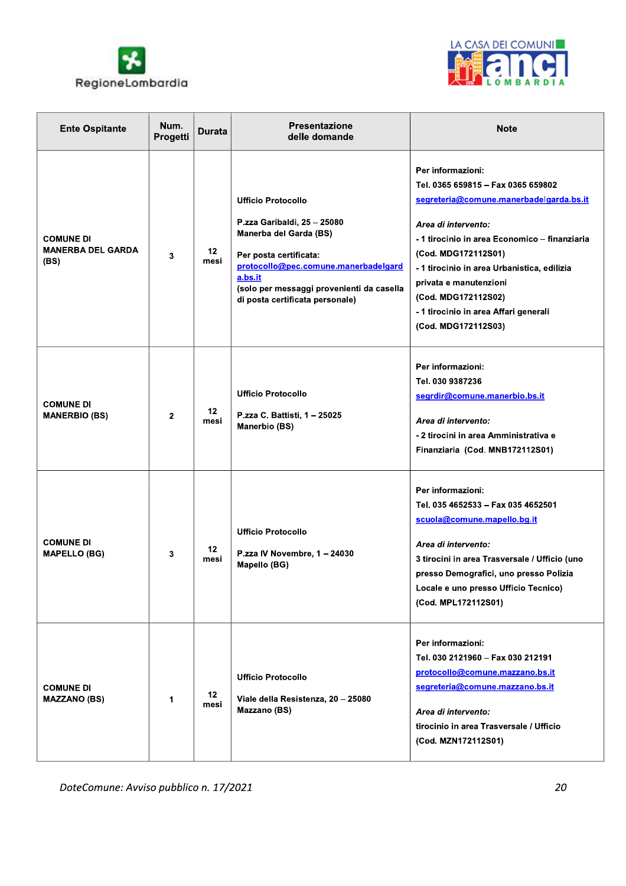| Ente Ospitante | Num. Progetti | Durata | Presentazione delle domande | Note |
|---|---|---|---|---|
| **COMUNE DI MANERBA DEL GARDA (BS)** | **3** | **12 mesi** | **Ufficio Protocollo**<br><br>**P.zza Garibaldi, 25 – 25080 Manerba del Garda (BS)**<br><br>**Per posta certificata:** **protocollo@pec.comune.manerbadelgarda.bs.it**<br>**(solo per messaggi provenienti da casella di posta certificata personale)** | **Per informazioni:**<br>**Tel. 0365 659815 – Fax 0365 659802**<br>**segreteria@comune.manerbadelgarda.bs.it**<br><br>***Area di intervento:***<br>**- 1 tirocinio in area Economico – finanziaria (Cod. MDG172112S01)**<br>**- 1 tirocinio in area Urbanistica, edilizia privata e manutenzioni (Cod. MDG172112S02)**<br>**- 1 tirocinio in area Affari generali (Cod. MDG172112S03)** |
| **COMUNE DI MANERBIO (BS)** | **2** | **12 mesi** | **Ufficio Protocollo**<br><br>**P.zza C. Battisti, 1 – 25025 Manerbio (BS)** | **Per informazioni:**<br>**Tel. 030 9387236**<br>**segrdir@comune.manerbio.bs.it**<br><br>***Area di intervento:***<br>**- 2 tirocini in area Amministrativa e Finanziaria (Cod. MNB172112S01)** |
| **COMUNE DI MAPELLO (BG)** | **3** | **12 mesi** | **Ufficio Protocollo**<br><br>**P.zza IV Novembre, 1 – 24030 Mapello (BG)** | **Per informazioni:**<br>**Tel. 035 4652533 – Fax 035 4652501**<br>**scuola@comune.mapello.bg.it**<br><br>***Area di intervento:***<br>**3 tirocini in area Trasversale / Ufficio (uno presso Demografici, uno presso Polizia Locale e uno presso Ufficio Tecnico) (Cod. MPL172112S01)** |
| **COMUNE DI MAZZANO (BS)** | **1** | **12 mesi** | **Ufficio Protocollo**<br><br>**Viale della Resistenza, 20 – 25080 Mazzano (BS)** | **Per informazioni:**<br>**Tel. 030 2121960 – Fax 030 212191**<br>**protocollo@comune.mazzano.bs.it**<br>**segreteria@comune.mazzano.bs.it**<br><br>***Area di intervento:***<br>**tirocinio in area Trasversale / Ufficio (Cod. MZN172112S01)** |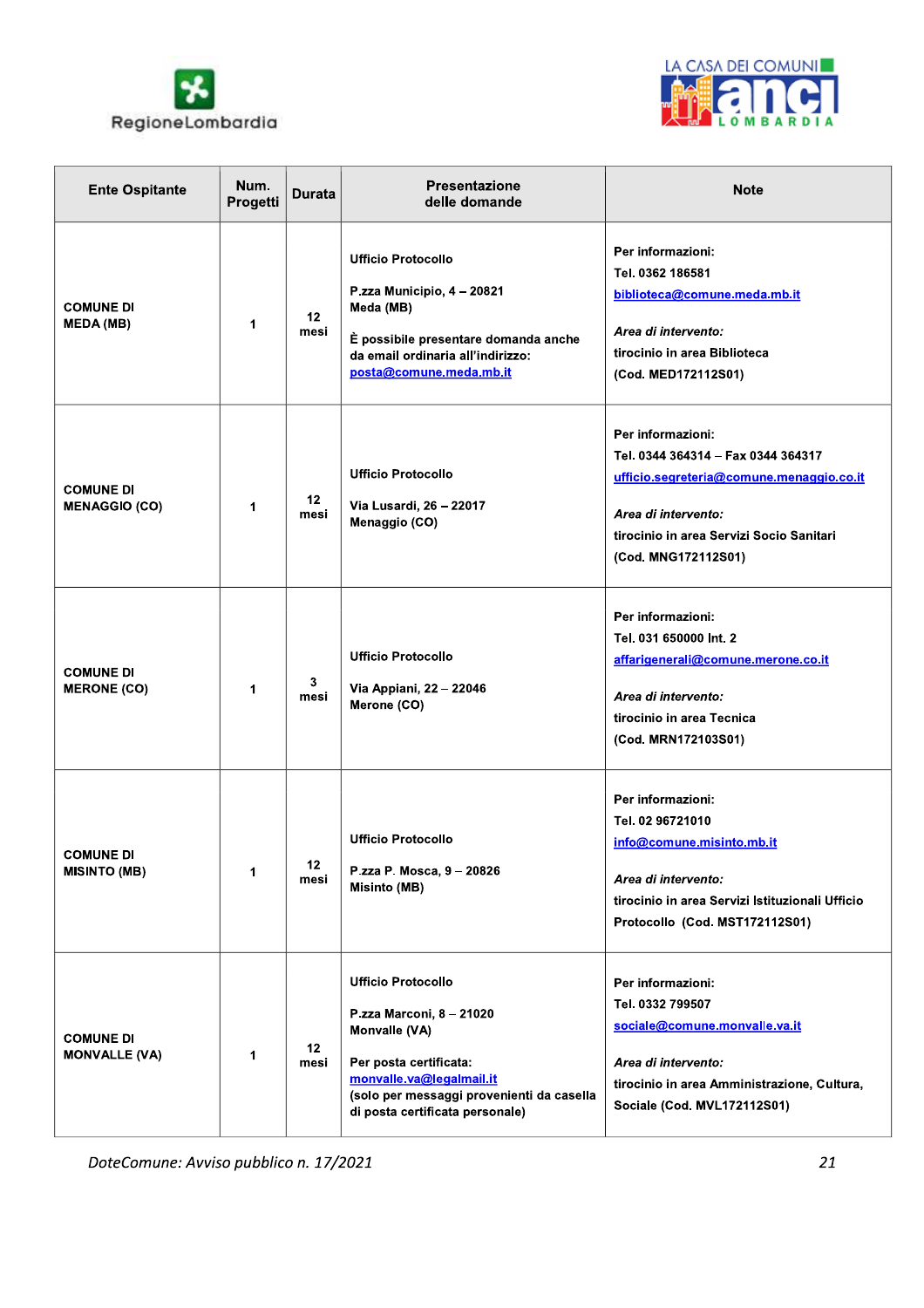| Ente Ospitante | Num. Progetti | Durata | Presentazione delle domande | Note |
|---|---|---|---|---|
| **COMUNE DI MEDA (MB)** | **1** | **12 mesi** | **Ufficio Protocollo**<br><br>**P.zza Municipio, 4 – 20821 Meda (MB)**<br><br>**È possibile presentare domanda anche da email ordinaria all'indirizzo: posta@comune.meda.mb.it** | **Per informazioni:**<br>**Tel. 0362 186581**<br>**biblioteca@comune.meda.mb.it**<br><br>***Area di intervento:***<br>**tirocinio in area Biblioteca**<br>**(Cod. MED172112S01)** |
| **COMUNE DI MENAGGIO (CO)** | **1** | **12 mesi** | **Ufficio Protocollo**<br><br>**Via Lusardi, 26 – 22017 Menaggio (CO)** | **Per informazioni:**<br>**Tel. 0344 364314 – Fax 0344 364317**<br>**ufficio.segreteria@comune.menaggio.co.it**<br><br>***Area di intervento:***<br>**tirocinio in area Servizi Socio Sanitari**<br>**(Cod. MNG172112S01)** |
| **COMUNE DI MERONE (CO)** | **1** | **3 mesi** | **Ufficio Protocollo**<br><br>**Via Appiani, 22 – 22046 Merone (CO)** | **Per informazioni:**<br>**Tel. 031 650000 Int. 2**<br>**affarigenerali@comune.merone.co.it**<br><br>***Area di intervento:***<br>**tirocinio in area Tecnica**<br>**(Cod. MRN172103S01)** |
| **COMUNE DI MISINTO (MB)** | **1** | **12 mesi** | **Ufficio Protocollo**<br><br>**P.zza P. Mosca, 9 – 20826 Misinto (MB)** | **Per informazioni:**<br>**Tel. 02 96721010**<br>**info@comune.misinto.mb.it**<br><br>***Area di intervento:***<br>**tirocinio in area Servizi Istituzionali Ufficio Protocollo (Cod. MST172112S01)** |
| **COMUNE DI MONVALLE (VA)** | **1** | **12 mesi** | **Ufficio Protocollo**<br><br>**P.zza Marconi, 8 – 21020 Monvalle (VA)**<br><br>**Per posta certificata: monvalle.va@legalmail.it (solo per messaggi provenienti da casella di posta certificata personale)** | **Per informazioni:**<br>**Tel. 0332 799507**<br>**sociale@comune.monvalle.va.it**<br><br>***Area di intervento:***<br>**tirocinio in area Amministrazione, Cultura, Sociale (Cod. MVL172112S01)** |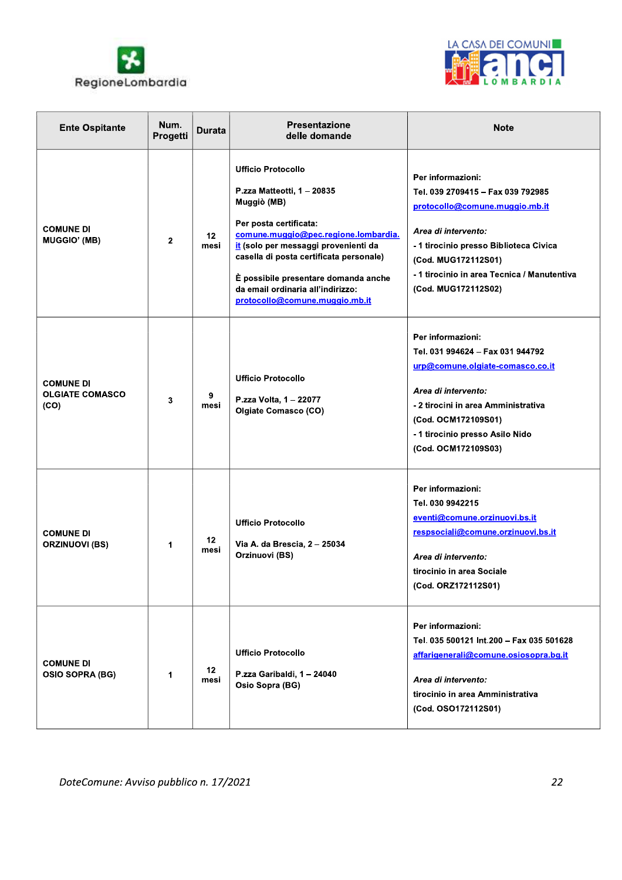| Ente Ospitante | Num. Progetti | Durata | Presentazione delle domande | Note |
|---|---|---|---|---|
| COMUNE DI MUGGIO' (MB) | 2 | 12 mesi | Ufficio Protocollo<br><br>P.zza Matteotti, 1 – 20835 Muggiò (MB)<br><br>Per posta certificata: comune.muggio@pec.regione.lombardia.it (solo per messaggi provenienti da casella di posta certificata personale)<br><br>È possibile presentare domanda anche da email ordinaria all'indirizzo: protocollo@comune.muggio.mb.it | Per informazioni:<br>Tel. 039 2709415 – Fax 039 792985<br>protocollo@comune.muggio.mb.it<br><br>*Area di intervento:*<br>- 1 tirocinio presso Biblioteca Civica (Cod. MUG172112S01)<br>- 1 tirocinio in area Tecnica / Manutentiva (Cod. MUG172112S02) |
| COMUNE DI OLGIATE COMASCO (CO) | 3 | 9 mesi | Ufficio Protocollo<br><br>P.zza Volta, 1 – 22077 Olgiate Comasco (CO) | Per informazioni:<br>Tel. 031 994624 – Fax 031 944792<br>urp@comune.olgiate-comasco.co.it<br><br>*Area di intervento:*<br>- 2 tirocini in area Amministrativa (Cod. OCM172109S01)<br>- 1 tirocinio presso Asilo Nido (Cod. OCM172109S03) |
| COMUNE DI ORZINUOVI (BS) | 1 | 12 mesi | Ufficio Protocollo<br><br>Via A. da Brescia, 2 – 25034 Orzinuovi (BS) | Per informazioni:<br>Tel. 030 9942215<br>eventi@comune.orzinuovi.bs.it<br>respsociali@comune.orzinuovi.bs.it<br><br>*Area di intervento:*<br>tirocinio in area Sociale<br>(Cod. ORZ172112S01) |
| COMUNE DI OSIO SOPRA (BG) | 1 | 12 mesi | Ufficio Protocollo<br><br>P.zza Garibaldi, 1 – 24040 Osio Sopra (BG) | Per informazioni:<br>Tel. 035 500121 Int.200 – Fax 035 501628<br>affarigenerali@comune.osiosopra.bg.it<br><br>*Area di intervento:*<br>tirocinio in area Amministrativa<br>(Cod. OSO172112S01) |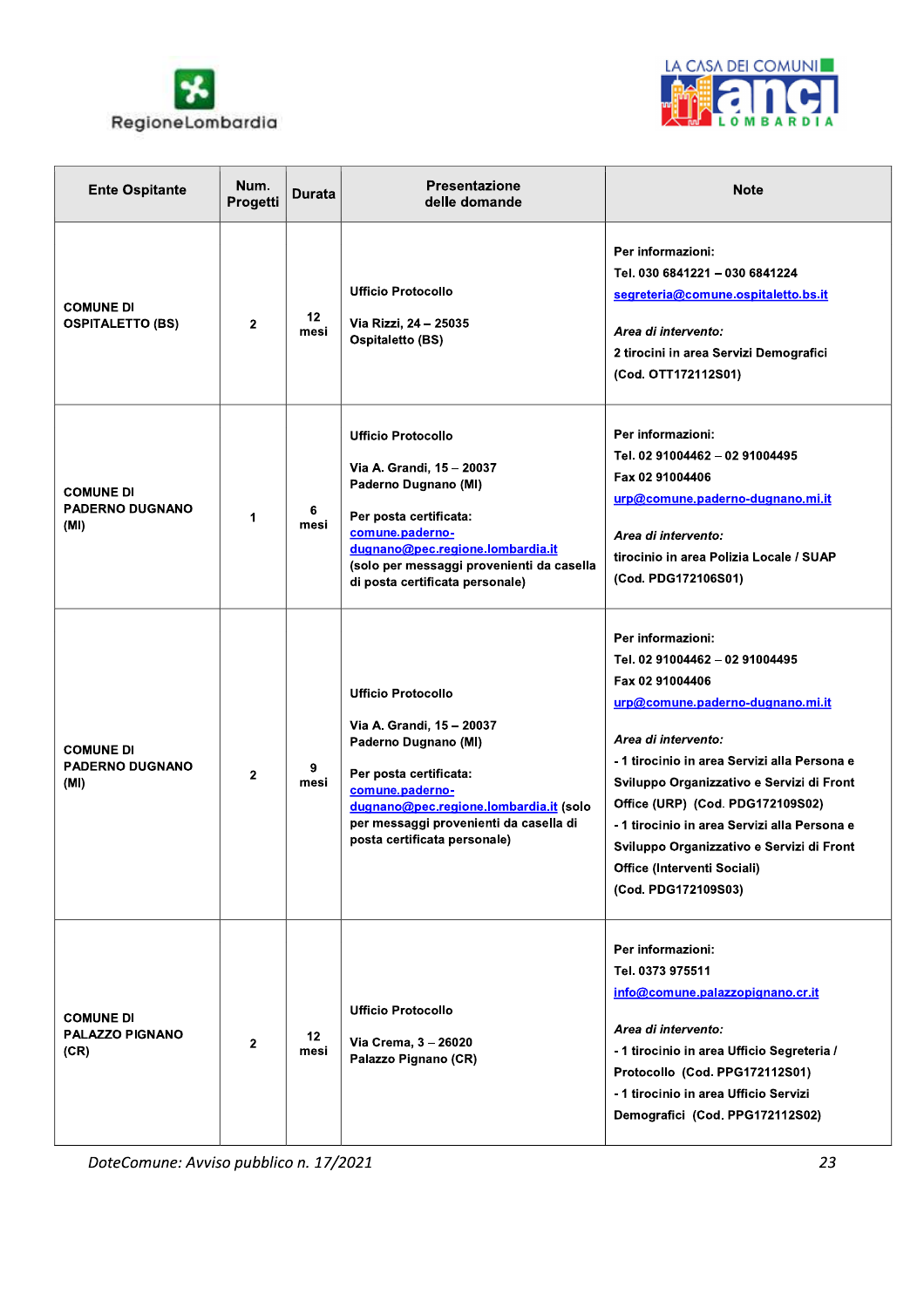| Ente Ospitante | Num. Progetti | Durata | Presentazione delle domande | Note |
|---|---|---|---|---|
| **COMUNE DI OSPITALETTO (BS)** | 2 | 12 mesi | Ufficio Protocollo<br><br>Via Rizzi, 24 – 25035 Ospitaletto (BS) | Per informazioni:<br>Tel. 030 6841221 – 030 6841224<br>segreteria@comune.ospitaletto.bs.it<br><br>*Area di intervento:*<br>2 tirocini in area Servizi Demografici<br>(Cod. OTT172112S01) |
| **COMUNE DI PADERNO DUGNANO (MI)** | 1 | 6 mesi | Ufficio Protocollo<br><br>Via A. Grandi, 15 – 20037 Paderno Dugnano (MI)<br><br>Per posta certificata:<br>comune.paderno-dugnano@pec.regione.lombardia.it<br>(solo per messaggi provenienti da casella di posta certificata personale) | Per informazioni:<br>Tel. 02 91004462 – 02 91004495<br>Fax 02 91004406<br>urp@comune.paderno-dugnano.mi.it<br><br>*Area di intervento:*<br>tirocinio in area Polizia Locale / SUAP<br>(Cod. PDG172106S01) |
| **COMUNE DI PADERNO DUGNANO (MI)** | 2 | 9 mesi | Ufficio Protocollo<br><br>Via A. Grandi, 15 – 20037 Paderno Dugnano (MI)<br><br>Per posta certificata:<br>comune.paderno-dugnano@pec.regione.lombardia.it (solo per messaggi provenienti da casella di posta certificata personale) | Per informazioni:<br>Tel. 02 91004462 – 02 91004495<br>Fax 02 91004406<br>urp@comune.paderno-dugnano.mi.it<br><br>*Area di intervento:*<br>- 1 tirocinio in area Servizi alla Persona e Sviluppo Organizzativo e Servizi di Front Office (URP) (Cod. PDG172109S02)<br>- 1 tirocinio in area Servizi alla Persona e Sviluppo Organizzativo e Servizi di Front Office (Interventi Sociali)<br>(Cod. PDG172109S03) |
| **COMUNE DI PALAZZO PIGNANO (CR)** | 2 | 12 mesi | Ufficio Protocollo<br><br>Via Crema, 3 – 26020 Palazzo Pignano (CR) | Per informazioni:<br>Tel. 0373 975511<br>info@comune.palazzopignano.cr.it<br><br>*Area di intervento:*<br>- 1 tirocinio in area Ufficio Segreteria / Protocollo (Cod. PPG172112S01)<br>- 1 tirocinio in area Ufficio Servizi Demografici (Cod. PPG172112S02) |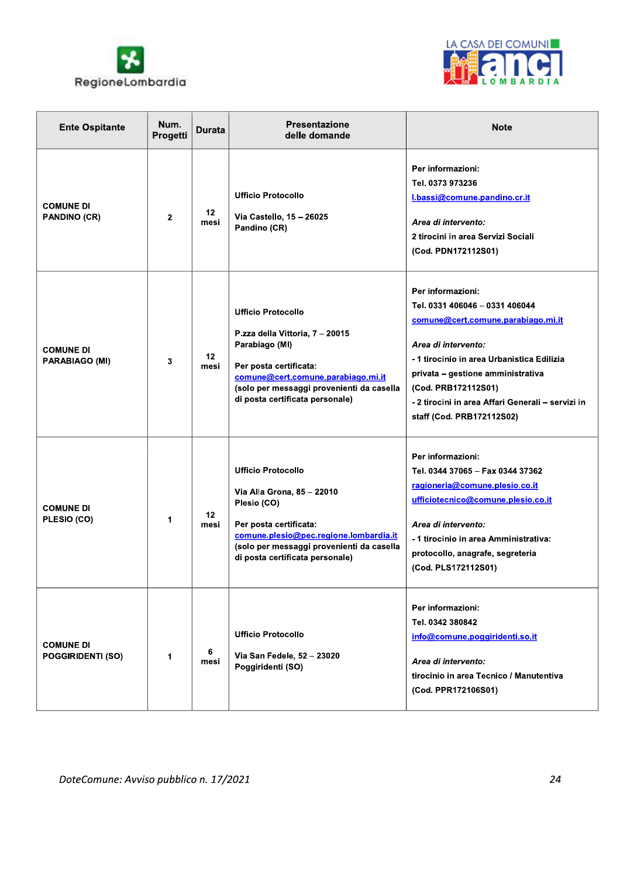| Ente Ospitante | Num. Progetti | Durata | Presentazione delle domande | Note |
|---|---|---|---|---|
| COMUNE DI PANDINO (CR) | 2 | 12 mesi | Ufficio Protocollo<br><br>Via Castello, 15 – 26025 Pandino (CR) | Per informazioni:<br>Tel. 0373 973236<br>l.bassi@comune.pandino.cr.it<br><br>*Area di intervento:*<br>2 tirocini in area Servizi Sociali<br>(Cod. PDN172112S01) |
| COMUNE DI PARABIAGO (MI) | 3 | 12 mesi | Ufficio Protocollo<br><br>P.zza della Vittoria, 7 – 20015 Parabiago (MI)<br><br>Per posta certificata:<br>comune@cert.comune.parabiago.mi.it<br>(solo per messaggi provenienti da casella di posta certificata personale) | Per informazioni:<br>Tel. 0331 406046 – 0331 406044<br>comune@cert.comune.parabiago.mi.it<br><br>*Area di intervento:*<br>- 1 tirocinio in area Urbanistica Edilizia privata – gestione amministrativa (Cod. PRB172112S01)<br>- 2 tirocini in area Affari Generali – servizi in staff (Cod. PRB172112S02) |
| COMUNE DI PLESIO (CO) | 1 | 12 mesi | Ufficio Protocollo<br><br>Via Alla Grona, 85 – 22010 Plesio (CO)<br><br>Per posta certificata:<br>comune.plesio@pec.regione.lombardia.it<br>(solo per messaggi provenienti da casella di posta certificata personale) | Per informazioni:<br>Tel. 0344 37065 – Fax 0344 37362<br>ragioneria@comune.plesio.co.it<br>ufficiotecnico@comune.plesio.co.it<br><br>*Area di intervento:*<br>- 1 tirocinio in area Amministrativa: protocollo, anagrafe, segreteria<br>(Cod. PLS172112S01) |
| COMUNE DI POGGIRIDENTI (SO) | 1 | 6 mesi | Ufficio Protocollo<br><br>Via San Fedele, 52 – 23020 Poggiridenti (SO) | Per informazioni:<br>Tel. 0342 380842<br>info@comune.poggiridenti.so.it<br><br>*Area di intervento:*<br>tirocinio in area Tecnico / Manutentiva<br>(Cod. PPR172106S01) |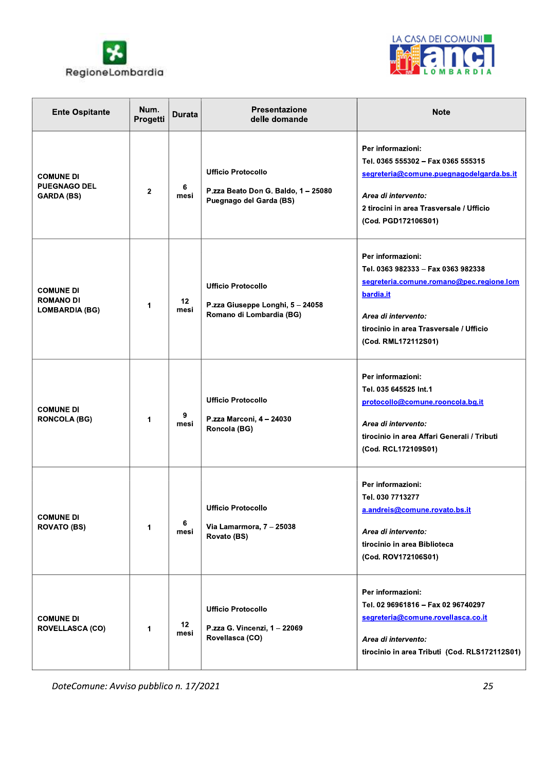| Ente Ospitante | Num. Progetti | Durata | Presentazione delle domande | Note |
|---|---|---|---|---|
| **COMUNE DI PUEGNAGO DEL GARDA (BS)** | **2** | **6 mesi** | **Ufficio Protocollo**<br><br>**P.zza Beato Don G. Baldo, 1 – 25080 Puegnago del Garda (BS)** | **Per informazioni:**<br>**Tel. 0365 555302 – Fax 0365 555315**<br>**segreteria@comune.puegnagodelgarda.bs.it**<br><br>***Area di intervento:***<br>**2 tirocini in area Trasversale / Ufficio**<br>**(Cod. PGD172106S01)** |
| **COMUNE DI ROMANO DI LOMBARDIA (BG)** | **1** | **12 mesi** | **Ufficio Protocollo**<br><br>**P.zza Giuseppe Longhi, 5 – 24058 Romano di Lombardia (BG)** | **Per informazioni:**<br>**Tel. 0363 982333 – Fax 0363 982338**<br>**segreteria.comune.romano@pec.regione.lombardia.it**<br><br>***Area di intervento:***<br>**tirocinio in area Trasversale / Ufficio**<br>**(Cod. RML172112S01)** |
| **COMUNE DI RONCOLA (BG)** | **1** | **9 mesi** | **Ufficio Protocollo**<br><br>**P.zza Marconi, 4 – 24030 Roncola (BG)** | **Per informazioni:**<br>**Tel. 035 645525 Int.1**<br>**protocollo@comune.rooncola.bg.it**<br><br>***Area di intervento:***<br>**tirocinio in area Affari Generali / Tributi**<br>**(Cod. RCL172109S01)** |
| **COMUNE DI ROVATO (BS)** | **1** | **6 mesi** | **Ufficio Protocollo**<br><br>**Via Lamarmora, 7 – 25038 Rovato (BS)** | **Per informazioni:**<br>**Tel. 030 7713277**<br>**a.andreis@comune.rovato.bs.it**<br><br>***Area di intervento:***<br>**tirocinio in area Biblioteca**<br>**(Cod. ROV172106S01)** |
| **COMUNE DI ROVELLASCA (CO)** | **1** | **12 mesi** | **Ufficio Protocollo**<br><br>**P.zza G. Vincenzi, 1 – 22069 Rovellasca (CO)** | **Per informazioni:**<br>**Tel. 02 96961816 – Fax 02 96740297**<br>**segreteria@comune.rovellasca.co.it**<br><br>***Area di intervento:***<br>**tirocinio in area Tributi (Cod. RLS172112S01)** |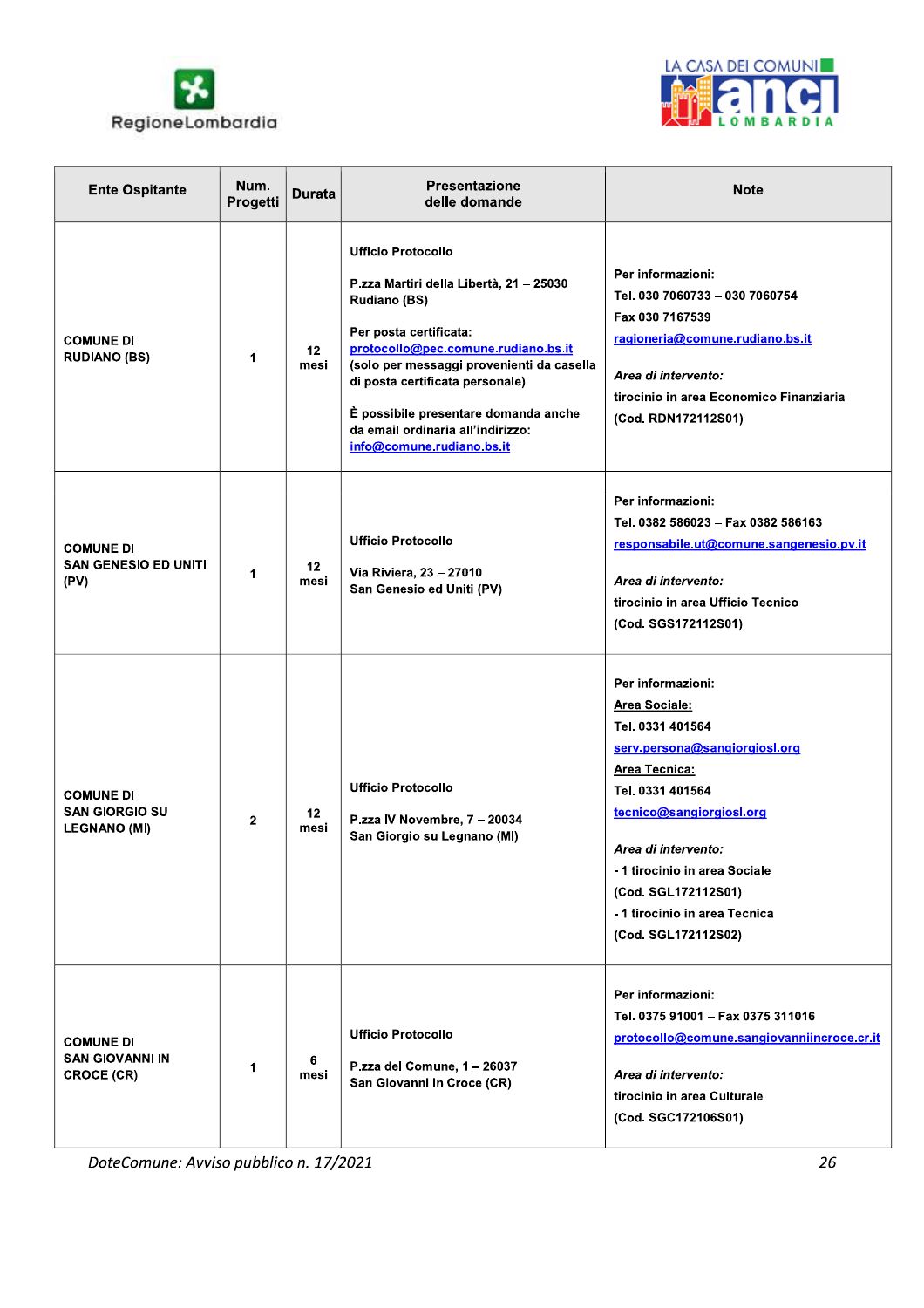| Ente Ospitante | Num. Progetti | Durata | Presentazione delle domande | Note |
|---|---|---|---|---|
| **COMUNE DI RUDIANO (BS)** | **1** | **12 mesi** | **Ufficio Protocollo**<br><br>**P.zza Martiri della Libertà, 21 – 25030 Rudiano (BS)**<br><br>**Per posta certificata:** **protocollo@pec.comune.rudiano.bs.it** **(solo per messaggi provenienti da casella di posta certificata personale)**<br><br>**È possibile presentare domanda anche da email ordinaria all'indirizzo:** **info@comune.rudiano.bs.it** | **Per informazioni:**<br>**Tel. 030 7060733 – 030 7060754**<br>**Fax 030 7167539**<br>**ragioneria@comune.rudiano.bs.it**<br><br>***Area di intervento:***<br>**tirocinio in area Economico Finanziaria**<br>**(Cod. RDN172112S01)** |
| **COMUNE DI SAN GENESIO ED UNITI (PV)** | **1** | **12 mesi** | **Ufficio Protocollo**<br><br>**Via Riviera, 23 – 27010 San Genesio ed Uniti (PV)** | **Per informazioni:**<br>**Tel. 0382 586023 – Fax 0382 586163**<br>**responsabile.ut@comune.sangenesio.pv.it**<br><br>***Area di intervento:***<br>**tirocinio in area Ufficio Tecnico**<br>**(Cod. SGS172112S01)** |
| **COMUNE DI SAN GIORGIO SU LEGNANO (MI)** | **2** | **12 mesi** | **Ufficio Protocollo**<br><br>**P.zza IV Novembre, 7 – 20034 San Giorgio su Legnano (MI)** | **Per informazioni:**<br>**Area Sociale:**<br>**Tel. 0331 401564**<br>**serv.persona@sangiorgiosl.org**<br>**Area Tecnica:**<br>**Tel. 0331 401564**<br>**tecnico@sangiorgiosl.org**<br><br>***Area di intervento:***<br>**- 1 tirocinio in area Sociale**<br>**(Cod. SGL172112S01)**<br>**- 1 tirocinio in area Tecnica**<br>**(Cod. SGL172112S02)** |
| **COMUNE DI SAN GIOVANNI IN CROCE (CR)** | **1** | **6 mesi** | **Ufficio Protocollo**<br><br>**P.zza del Comune, 1 – 26037 San Giovanni in Croce (CR)** | **Per informazioni:**<br>**Tel. 0375 91001 – Fax 0375 311016**<br>**protocollo@comune.sangiovanniincroce.cr.it**<br><br>***Area di intervento:***<br>**tirocinio in area Culturale**<br>**(Cod. SGC172106S01)** |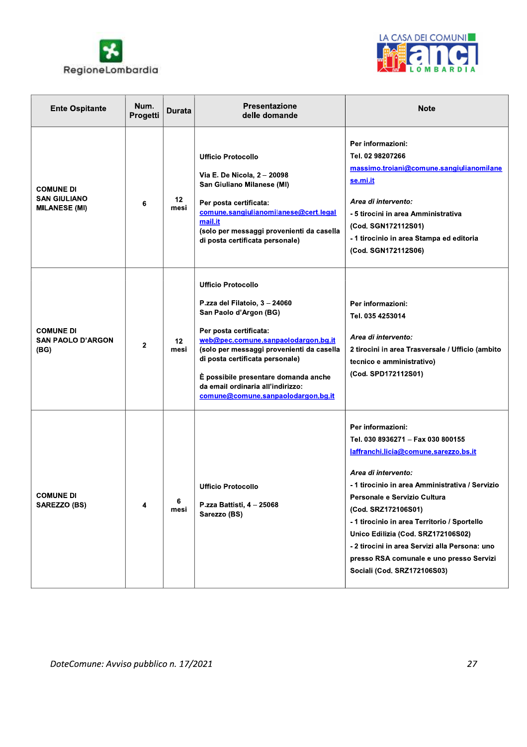| Ente Ospitante | Num. Progetti | Durata | Presentazione delle domande | Note |
|---|---|---|---|---|
| **COMUNE DI SAN GIULIANO MILANESE (MI)** | **6** | **12 mesi** | **Ufficio Protocollo**<br><br>**Via E. De Nicola, 2 – 20098 San Giuliano Milanese (MI)**<br><br>**Per posta certificata:** **comune.sangiulianomilanese@cert.legalmail.it** **(solo per messaggi provenienti da casella di posta certificata personale)** | **Per informazioni:**<br>**Tel. 02 98207266**<br>**massimo.troiani@comune.sangiulianomilanese.mi.it**<br><br>***Area di intervento:***<br>**- 5 tirocini in area Amministrativa (Cod. SGN172112S01)**<br>**- 1 tirocinio in area Stampa ed editoria (Cod. SGN172112S06)** |
| **COMUNE DI SAN PAOLO D'ARGON (BG)** | **2** | **12 mesi** | **Ufficio Protocollo**<br><br>**P.zza del Filatoio, 3 – 24060 San Paolo d'Argon (BG)**<br><br>**Per posta certificata:** **web@pec.comune.sanpaolodargon.bg.it** **(solo per messaggi provenienti da casella di posta certificata personale)**<br><br>**È possibile presentare domanda anche da email ordinaria all'indirizzo:** **comune@comune.sanpaolodargon.bg.it** | **Per informazioni:**<br>**Tel. 035 4253014**<br><br>***Area di intervento:***<br>**2 tirocini in area Trasversale / Ufficio (ambito tecnico e amministrativo) (Cod. SPD172112S01)** |
| **COMUNE DI SAREZZO (BS)** | **4** | **6 mesi** | **Ufficio Protocollo**<br><br>**P.zza Battisti, 4 – 25068 Sarezzo (BS)** | **Per informazioni:**<br>**Tel. 030 8936271 – Fax 030 800155**<br>**laffranchi.licia@comune.sarezzo.bs.it**<br><br>***Area di intervento:***<br>**- 1 tirocinio in area Amministrativa / Servizio Personale e Servizio Cultura (Cod. SRZ172106S01)**<br>**- 1 tirocinio in area Territorio / Sportello Unico Edilizia (Cod. SRZ172106S02)**<br>**- 2 tirocini in area Servizi alla Persona: uno presso RSA comunale e uno presso Servizi Sociali (Cod. SRZ172106S03)** |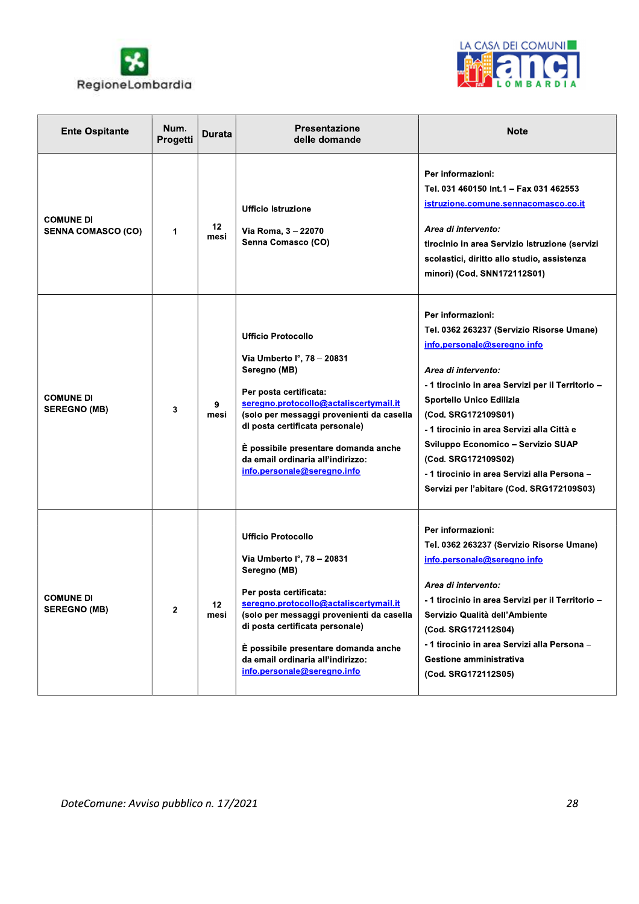| Ente Ospitante | Num. Progetti | Durata | Presentazione delle domande | Note |
|---|---|---|---|---|
| **COMUNE DI SENNA COMASCO (CO)** | 1 | 12 mesi | Ufficio Istruzione<br><br>Via Roma, 3 – 22070 Senna Comasco (CO) | Per informazioni:<br>Tel. 031 460150 Int.1 – Fax 031 462553<br>istruzione.comune.sennacomasco.co.it<br><br>*Area di intervento:*<br>tirocinio in area Servizio Istruzione (servizi scolastici, diritto allo studio, assistenza minori) (Cod. SNN172112S01) |
| **COMUNE DI SEREGNO (MB)** | 3 | 9 mesi | Ufficio Protocollo<br><br>Via Umberto I°, 78 – 20831 Seregno (MB)<br><br>Per posta certificata:<br>seregno.protocollo@actaliscertymail.it<br>(solo per messaggi provenienti da casella di posta certificata personale)<br><br>È possibile presentare domanda anche da email ordinaria all'indirizzo:<br>info.personale@seregno.info | Per informazioni:<br>Tel. 0362 263237 (Servizio Risorse Umane)<br>info.personale@seregno.info<br><br>*Area di intervento:*<br>- 1 tirocinio in area Servizi per il Territorio – Sportello Unico Edilizia (Cod. SRG172109S01)<br>- 1 tirocinio in area Servizi alla Città e Sviluppo Economico – Servizio SUAP (Cod. SRG172109S02)<br>- 1 tirocinio in area Servizi alla Persona – Servizi per l'abitare (Cod. SRG172109S03) |
| **COMUNE DI SEREGNO (MB)** | 2 | 12 mesi | Ufficio Protocollo<br><br>Via Umberto I°, 78 – 20831 Seregno (MB)<br><br>Per posta certificata:<br>seregno.protocollo@actaliscertymail.it<br>(solo per messaggi provenienti da casella di posta certificata personale)<br><br>È possibile presentare domanda anche da email ordinaria all'indirizzo:<br>info.personale@seregno.info | Per informazioni:<br>Tel. 0362 263237 (Servizio Risorse Umane)<br>info.personale@seregno.info<br><br>*Area di intervento:*<br>- 1 tirocinio in area Servizi per il Territorio – Servizio Qualità dell'Ambiente (Cod. SRG172112S04)<br>- 1 tirocinio in area Servizi alla Persona – Gestione amministrativa (Cod. SRG172112S05) |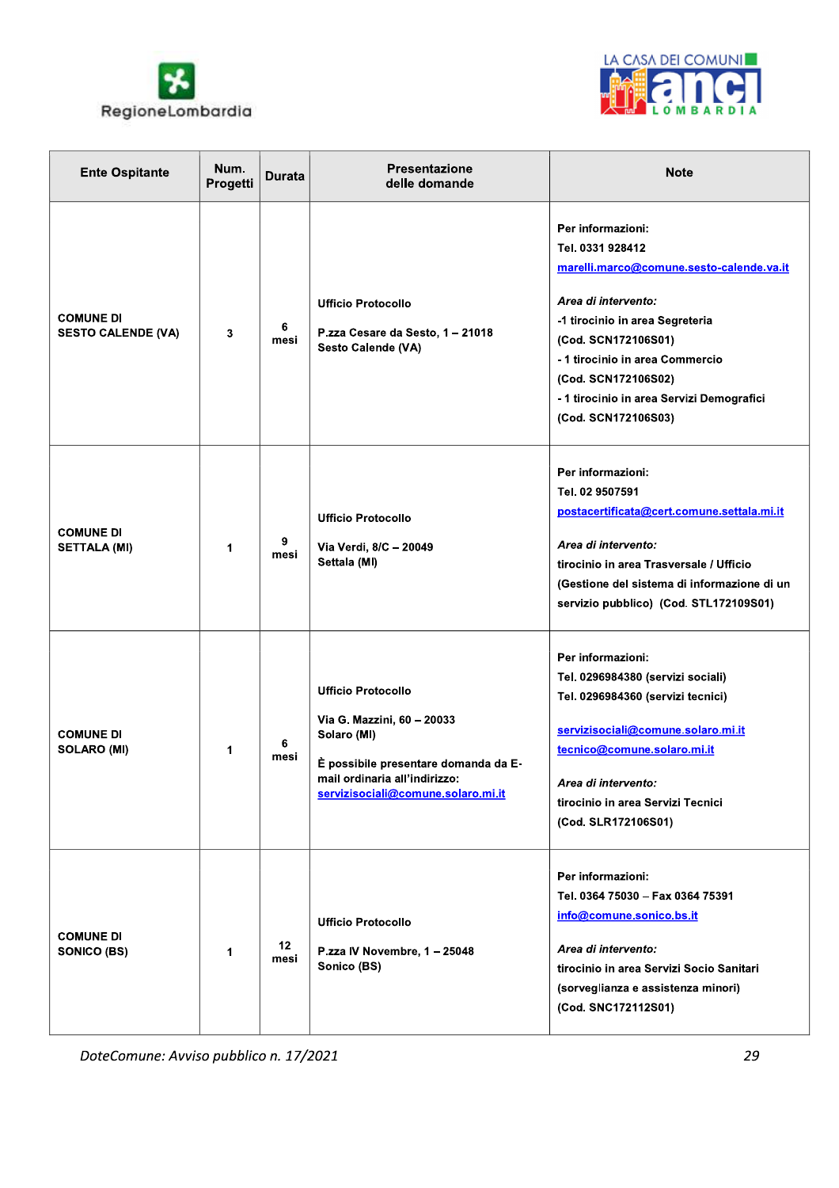| Ente Ospitante | Num. Progetti | Durata | Presentazione delle domande | Note |
|---|---|---|---|---|
| COMUNE DI SESTO CALENDE (VA) | 3 | 6 mesi | Ufficio Protocollo<br><br>P.zza Cesare da Sesto, 1 – 21018 Sesto Calende (VA) | Per informazioni:<br>Tel. 0331 928412<br>marelli.marco@comune.sesto-calende.va.it<br><br>*Area di intervento:*<br>-1 tirocinio in area Segreteria<br>(Cod. SCN172106S01)<br>- 1 tirocinio in area Commercio<br>(Cod. SCN172106S02)<br>- 1 tirocinio in area Servizi Demografici<br>(Cod. SCN172106S03) |
| COMUNE DI SETTALA (MI) | 1 | 9 mesi | Ufficio Protocollo<br><br>Via Verdi, 8/C – 20049 Settala (MI) | Per informazioni:<br>Tel. 02 9507591<br>postacertificata@cert.comune.settala.mi.it<br><br>*Area di intervento:*<br>tirocinio in area Trasversale / Ufficio (Gestione del sistema di informazione di un servizio pubblico) (Cod. STL172109S01) |
| COMUNE DI SOLARO (MI) | 1 | 6 mesi | Ufficio Protocollo<br><br>Via G. Mazzini, 60 – 20033 Solaro (MI)<br><br>È possibile presentare domanda da E-mail ordinaria all'indirizzo: servizisociali@comune.solaro.mi.it | Per informazioni:<br>Tel. 0296984380 (servizi sociali)<br>Tel. 0296984360 (servizi tecnici)<br><br>servizisociali@comune.solaro.mi.it<br>tecnico@comune.solaro.mi.it<br><br>*Area di intervento:*<br>tirocinio in area Servizi Tecnici<br>(Cod. SLR172106S01) |
| COMUNE DI SONICO (BS) | 1 | 12 mesi | Ufficio Protocollo<br><br>P.zza IV Novembre, 1 – 25048 Sonico (BS) | Per informazioni:<br>Tel. 0364 75030 – Fax 0364 75391<br>info@comune.sonico.bs.it<br><br>*Area di intervento:*<br>tirocinio in area Servizi Socio Sanitari (sorveglianza e assistenza minori)<br>(Cod. SNC172112S01) |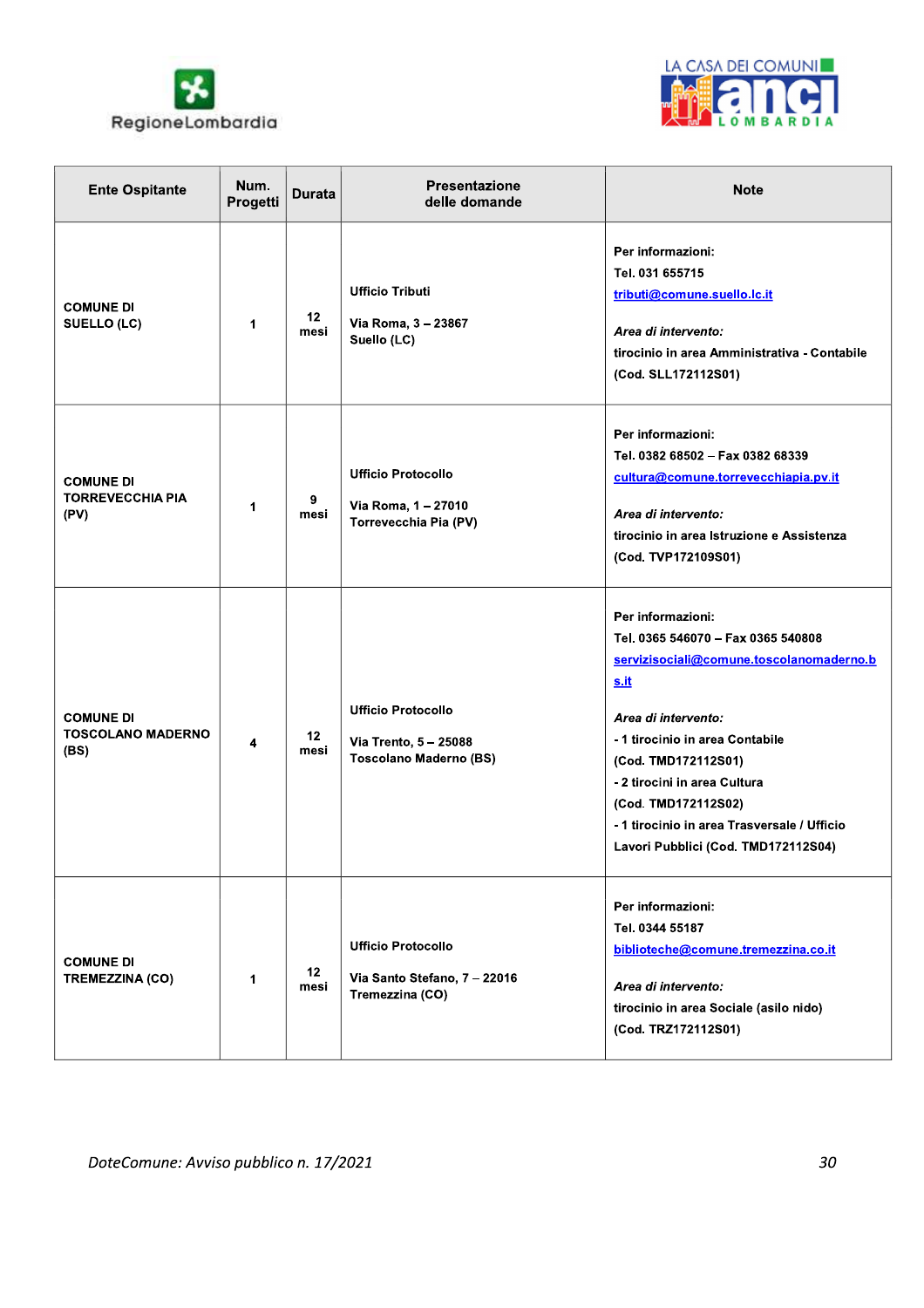| Ente Ospitante | Num. Progetti | Durata | Presentazione delle domande | Note |
|---|---|---|---|---|
| **COMUNE DI SUELLO (LC)** | **1** | **12 mesi** | **Ufficio Tributi**<br><br>**Via Roma, 3 – 23867 Suello (LC)** | **Per informazioni:**<br>**Tel. 031 655715**<br>**tributi@comune.suello.lc.it**<br><br>***Area di intervento:***<br>**tirocinio in area Amministrativa - Contabile**<br>**(Cod. SLL172112S01)** |
| **COMUNE DI TORREVECCHIA PIA (PV)** | **1** | **9 mesi** | **Ufficio Protocollo**<br><br>**Via Roma, 1 – 27010 Torrevecchia Pia (PV)** | **Per informazioni:**<br>**Tel. 0382 68502 – Fax 0382 68339**<br>**cultura@comune.torrevecchiapia.pv.it**<br><br>***Area di intervento:***<br>**tirocinio in area Istruzione e Assistenza**<br>**(Cod. TVP172109S01)** |
| **COMUNE DI TOSCOLANO MADERNO (BS)** | **4** | **12 mesi** | **Ufficio Protocollo**<br><br>**Via Trento, 5 – 25088 Toscolano Maderno (BS)** | **Per informazioni:**<br>**Tel. 0365 546070 – Fax 0365 540808**<br>**servizisociali@comune.toscolanomaderno.bs.it**<br><br>***Area di intervento:***<br>**- 1 tirocinio in area Contabile**<br>**(Cod. TMD172112S01)**<br>**- 2 tirocini in area Cultura**<br>**(Cod. TMD172112S02)**<br>**- 1 tirocinio in area Trasversale / Ufficio Lavori Pubblici (Cod. TMD172112S04)** |
| **COMUNE DI TREMEZZINA (CO)** | **1** | **12 mesi** | **Ufficio Protocollo**<br><br>**Via Santo Stefano, 7 – 22016 Tremezzina (CO)** | **Per informazioni:**<br>**Tel. 0344 55187**<br>**biblioteche@comune.tremezzina.co.it**<br><br>***Area di intervento:***<br>**tirocinio in area Sociale (asilo nido)**<br>**(Cod. TRZ172112S01)** |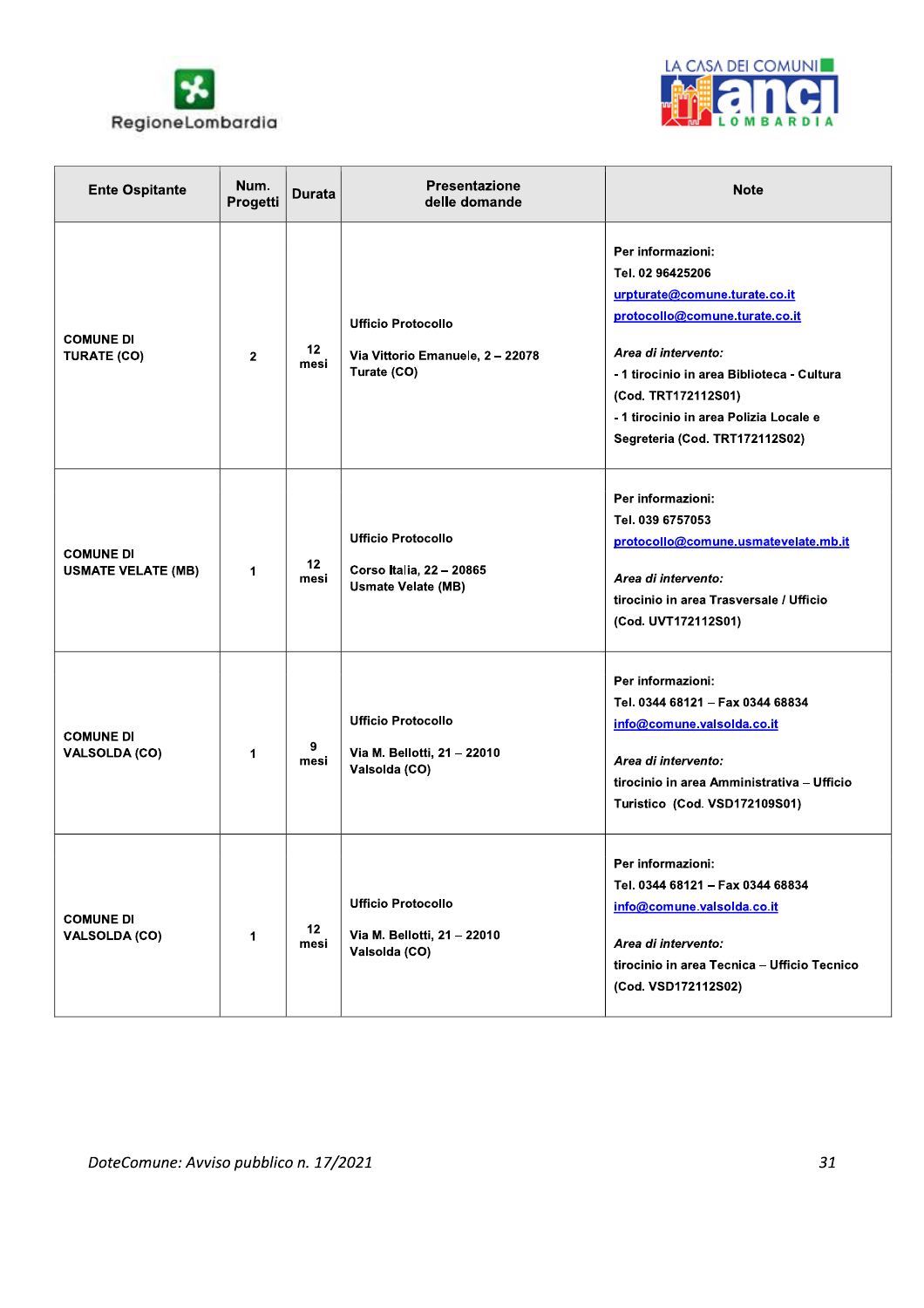| Ente Ospitante | Num. Progetti | Durata | Presentazione delle domande | Note |
|---|---|---|---|---|
| COMUNE DI TURATE (CO) | 2 | 12 mesi | Ufficio Protocollo<br><br>Via Vittorio Emanuele, 2 – 22078 Turate (CO) | Per informazioni:<br>Tel. 02 96425206<br>urpturate@comune.turate.co.it<br>protocollo@comune.turate.co.it<br><br>*Area di intervento:*<br>- 1 tirocinio in area Biblioteca - Cultura (Cod. TRT172112S01)<br>- 1 tirocinio in area Polizia Locale e Segreteria (Cod. TRT172112S02) |
| COMUNE DI USMATE VELATE (MB) | 1 | 12 mesi | Ufficio Protocollo<br><br>Corso Italia, 22 – 20865 Usmate Velate (MB) | Per informazioni:<br>Tel. 039 6757053<br>protocollo@comune.usmatevelate.mb.it<br><br>*Area di intervento:*<br>tirocinio in area Trasversale / Ufficio (Cod. UVT172112S01) |
| COMUNE DI VALSOLDA (CO) | 1 | 9 mesi | Ufficio Protocollo<br><br>Via M. Bellotti, 21 – 22010 Valsolda (CO) | Per informazioni:<br>Tel. 0344 68121 – Fax 0344 68834<br>info@comune.valsolda.co.it<br><br>*Area di intervento:*<br>tirocinio in area Amministrativa – Ufficio Turistico (Cod. VSD172109S01) |
| COMUNE DI VALSOLDA (CO) | 1 | 12 mesi | Ufficio Protocollo<br><br>Via M. Bellotti, 21 – 22010 Valsolda (CO) | Per informazioni:<br>Tel. 0344 68121 – Fax 0344 68834<br>info@comune.valsolda.co.it<br><br>*Area di intervento:*<br>tirocinio in area Tecnica – Ufficio Tecnico (Cod. VSD172112S02) |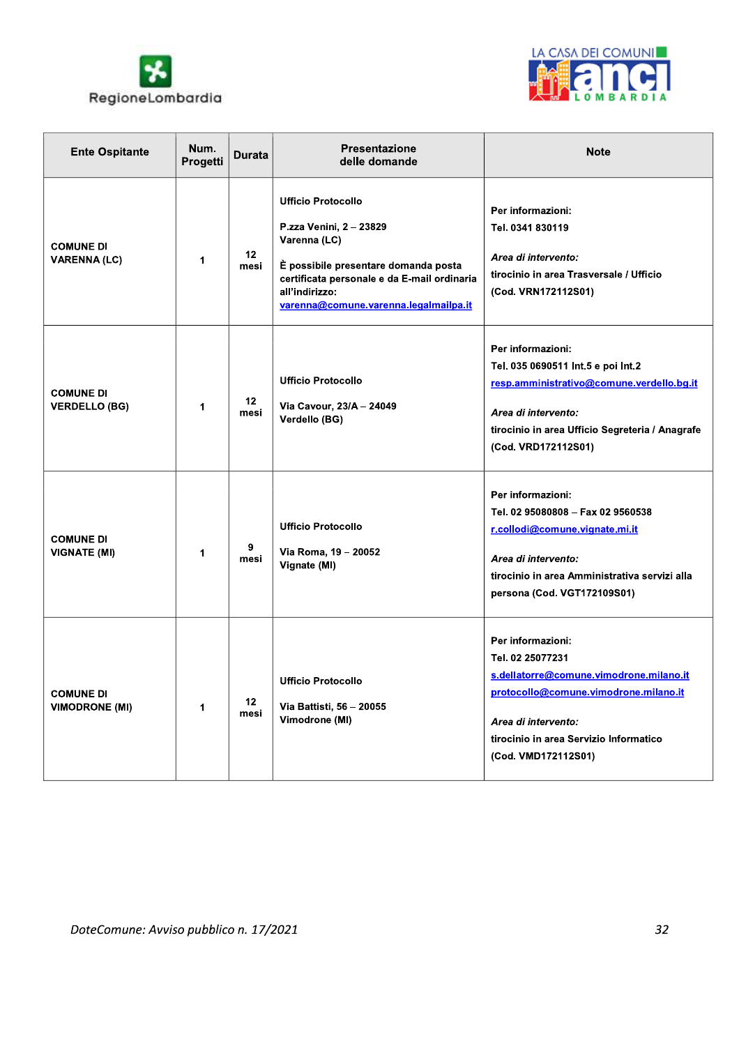| Ente Ospitante | Num. Progetti | Durata | Presentazione delle domande | Note |
|---|---|---|---|---|
| **COMUNE DI VARENNA (LC)** | 1 | 12 mesi | **Ufficio Protocollo**<br><br>**P.zza Venini, 2 – 23829 Varenna (LC)**<br><br>**È possibile presentare domanda posta certificata personale e da E-mail ordinaria all'indirizzo:** varenna@comune.varenna.legalmailpa.it | **Per informazioni:**<br>**Tel. 0341 830119**<br><br>***Area di intervento:***<br>**tirocinio in area Trasversale / Ufficio (Cod. VRN172112S01)** |
| **COMUNE DI VERDELLO (BG)** | 1 | 12 mesi | **Ufficio Protocollo**<br><br>**Via Cavour, 23/A – 24049 Verdello (BG)** | **Per informazioni:**<br>**Tel. 035 0690511 Int.5 e poi Int.2**<br>resp.amministrativo@comune.verdello.bg.it<br><br>***Area di intervento:***<br>**tirocinio in area Ufficio Segreteria / Anagrafe (Cod. VRD172112S01)** |
| **COMUNE DI VIGNATE (MI)** | 1 | 9 mesi | **Ufficio Protocollo**<br><br>**Via Roma, 19 – 20052 Vignate (MI)** | **Per informazioni:**<br>**Tel. 02 95080808 – Fax 02 9560538**<br>r.collodi@comune.vignate.mi.it<br><br>***Area di intervento:***<br>**tirocinio in area Amministrativa servizi alla persona (Cod. VGT172109S01)** |
| **COMUNE DI VIMODRONE (MI)** | 1 | 12 mesi | **Ufficio Protocollo**<br><br>**Via Battisti, 56 – 20055 Vimodrone (MI)** | **Per informazioni:**<br>**Tel. 02 25077231**<br>s.dellatorre@comune.vimodrone.milano.it<br>protocollo@comune.vimodrone.milano.it<br><br>***Area di intervento:***<br>**tirocinio in area Servizio Informatico (Cod. VMD172112S01)** |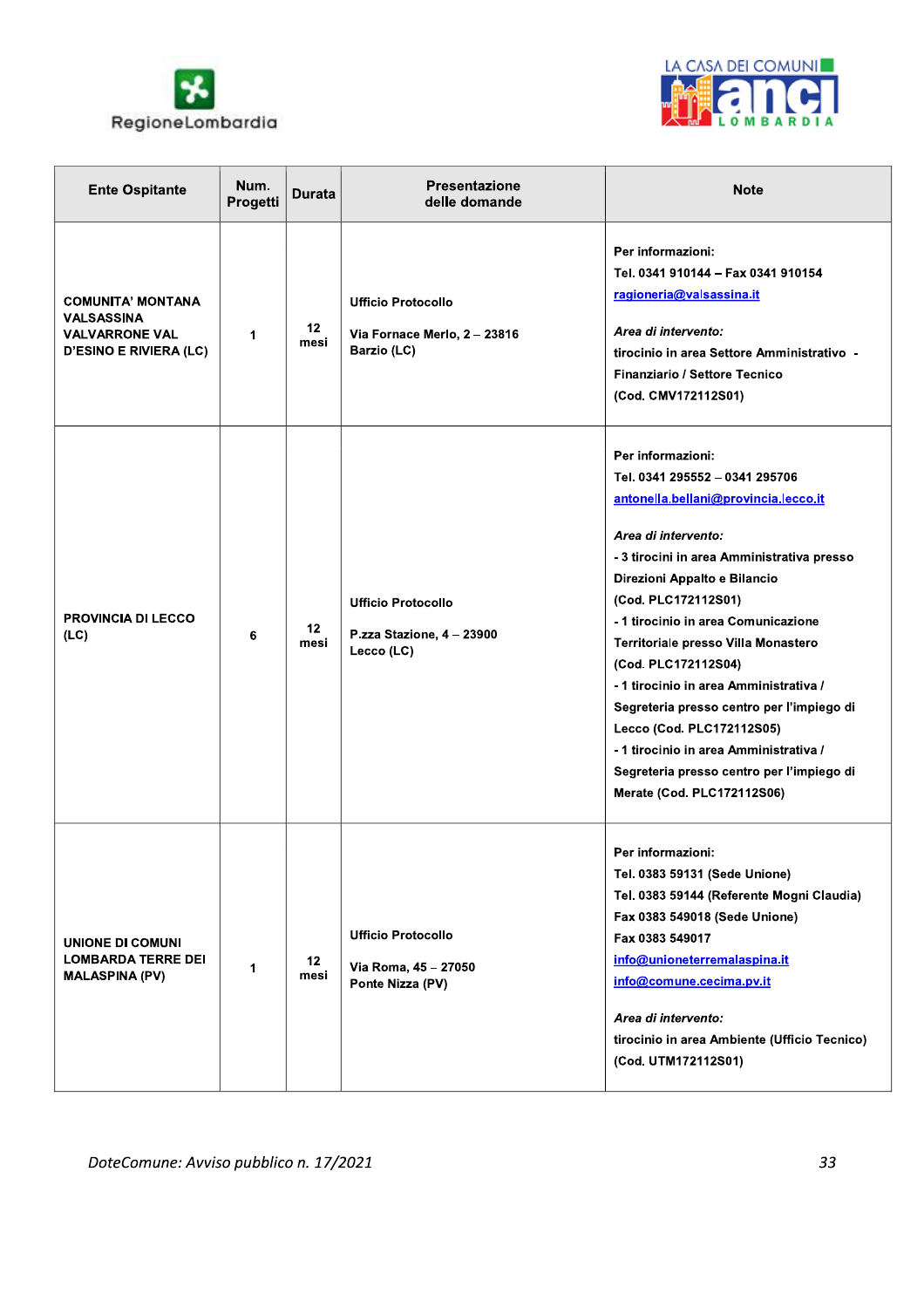| Ente Ospitante | Num. Progetti | Durata | Presentazione delle domande | Note |
|---|---|---|---|---|
| COMUNITA' MONTANA VALSASSINA VALVARRONE VAL D'ESINO E RIVIERA (LC) | 1 | 12 mesi | Ufficio Protocollo<br><br>Via Fornace Merlo, 2 – 23816 Barzio (LC) | Per informazioni:<br>Tel. 0341 910144 – Fax 0341 910154<br>ragioneria@valsassina.it<br><br>*Area di intervento:*<br>tirocinio in area Settore Amministrativo - Finanziario / Settore Tecnico<br>(Cod. CMV172112S01) |
| PROVINCIA DI LECCO (LC) | 6 | 12 mesi | Ufficio Protocollo<br><br>P.zza Stazione, 4 – 23900 Lecco (LC) | Per informazioni:<br>Tel. 0341 295552 – 0341 295706<br>antonella.bellani@provincia.lecco.it<br><br>*Area di intervento:*<br>- 3 tirocini in area Amministrativa presso Direzioni Appalto e Bilancio<br>(Cod. PLC172112S01)<br>- 1 tirocinio in area Comunicazione Territoriale presso Villa Monastero<br>(Cod. PLC172112S04)<br>- 1 tirocinio in area Amministrativa / Segreteria presso centro per l'impiego di Lecco (Cod. PLC172112S05)<br>- 1 tirocinio in area Amministrativa / Segreteria presso centro per l'impiego di Merate (Cod. PLC172112S06) |
| UNIONE DI COMUNI LOMBARDA TERRE DEI MALASPINA (PV) | 1 | 12 mesi | Ufficio Protocollo<br><br>Via Roma, 45 – 27050 Ponte Nizza (PV) | Per informazioni:<br>Tel. 0383 59131 (Sede Unione)<br>Tel. 0383 59144 (Referente Mogni Claudia)<br>Fax 0383 549018 (Sede Unione)<br>Fax 0383 549017<br>info@unioneterremalaspina.it<br>info@comune.cecima.pv.it<br><br>*Area di intervento:*<br>tirocinio in area Ambiente (Ufficio Tecnico)<br>(Cod. UTM172112S01) |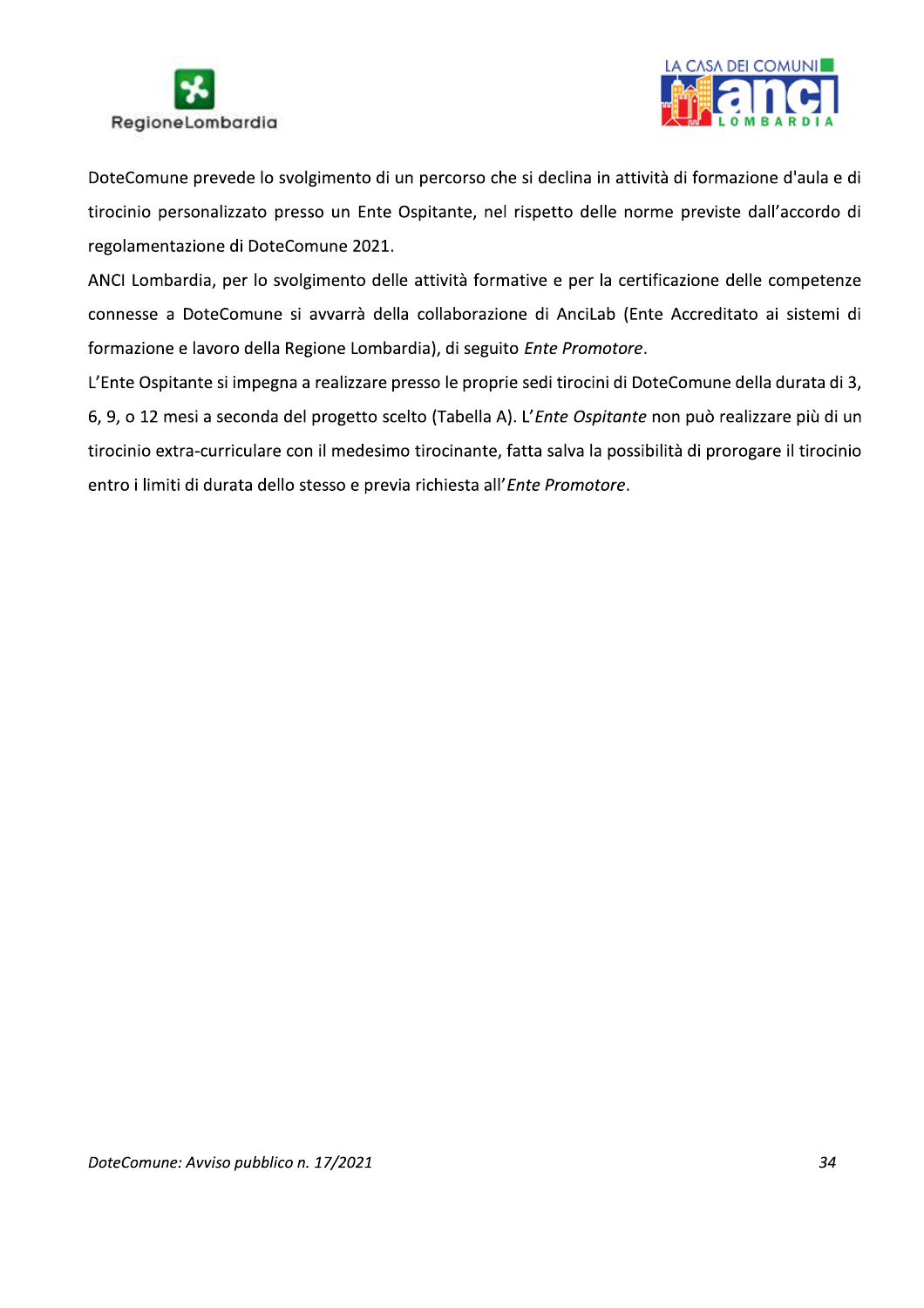DoteComune prevede lo svolgimento di un percorso che si declina in attività di formazione d'aula e di tirocinio personalizzato presso un Ente Ospitante, nel rispetto delle norme previste dall'accordo di regolamentazione di DoteComune 2021.

ANCI Lombardia, per lo svolgimento delle attività formative e per la certificazione delle competenze connesse a DoteComune si avvarrà della collaborazione di AnciLab (Ente Accreditato ai sistemi di formazione e lavoro della Regione Lombardia), di seguito *Ente Promotore*.

L'Ente Ospitante si impegna a realizzare presso le proprie sedi tirocini di DoteComune della durata di 3, 6, 9, o 12 mesi a seconda del progetto scelto (Tabella A). L'*Ente Ospitante* non può realizzare più di un tirocinio extra-curriculare con il medesimo tirocinante, fatta salva la possibilità di prorogare il tirocinio entro i limiti di durata dello stesso e previa richiesta all'*Ente Promotore*.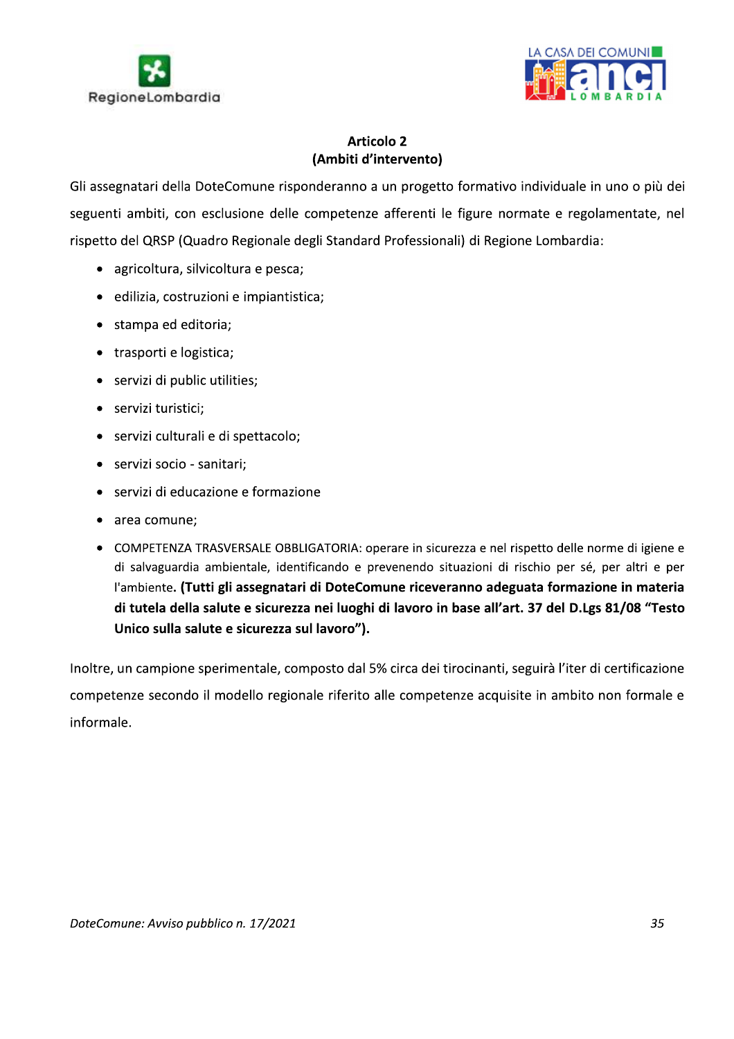### Articolo 2
### (Ambiti d'intervento)

Gli assegnatari della DoteComune risponderanno a un progetto formativo individuale in uno o più dei seguenti ambiti, con esclusione delle competenze afferenti le figure normate e regolamentate, nel rispetto del QRSP (Quadro Regionale degli Standard Professionali) di Regione Lombardia:

- agricoltura, silvicoltura e pesca;
- edilizia, costruzioni e impiantistica;
- stampa ed editoria;
- trasporti e logistica;
- servizi di public utilities;
- servizi turistici;
- servizi culturali e di spettacolo;
- servizi socio - sanitari;
- servizi di educazione e formazione
- area comune;
- COMPETENZA TRASVERSALE OBBLIGATORIA: operare in sicurezza e nel rispetto delle norme di igiene e di salvaguardia ambientale, identificando e prevenendo situazioni di rischio per sé, per altri e per l'ambiente**. (Tutti gli assegnatari di DoteComune riceveranno adeguata formazione in materia di tutela della salute e sicurezza nei luoghi di lavoro in base all'art. 37 del D.Lgs 81/08 "Testo Unico sulla salute e sicurezza sul lavoro").**

Inoltre, un campione sperimentale, composto dal 5% circa dei tirocinanti, seguirà l'iter di certificazione competenze secondo il modello regionale riferito alle competenze acquisite in ambito non formale e informale.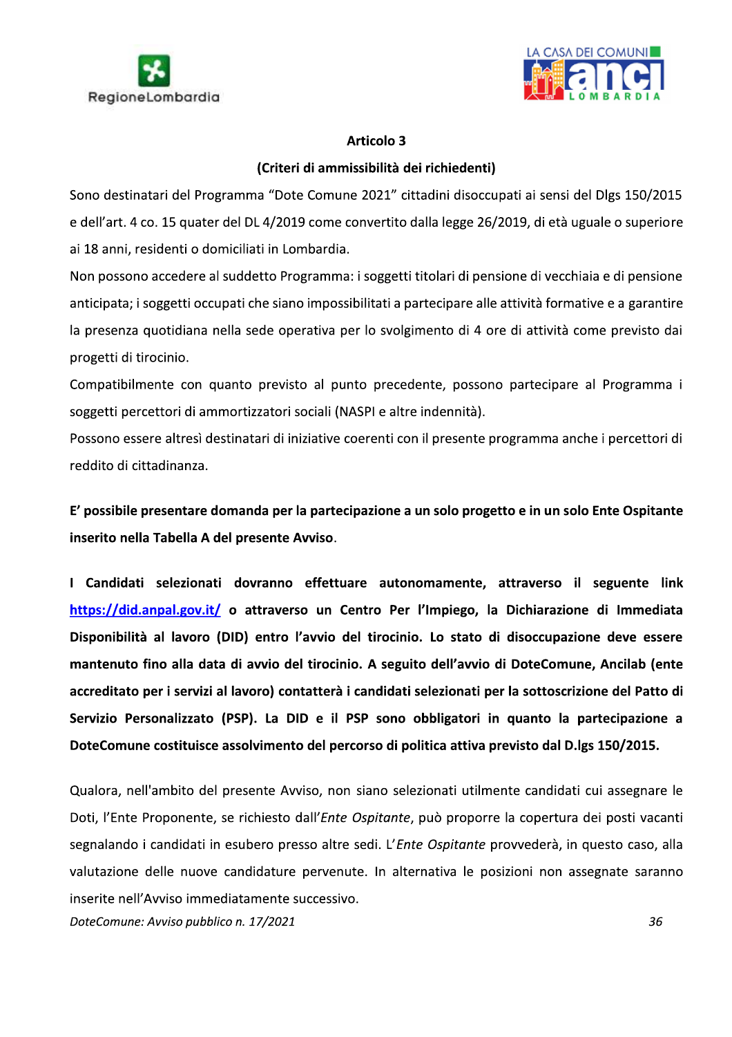### Articolo 3

### (Criteri di ammissibilità dei richiedenti)

Sono destinatari del Programma "Dote Comune 2021" cittadini disoccupati ai sensi del Dlgs 150/2015 e dell'art. 4 co. 15 quater del DL 4/2019 come convertito dalla legge 26/2019, di età uguale o superiore ai 18 anni, residenti o domiciliati in Lombardia.

Non possono accedere al suddetto Programma: i soggetti titolari di pensione di vecchiaia e di pensione anticipata; i soggetti occupati che siano impossibilitati a partecipare alle attività formative e a garantire la presenza quotidiana nella sede operativa per lo svolgimento di 4 ore di attività come previsto dai progetti di tirocinio.

Compatibilmente con quanto previsto al punto precedente, possono partecipare al Programma i soggetti percettori di ammortizzatori sociali (NASPI e altre indennità).

Possono essere altresì destinatari di iniziative coerenti con il presente programma anche i percettori di reddito di cittadinanza.

**E' possibile presentare domanda per la partecipazione a un solo progetto e in un solo Ente Ospitante inserito nella Tabella A del presente Avviso**.

**I Candidati selezionati dovranno effettuare autonomamente, attraverso il seguente link [https://did.anpal.gov.it/](https://did.anpal.gov.it/) o attraverso un Centro Per l'Impiego, la Dichiarazione di Immediata Disponibilità al lavoro (DID) entro l'avvio del tirocinio. Lo stato di disoccupazione deve essere mantenuto fino alla data di avvio del tirocinio. A seguito dell'avvio di DoteComune, Ancilab (ente accreditato per i servizi al lavoro) contatterà i candidati selezionati per la sottoscrizione del Patto di Servizio Personalizzato (PSP). La DID e il PSP sono obbligatori in quanto la partecipazione a DoteComune costituisce assolvimento del percorso di politica attiva previsto dal D.lgs 150/2015.**

Qualora, nell'ambito del presente Avviso, non siano selezionati utilmente candidati cui assegnare le Doti, l'Ente Proponente, se richiesto dall'*Ente Ospitante*, può proporre la copertura dei posti vacanti segnalando i candidati in esubero presso altre sedi. L'*Ente Ospitante* provvederà, in questo caso, alla valutazione delle nuove candidature pervenute. In alternativa le posizioni non assegnate saranno inserite nell'Avviso immediatamente successivo.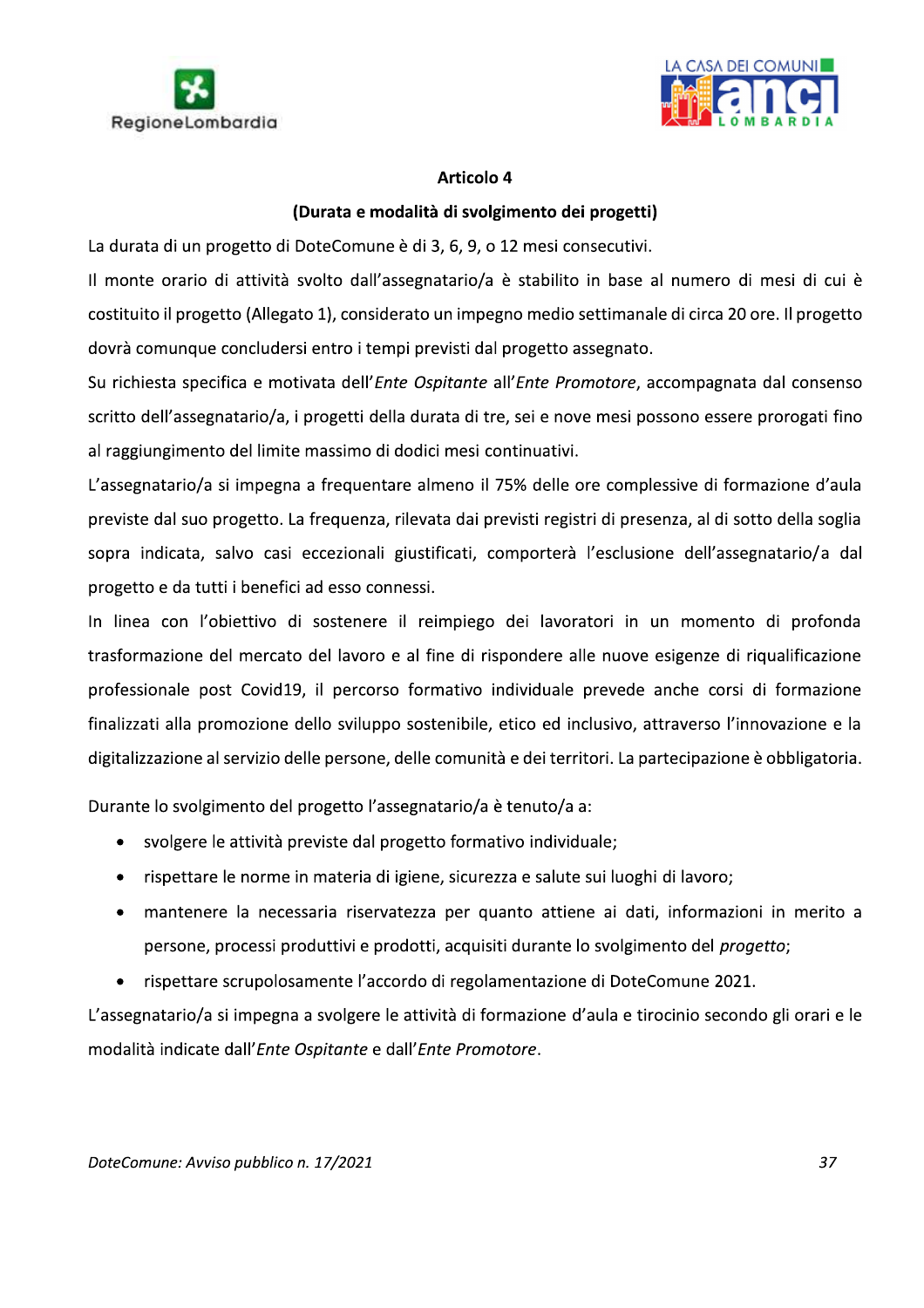### Articolo 4

### (Durata e modalità di svolgimento dei progetti)

La durata di un progetto di DoteComune è di 3, 6, 9, o 12 mesi consecutivi.

Il monte orario di attività svolto dall'assegnatario/a è stabilito in base al numero di mesi di cui è costituito il progetto (Allegato 1), considerato un impegno medio settimanale di circa 20 ore. Il progetto dovrà comunque concludersi entro i tempi previsti dal progetto assegnato.

Su richiesta specifica e motivata dell'*Ente Ospitante* all'*Ente Promotore*, accompagnata dal consenso scritto dell'assegnatario/a, i progetti della durata di tre, sei e nove mesi possono essere prorogati fino al raggiungimento del limite massimo di dodici mesi continuativi.

L'assegnatario/a si impegna a frequentare almeno il 75% delle ore complessive di formazione d'aula previste dal suo progetto. La frequenza, rilevata dai previsti registri di presenza, al di sotto della soglia sopra indicata, salvo casi eccezionali giustificati, comporterà l'esclusione dell'assegnatario/a dal progetto e da tutti i benefici ad esso connessi.

In linea con l'obiettivo di sostenere il reimpiego dei lavoratori in un momento di profonda trasformazione del mercato del lavoro e al fine di rispondere alle nuove esigenze di riqualificazione professionale post Covid19, il percorso formativo individuale prevede anche corsi di formazione finalizzati alla promozione dello sviluppo sostenibile, etico ed inclusivo, attraverso l'innovazione e la digitalizzazione al servizio delle persone, delle comunità e dei territori. La partecipazione è obbligatoria.

Durante lo svolgimento del progetto l'assegnatario/a è tenuto/a a:

- svolgere le attività previste dal progetto formativo individuale;
- rispettare le norme in materia di igiene, sicurezza e salute sui luoghi di lavoro;
- mantenere la necessaria riservatezza per quanto attiene ai dati, informazioni in merito a persone, processi produttivi e prodotti, acquisiti durante lo svolgimento del *progetto*;
- rispettare scrupolosamente l'accordo di regolamentazione di DoteComune 2021.

L'assegnatario/a si impegna a svolgere le attività di formazione d'aula e tirocinio secondo gli orari e le modalità indicate dall'*Ente Ospitante* e dall'*Ente Promotore*.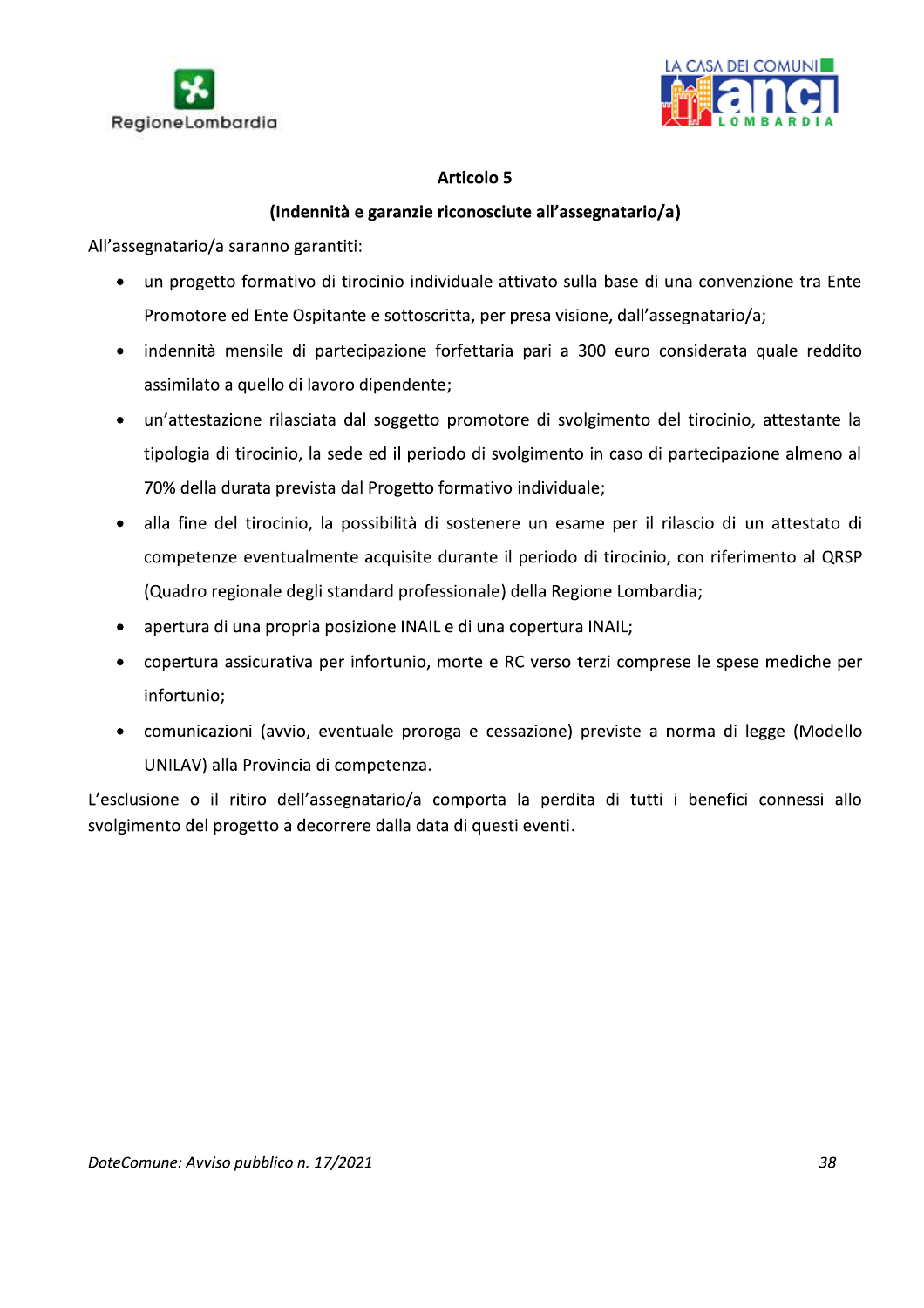## Articolo 5

### (Indennità e garanzie riconosciute all'assegnatario/a)

All'assegnatario/a saranno garantiti:

- un progetto formativo di tirocinio individuale attivato sulla base di una convenzione tra Ente Promotore ed Ente Ospitante e sottoscritta, per presa visione, dall'assegnatario/a;
- indennità mensile di partecipazione forfettaria pari a 300 euro considerata quale reddito assimilato a quello di lavoro dipendente;
- un'attestazione rilasciata dal soggetto promotore di svolgimento del tirocinio, attestante la tipologia di tirocinio, la sede ed il periodo di svolgimento in caso di partecipazione almeno al 70% della durata prevista dal Progetto formativo individuale;
- alla fine del tirocinio, la possibilità di sostenere un esame per il rilascio di un attestato di competenze eventualmente acquisite durante il periodo di tirocinio, con riferimento al QRSP (Quadro regionale degli standard professionale) della Regione Lombardia;
- apertura di una propria posizione INAIL e di una copertura INAIL;
- copertura assicurativa per infortunio, morte e RC verso terzi comprese le spese mediche per infortunio;
- comunicazioni (avvio, eventuale proroga e cessazione) previste a norma di legge (Modello UNILAV) alla Provincia di competenza.

L'esclusione o il ritiro dell'assegnatario/a comporta la perdita di tutti i benefici connessi allo svolgimento del progetto a decorrere dalla data di questi eventi.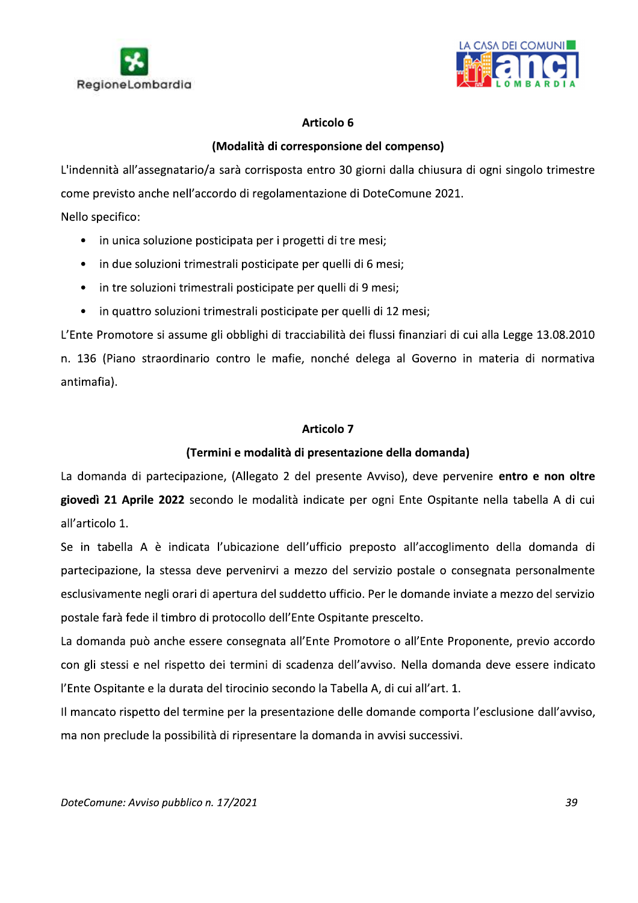## Articolo 6

### (Modalità di corresponsione del compenso)

L'indennità all'assegnatario/a sarà corrisposta entro 30 giorni dalla chiusura di ogni singolo trimestre come previsto anche nell'accordo di regolamentazione di DoteComune 2021.

Nello specifico:

- in unica soluzione posticipata per i progetti di tre mesi;
- in due soluzioni trimestrali posticipate per quelli di 6 mesi;
- in tre soluzioni trimestrali posticipate per quelli di 9 mesi;
- in quattro soluzioni trimestrali posticipate per quelli di 12 mesi;

L'Ente Promotore si assume gli obblighi di tracciabilità dei flussi finanziari di cui alla Legge 13.08.2010 n. 136 (Piano straordinario contro le mafie, nonché delega al Governo in materia di normativa antimafia).

## Articolo 7

### (Termini e modalità di presentazione della domanda)

La domanda di partecipazione, (Allegato 2 del presente Avviso), deve pervenire **entro e non oltre giovedì 21 Aprile 2022** secondo le modalità indicate per ogni Ente Ospitante nella tabella A di cui all'articolo 1.

Se in tabella A è indicata l'ubicazione dell'ufficio preposto all'accoglimento della domanda di partecipazione, la stessa deve pervenirvi a mezzo del servizio postale o consegnata personalmente esclusivamente negli orari di apertura del suddetto ufficio. Per le domande inviate a mezzo del servizio postale farà fede il timbro di protocollo dell'Ente Ospitante prescelto.

La domanda può anche essere consegnata all'Ente Promotore o all'Ente Proponente, previo accordo con gli stessi e nel rispetto dei termini di scadenza dell'avviso. Nella domanda deve essere indicato l'Ente Ospitante e la durata del tirocinio secondo la Tabella A, di cui all'art. 1.

Il mancato rispetto del termine per la presentazione delle domande comporta l'esclusione dall'avviso, ma non preclude la possibilità di ripresentare la domanda in avvisi successivi.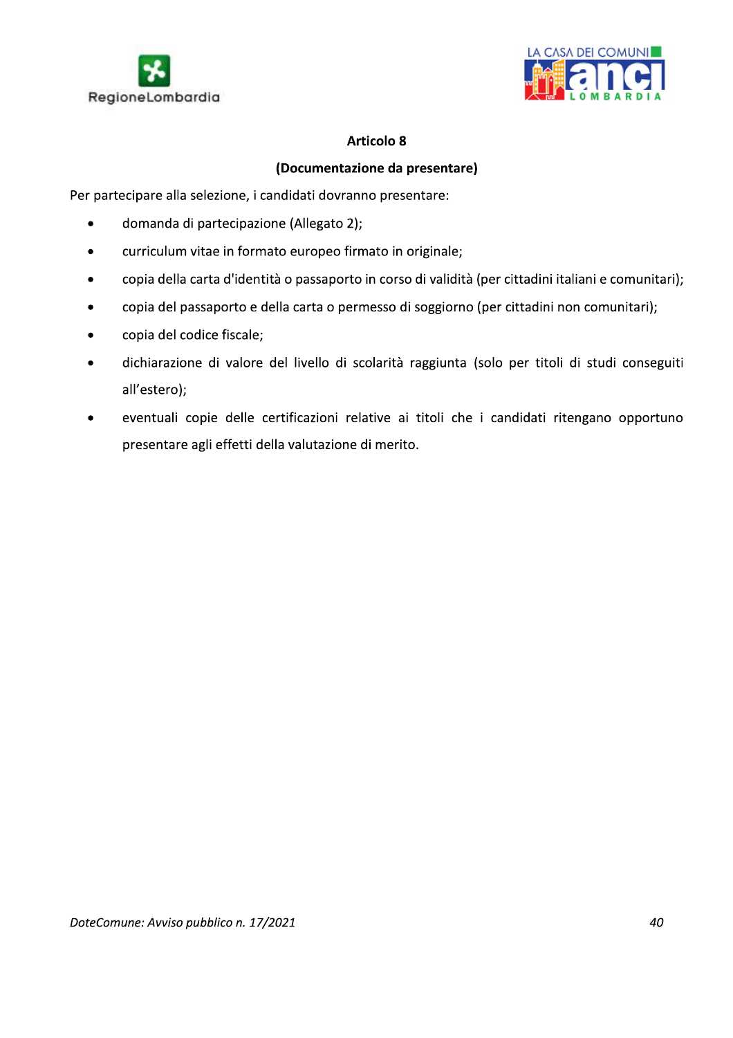## Articolo 8

## (Documentazione da presentare)

Per partecipare alla selezione, i candidati dovranno presentare:

- domanda di partecipazione (Allegato 2);
- curriculum vitae in formato europeo firmato in originale;
- copia della carta d'identità o passaporto in corso di validità (per cittadini italiani e comunitari);
- copia del passaporto e della carta o permesso di soggiorno (per cittadini non comunitari);
- copia del codice fiscale;
- dichiarazione di valore del livello di scolarità raggiunta (solo per titoli di studi conseguiti all'estero);
- eventuali copie delle certificazioni relative ai titoli che i candidati ritengano opportuno presentare agli effetti della valutazione di merito.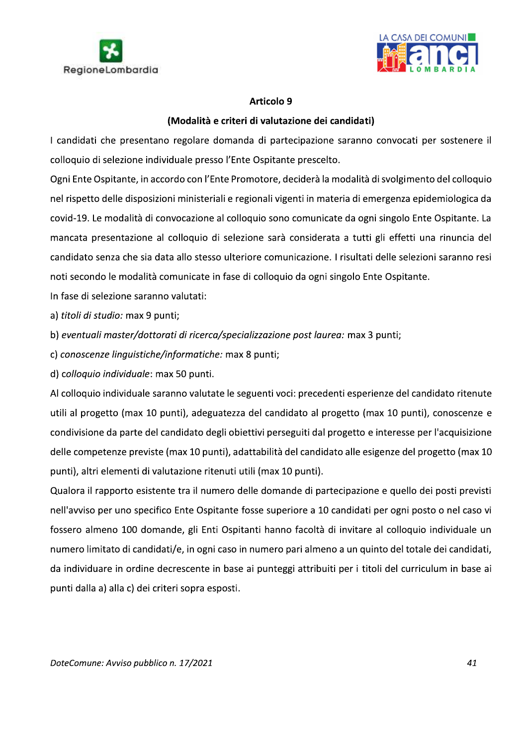## Articolo 9

### (Modalità e criteri di valutazione dei candidati)

I candidati che presentano regolare domanda di partecipazione saranno convocati per sostenere il colloquio di selezione individuale presso l'Ente Ospitante prescelto.

Ogni Ente Ospitante, in accordo con l'Ente Promotore, deciderà la modalità di svolgimento del colloquio nel rispetto delle disposizioni ministeriali e regionali vigenti in materia di emergenza epidemiologica da covid-19. Le modalità di convocazione al colloquio sono comunicate da ogni singolo Ente Ospitante. La mancata presentazione al colloquio di selezione sarà considerata a tutti gli effetti una rinuncia del candidato senza che sia data allo stesso ulteriore comunicazione. I risultati delle selezioni saranno resi noti secondo le modalità comunicate in fase di colloquio da ogni singolo Ente Ospitante.

In fase di selezione saranno valutati:

a) *titoli di studio:* max 9 punti;

b) *eventuali master/dottorati di ricerca/specializzazione post laurea:* max 3 punti;

c) *conoscenze linguistiche/informatiche:* max 8 punti;

d) *colloquio individuale*: max 50 punti.

Al colloquio individuale saranno valutate le seguenti voci: precedenti esperienze del candidato ritenute utili al progetto (max 10 punti), adeguatezza del candidato al progetto (max 10 punti), conoscenze e condivisione da parte del candidato degli obiettivi perseguiti dal progetto e interesse per l'acquisizione delle competenze previste (max 10 punti), adattabilità del candidato alle esigenze del progetto (max 10 punti), altri elementi di valutazione ritenuti utili (max 10 punti).

Qualora il rapporto esistente tra il numero delle domande di partecipazione e quello dei posti previsti nell'avviso per uno specifico Ente Ospitante fosse superiore a 10 candidati per ogni posto o nel caso vi fossero almeno 100 domande, gli Enti Ospitanti hanno facoltà di invitare al colloquio individuale un numero limitato di candidati/e, in ogni caso in numero pari almeno a un quinto del totale dei candidati, da individuare in ordine decrescente in base ai punteggi attribuiti per i titoli del curriculum in base ai punti dalla a) alla c) dei criteri sopra esposti.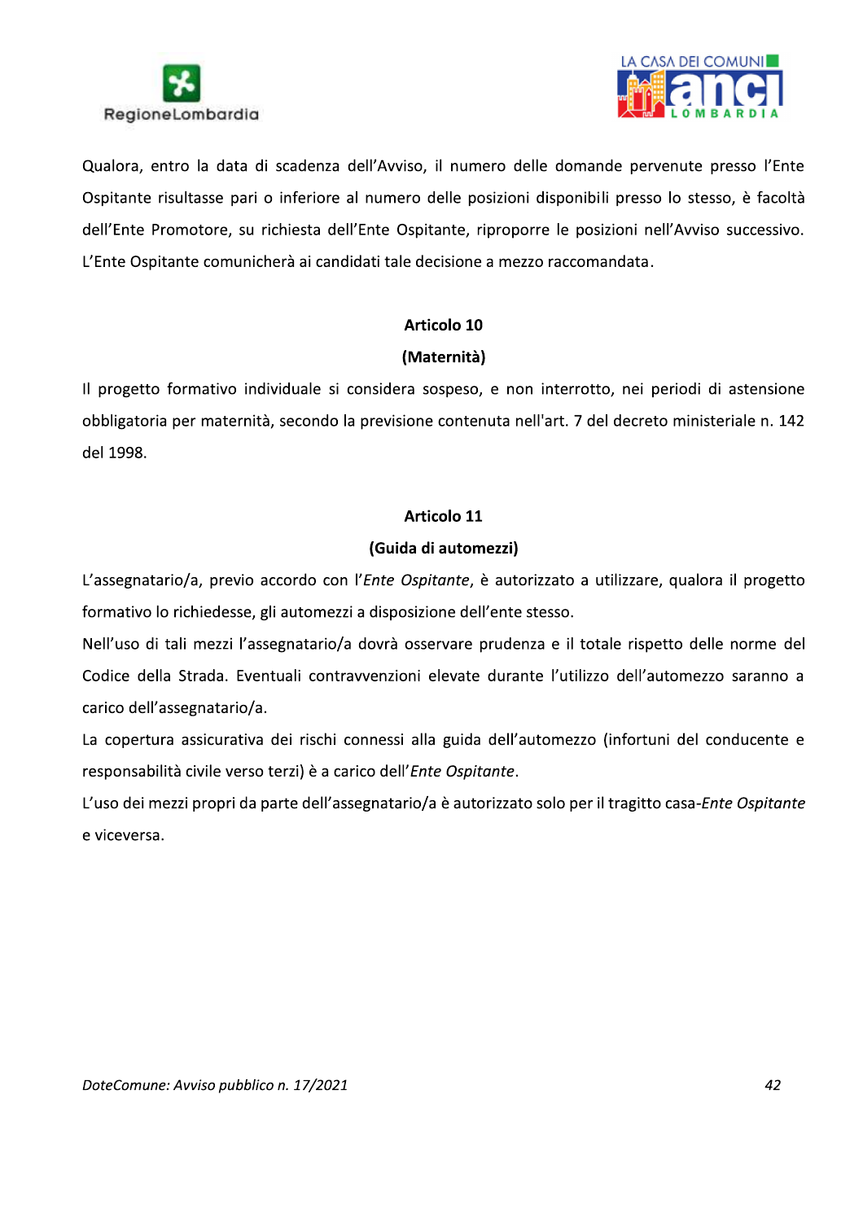Qualora, entro la data di scadenza dell'Avviso, il numero delle domande pervenute presso l'Ente Ospitante risultasse pari o inferiore al numero delle posizioni disponibili presso lo stesso, è facoltà dell'Ente Promotore, su richiesta dell'Ente Ospitante, riproporre le posizioni nell'Avviso successivo. L'Ente Ospitante comunicherà ai candidati tale decisione a mezzo raccomandata.

**Articolo 10**

**(Maternità)**

Il progetto formativo individuale si considera sospeso, e non interrotto, nei periodi di astensione obbligatoria per maternità, secondo la previsione contenuta nell'art. 7 del decreto ministeriale n. 142 del 1998.

**Articolo 11**

**(Guida di automezzi)**

L'assegnatario/a, previo accordo con l'*Ente Ospitante*, è autorizzato a utilizzare, qualora il progetto formativo lo richiedesse, gli automezzi a disposizione dell'ente stesso.

Nell'uso di tali mezzi l'assegnatario/a dovrà osservare prudenza e il totale rispetto delle norme del Codice della Strada. Eventuali contravvenzioni elevate durante l'utilizzo dell'automezzo saranno a carico dell'assegnatario/a.

La copertura assicurativa dei rischi connessi alla guida dell'automezzo (infortuni del conducente e responsabilità civile verso terzi) è a carico dell'*Ente Ospitante*.

L'uso dei mezzi propri da parte dell'assegnatario/a è autorizzato solo per il tragitto casa-*Ente Ospitante* e viceversa.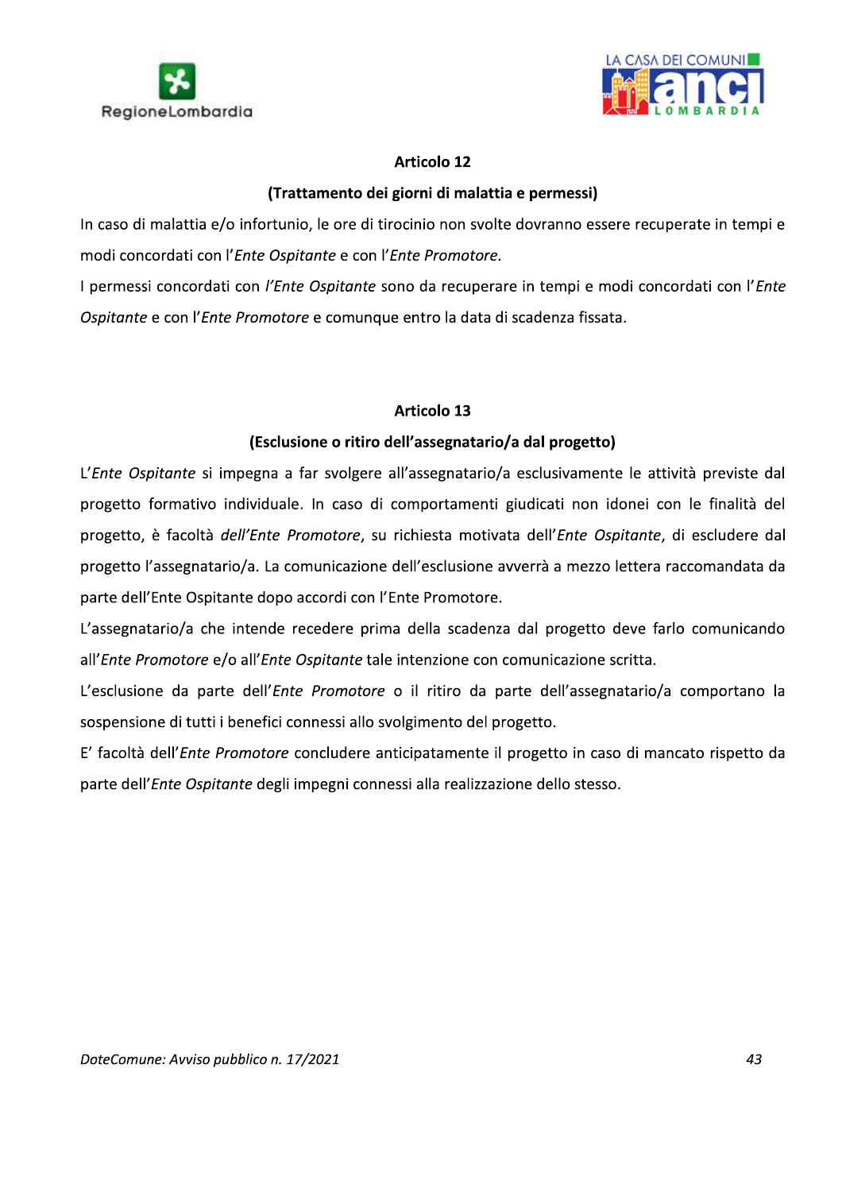## Articolo 12

### (Trattamento dei giorni di malattia e permessi)

In caso di malattia e/o infortunio, le ore di tirocinio non svolte dovranno essere recuperate in tempi e modi concordati con l'*Ente Ospitante* e con l'*Ente Promotore.*

I permessi concordati con *l'Ente Ospitante* sono da recuperare in tempi e modi concordati con l'*Ente Ospitante* e con l'*Ente Promotore* e comunque entro la data di scadenza fissata.

## Articolo 13

### (Esclusione o ritiro dell'assegnatario/a dal progetto)

L'*Ente Ospitante* si impegna a far svolgere all'assegnatario/a esclusivamente le attività previste dal progetto formativo individuale. In caso di comportamenti giudicati non idonei con le finalità del progetto, è facoltà *dell'Ente Promotore*, su richiesta motivata dell'*Ente Ospitante*, di escludere dal progetto l'assegnatario/a. La comunicazione dell'esclusione avverrà a mezzo lettera raccomandata da parte dell'Ente Ospitante dopo accordi con l'Ente Promotore.

L'assegnatario/a che intende recedere prima della scadenza dal progetto deve farlo comunicando all'*Ente Promotore* e/o all'*Ente Ospitante* tale intenzione con comunicazione scritta.

L'esclusione da parte dell'*Ente Promotore* o il ritiro da parte dell'assegnatario/a comportano la sospensione di tutti i benefici connessi allo svolgimento del progetto.

E' facoltà dell'*Ente Promotore* concludere anticipatamente il progetto in caso di mancato rispetto da parte dell'*Ente Ospitante* degli impegni connessi alla realizzazione dello stesso.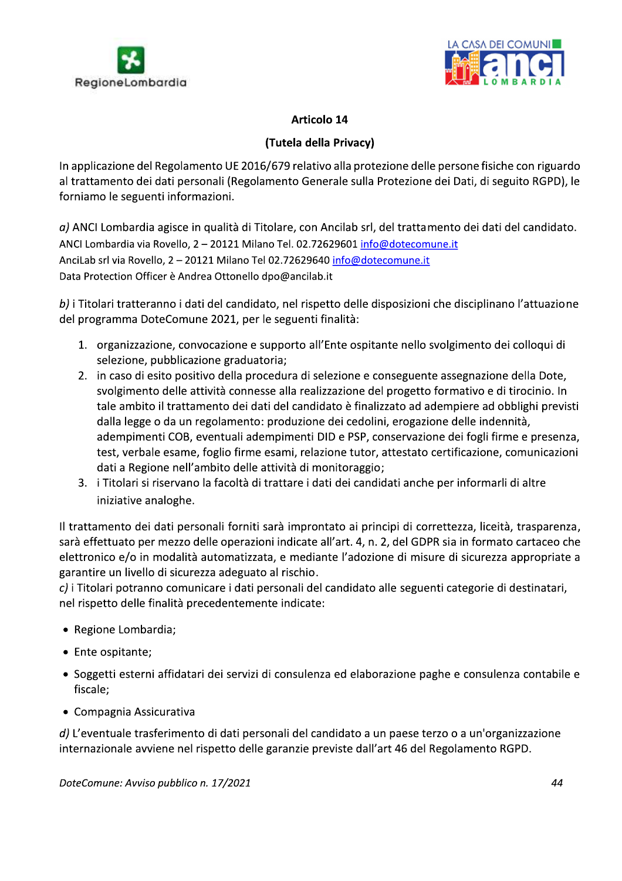## Articolo 14

### (Tutela della Privacy)

In applicazione del Regolamento UE 2016/679 relativo alla protezione delle persone fisiche con riguardo al trattamento dei dati personali (Regolamento Generale sulla Protezione dei Dati, di seguito RGPD), le forniamo le seguenti informazioni.

*a)* ANCI Lombardia agisce in qualità di Titolare, con Ancilab srl, del trattamento dei dati del candidato.
ANCI Lombardia via Rovello, 2 – 20121 Milano Tel. 02.72629601 info@dotecomune.it
AnciLab srl via Rovello, 2 – 20121 Milano Tel 02.72629640 info@dotecomune.it
Data Protection Officer è Andrea Ottonello dpo@ancilab.it

*b)* i Titolari tratteranno i dati del candidato, nel rispetto delle disposizioni che disciplinano l'attuazione del programma DoteComune 2021, per le seguenti finalità:

1. organizzazione, convocazione e supporto all'Ente ospitante nello svolgimento dei colloqui di selezione, pubblicazione graduatoria;
2. in caso di esito positivo della procedura di selezione e conseguente assegnazione della Dote, svolgimento delle attività connesse alla realizzazione del progetto formativo e di tirocinio. In tale ambito il trattamento dei dati del candidato è finalizzato ad adempiere ad obblighi previsti dalla legge o da un regolamento: produzione dei cedolini, erogazione delle indennità, adempimenti COB, eventuali adempimenti DID e PSP, conservazione dei fogli firme e presenza, test, verbale esame, foglio firme esami, relazione tutor, attestato certificazione, comunicazioni dati a Regione nell'ambito delle attività di monitoraggio;
3. i Titolari si riservano la facoltà di trattare i dati dei candidati anche per informarli di altre iniziative analoghe.

Il trattamento dei dati personali forniti sarà improntato ai principi di correttezza, liceità, trasparenza, sarà effettuato per mezzo delle operazioni indicate all'art. 4, n. 2, del GDPR sia in formato cartaceo che elettronico e/o in modalità automatizzata, e mediante l'adozione di misure di sicurezza appropriate a garantire un livello di sicurezza adeguato al rischio.
*c)* i Titolari potranno comunicare i dati personali del candidato alle seguenti categorie di destinatari, nel rispetto delle finalità precedentemente indicate:

- Regione Lombardia;
- Ente ospitante;
- Soggetti esterni affidatari dei servizi di consulenza ed elaborazione paghe e consulenza contabile e fiscale;
- Compagnia Assicurativa

*d)* L'eventuale trasferimento di dati personali del candidato a un paese terzo o a un'organizzazione internazionale avviene nel rispetto delle garanzie previste dall'art 46 del Regolamento RGPD.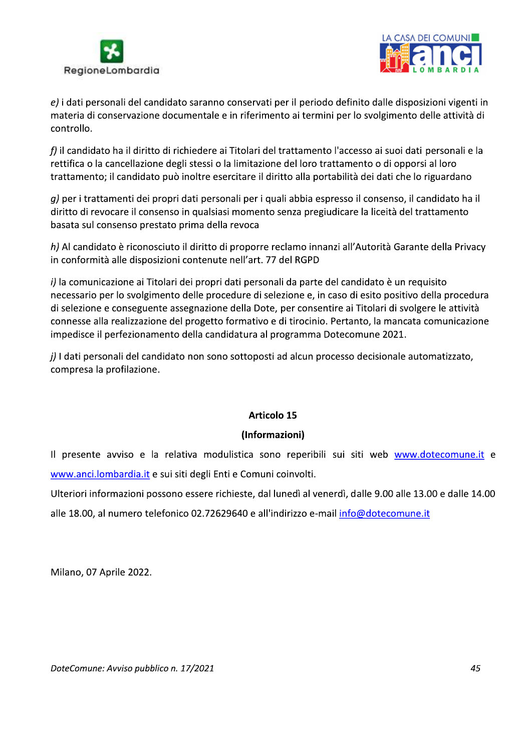*e)* i dati personali del candidato saranno conservati per il periodo definito dalle disposizioni vigenti in materia di conservazione documentale e in riferimento ai termini per lo svolgimento delle attività di controllo.

*f)* il candidato ha il diritto di richiedere ai Titolari del trattamento l'accesso ai suoi dati personali e la rettifica o la cancellazione degli stessi o la limitazione del loro trattamento o di opporsi al loro trattamento; il candidato può inoltre esercitare il diritto alla portabilità dei dati che lo riguardano

*g)* per i trattamenti dei propri dati personali per i quali abbia espresso il consenso, il candidato ha il diritto di revocare il consenso in qualsiasi momento senza pregiudicare la liceità del trattamento basata sul consenso prestato prima della revoca

*h)* Al candidato è riconosciuto il diritto di proporre reclamo innanzi all'Autorità Garante della Privacy in conformità alle disposizioni contenute nell'art. 77 del RGPD

*i)* la comunicazione ai Titolari dei propri dati personali da parte del candidato è un requisito necessario per lo svolgimento delle procedure di selezione e, in caso di esito positivo della procedura di selezione e conseguente assegnazione della Dote, per consentire ai Titolari di svolgere le attività connesse alla realizzazione del progetto formativo e di tirocinio. Pertanto, la mancata comunicazione impedisce il perfezionamento della candidatura al programma Dotecomune 2021.

*j)* I dati personali del candidato non sono sottoposti ad alcun processo decisionale automatizzato, compresa la profilazione.

**Articolo 15**

**(Informazioni)**

Il presente avviso e la relativa modulistica sono reperibili sui siti web www.dotecomune.it e www.anci.lombardia.it e sui siti degli Enti e Comuni coinvolti.

Ulteriori informazioni possono essere richieste, dal lunedì al venerdì, dalle 9.00 alle 13.00 e dalle 14.00 alle 18.00, al numero telefonico 02.72629640 e all'indirizzo e-mail info@dotecomune.it

Milano, 07 Aprile 2022.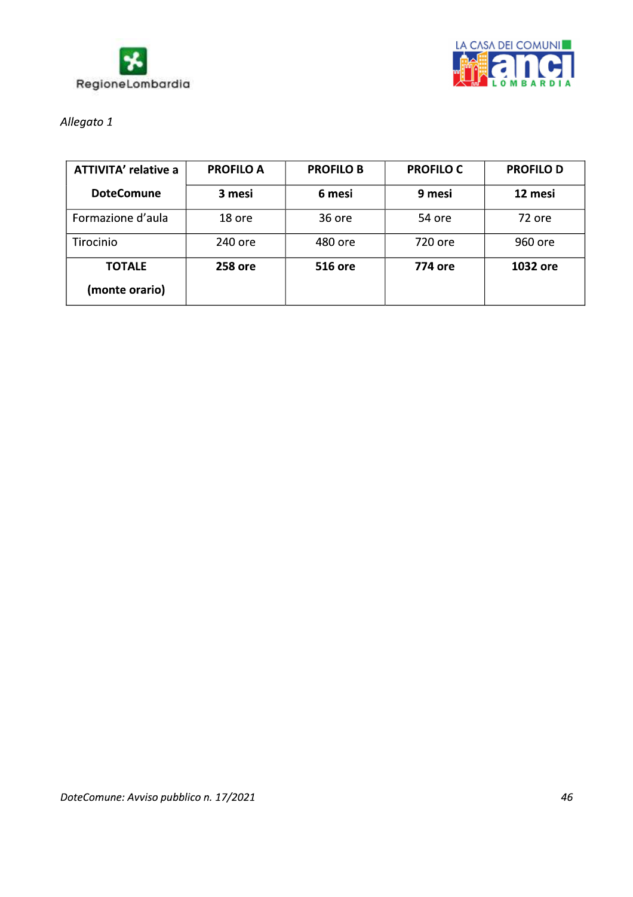*Allegato 1*

| **ATTIVITA' relative a DoteComune** | **PROFILO A** | **PROFILO B** | **PROFILO C** | **PROFILO D** |
|---|---|---|---|---|
| | **3 mesi** | **6 mesi** | **9 mesi** | **12 mesi** |
| Formazione d'aula | 18 ore | 36 ore | 54 ore | 72 ore |
| Tirocinio | 240 ore | 480 ore | 720 ore | 960 ore |
| **TOTALE (monte orario)** | **258 ore** | **516 ore** | **774 ore** | **1032 ore** |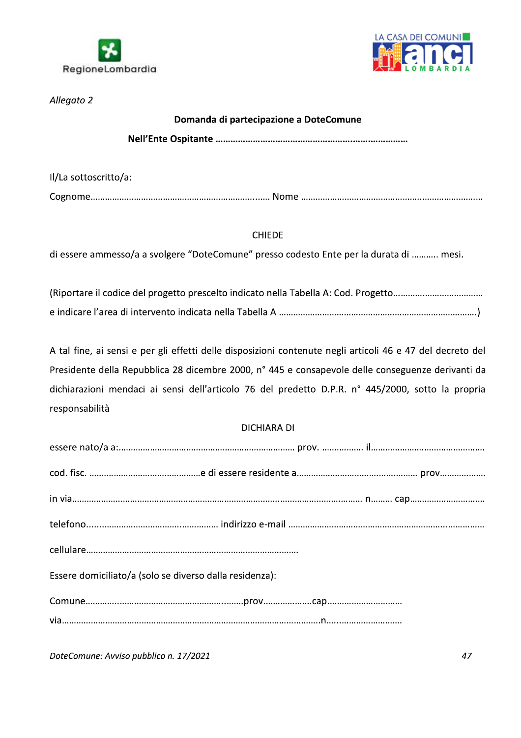*Allegato 2*

**Domanda di partecipazione a DoteComune**

**Nell'Ente Ospitante …………………………………………………………………………**

Il/La sottoscritto/a:

Cognome…………………………………………………………….…. Nome ……………………………………………….……………………

CHIEDE

di essere ammesso/a a svolgere "DoteComune" presso codesto Ente per la durata di ……….. mesi.

(Riportare il codice del progetto prescelto indicato nella Tabella A: Cod. Progetto…………………………………
e indicare l'area di intervento indicata nella Tabella A ………………………………………………………………………)

A tal fine, ai sensi e per gli effetti delle disposizioni contenute negli articoli 46 e 47 del decreto del Presidente della Repubblica 28 dicembre 2000, n° 445 e consapevole delle conseguenze derivanti da dichiarazioni mendaci ai sensi dell'articolo 76 del predetto D.P.R. n° 445/2000, sotto la propria responsabilità

DICHIARA DI

essere nato/a a:……………………………………………………………… prov. …………….. il……………….………………………

cod. fisc. ………………………………………e di essere residente a………………………………………… prov……………….

in via…………………………………………………………………………..…………………………… n……… cap…………………………

telefono.....…………………………………………… indirizzo e-mail ……………………………………………………..……………

cellulare……………………………………………………………………………

Essere domiciliato/a (solo se diverso dalla residenza):

Comune…………….……………………………………..……prov………………...cap……………………………

via………………………………………………………………………………………………n…..………………………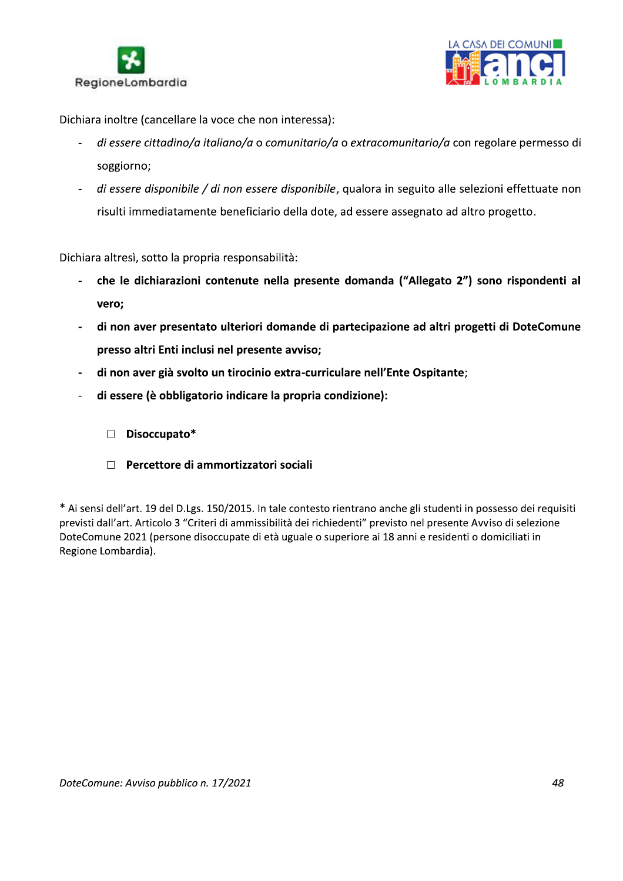Dichiara inoltre (cancellare la voce che non interessa):

- *di essere cittadino/a italiano/a* o *comunitario/a* o *extracomunitario/a* con regolare permesso di soggiorno;
- *di essere disponibile / di non essere disponibile*, qualora in seguito alle selezioni effettuate non risulti immediatamente beneficiario della dote, ad essere assegnato ad altro progetto.

Dichiara altresì, sotto la propria responsabilità:

- **che le dichiarazioni contenute nella presente domanda ("Allegato 2") sono rispondenti al vero;**
- **di non aver presentato ulteriori domande di partecipazione ad altri progetti di DoteComune presso altri Enti inclusi nel presente avviso;**
- **di non aver già svolto un tirocinio extra-curriculare nell'Ente Ospitante**;
- **di essere (è obbligatorio indicare la propria condizione):**

  ☐ **Disoccupato***

  ☐ **Percettore di ammortizzatori sociali**

* Ai sensi dell'art. 19 del D.Lgs. 150/2015. In tale contesto rientrano anche gli studenti in possesso dei requisiti previsti dall'art. Articolo 3 "Criteri di ammissibilità dei richiedenti" previsto nel presente Avviso di selezione DoteComune 2021 (persone disoccupate di età uguale o superiore ai 18 anni e residenti o domiciliati in Regione Lombardia).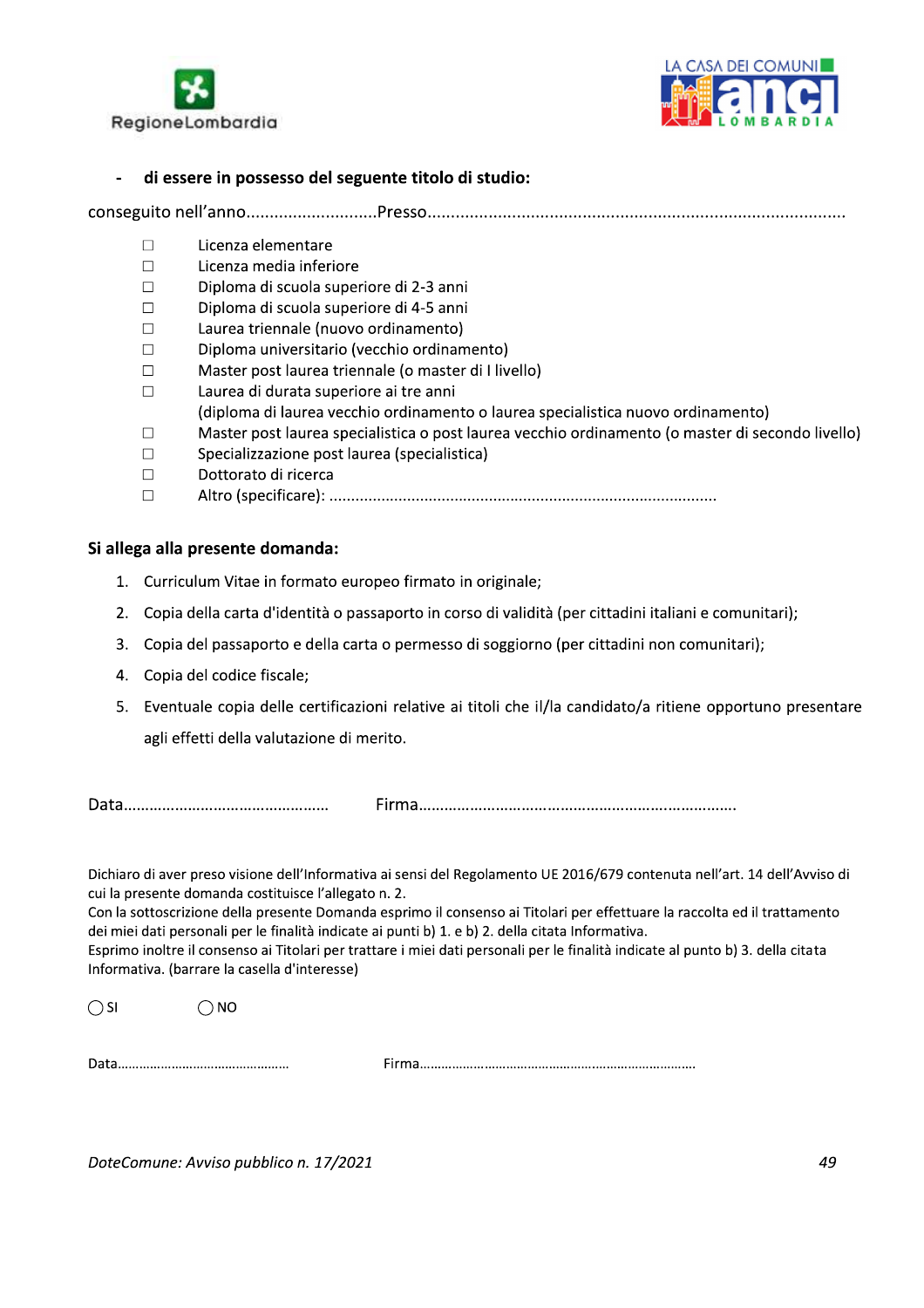- **di essere in possesso del seguente titolo di studio:**

conseguito nell'anno............................Presso..........................................................................................

- ☐ Licenza elementare
- ☐ Licenza media inferiore
- ☐ Diploma di scuola superiore di 2-3 anni
- ☐ Diploma di scuola superiore di 4-5 anni
- ☐ Laurea triennale (nuovo ordinamento)
- ☐ Diploma universitario (vecchio ordinamento)
- ☐ Master post laurea triennale (o master di I livello)
- ☐ Laurea di durata superiore ai tre anni
  (diploma di laurea vecchio ordinamento o laurea specialistica nuovo ordinamento)
- ☐ Master post laurea specialistica o post laurea vecchio ordinamento (o master di secondo livello)
- ☐ Specializzazione post laurea (specialistica)
- ☐ Dottorato di ricerca
- ☐ Altro (specificare): ........................................................................................

**Si allega alla presente domanda:**

1. Curriculum Vitae in formato europeo firmato in originale;
2. Copia della carta d'identità o passaporto in corso di validità (per cittadini italiani e comunitari);
3. Copia del passaporto e della carta o permesso di soggiorno (per cittadini non comunitari);
4. Copia del codice fiscale;
5. Eventuale copia delle certificazioni relative ai titoli che il/la candidato/a ritiene opportuno presentare agli effetti della valutazione di merito.

Data…………………………………………… Firma……………………………………………………………………

Dichiaro di aver preso visione dell'Informativa ai sensi del Regolamento UE 2016/679 contenuta nell'art. 14 dell'Avviso di cui la presente domanda costituisce l'allegato n. 2.
Con la sottoscrizione della presente Domanda esprimo il consenso ai Titolari per effettuare la raccolta ed il trattamento dei miei dati personali per le finalità indicate ai punti b) 1. e b) 2. della citata Informativa.
Esprimo inoltre il consenso ai Titolari per trattare i miei dati personali per le finalità indicate al punto b) 3. della citata Informativa. (barrare la casella d'interesse)

◯ SI ◯ NO

Data…………………………………………… Firma……………………………………………………………………